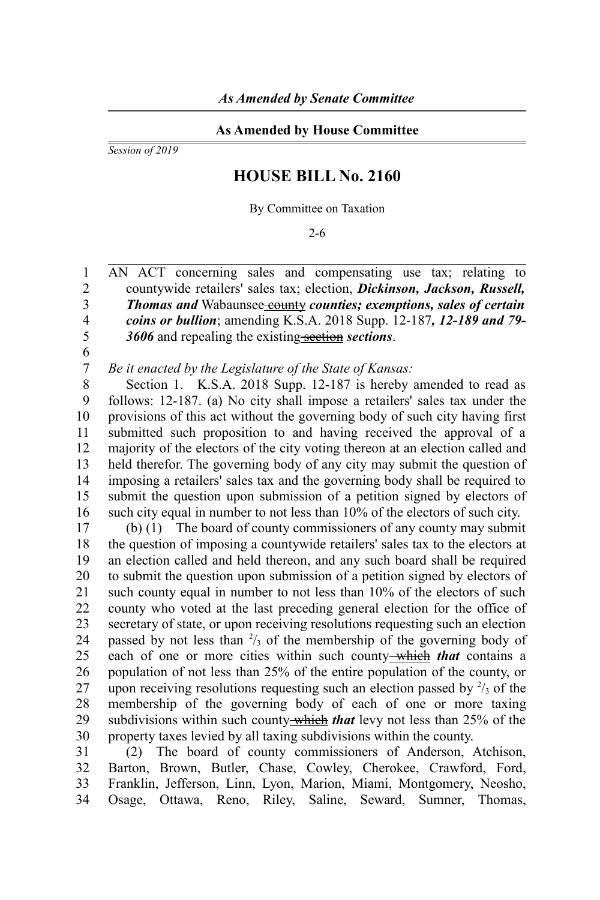*As Amended by Senate Committee*

**As Amended by House Committee**

*Session of 2019*

# HOUSE BILL No. 2160

By Committee on Taxation

2-6

AN ACT concerning sales and compensating use tax; relating to countywide retailers' sales tax; election, ***Dickinson, Jackson, Russell, Thomas and*** Wabaunsee ~~county~~ ***counties; exemptions, sales of certain coins or bullion***; amending K.S.A. 2018 Supp. 12-187***, 12-189 and 79-3606*** and repealing the existing ~~section~~ ***sections***.

*Be it enacted by the Legislature of the State of Kansas:*

Section 1. K.S.A. 2018 Supp. 12-187 is hereby amended to read as follows: 12-187. (a) No city shall impose a retailers' sales tax under the provisions of this act without the governing body of such city having first submitted such proposition to and having received the approval of a majority of the electors of the city voting thereon at an election called and held therefor. The governing body of any city may submit the question of imposing a retailers' sales tax and the governing body shall be required to submit the question upon submission of a petition signed by electors of such city equal in number to not less than 10% of the electors of such city.

(b) (1) The board of county commissioners of any county may submit the question of imposing a countywide retailers' sales tax to the electors at an election called and held thereon, and any such board shall be required to submit the question upon submission of a petition signed by electors of such county equal in number to not less than 10% of the electors of such county who voted at the last preceding general election for the office of secretary of state, or upon receiving resolutions requesting such an election passed by not less than $^{2}/_{3}$ of the membership of the governing body of each of one or more cities within such county ~~which~~ ***that*** contains a population of not less than 25% of the entire population of the county, or upon receiving resolutions requesting such an election passed by $^{2}/_{3}$ of the membership of the governing body of each of one or more taxing subdivisions within such county ~~which~~ ***that*** levy not less than 25% of the property taxes levied by all taxing subdivisions within the county.

(2) The board of county commissioners of Anderson, Atchison, Barton, Brown, Butler, Chase, Cowley, Cherokee, Crawford, Ford, Franklin, Jefferson, Linn, Lyon, Marion, Miami, Montgomery, Neosho, Osage, Ottawa, Reno, Riley, Saline, Seward, Sumner, Thomas,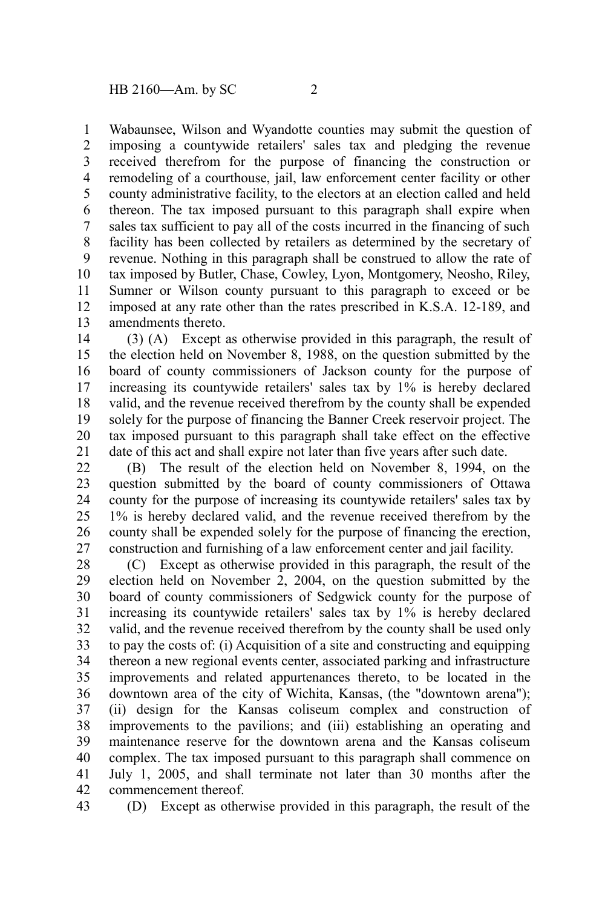Wabaunsee, Wilson and Wyandotte counties may submit the question of imposing a countywide retailers' sales tax and pledging the revenue received therefrom for the purpose of financing the construction or remodeling of a courthouse, jail, law enforcement center facility or other county administrative facility, to the electors at an election called and held thereon. The tax imposed pursuant to this paragraph shall expire when sales tax sufficient to pay all of the costs incurred in the financing of such facility has been collected by retailers as determined by the secretary of revenue. Nothing in this paragraph shall be construed to allow the rate of tax imposed by Butler, Chase, Cowley, Lyon, Montgomery, Neosho, Riley, Sumner or Wilson county pursuant to this paragraph to exceed or be imposed at any rate other than the rates prescribed in K.S.A. 12-189, and amendments thereto.

(3) (A) Except as otherwise provided in this paragraph, the result of the election held on November 8, 1988, on the question submitted by the board of county commissioners of Jackson county for the purpose of increasing its countywide retailers' sales tax by 1% is hereby declared valid, and the revenue received therefrom by the county shall be expended solely for the purpose of financing the Banner Creek reservoir project. The tax imposed pursuant to this paragraph shall take effect on the effective date of this act and shall expire not later than five years after such date.

(B) The result of the election held on November 8, 1994, on the question submitted by the board of county commissioners of Ottawa county for the purpose of increasing its countywide retailers' sales tax by 1% is hereby declared valid, and the revenue received therefrom by the county shall be expended solely for the purpose of financing the erection, construction and furnishing of a law enforcement center and jail facility.

(C) Except as otherwise provided in this paragraph, the result of the election held on November 2, 2004, on the question submitted by the board of county commissioners of Sedgwick county for the purpose of increasing its countywide retailers' sales tax by 1% is hereby declared valid, and the revenue received therefrom by the county shall be used only to pay the costs of: (i) Acquisition of a site and constructing and equipping thereon a new regional events center, associated parking and infrastructure improvements and related appurtenances thereto, to be located in the downtown area of the city of Wichita, Kansas, (the "downtown arena"); (ii) design for the Kansas coliseum complex and construction of improvements to the pavilions; and (iii) establishing an operating and maintenance reserve for the downtown arena and the Kansas coliseum complex. The tax imposed pursuant to this paragraph shall commence on July 1, 2005, and shall terminate not later than 30 months after the commencement thereof.

(D) Except as otherwise provided in this paragraph, the result of the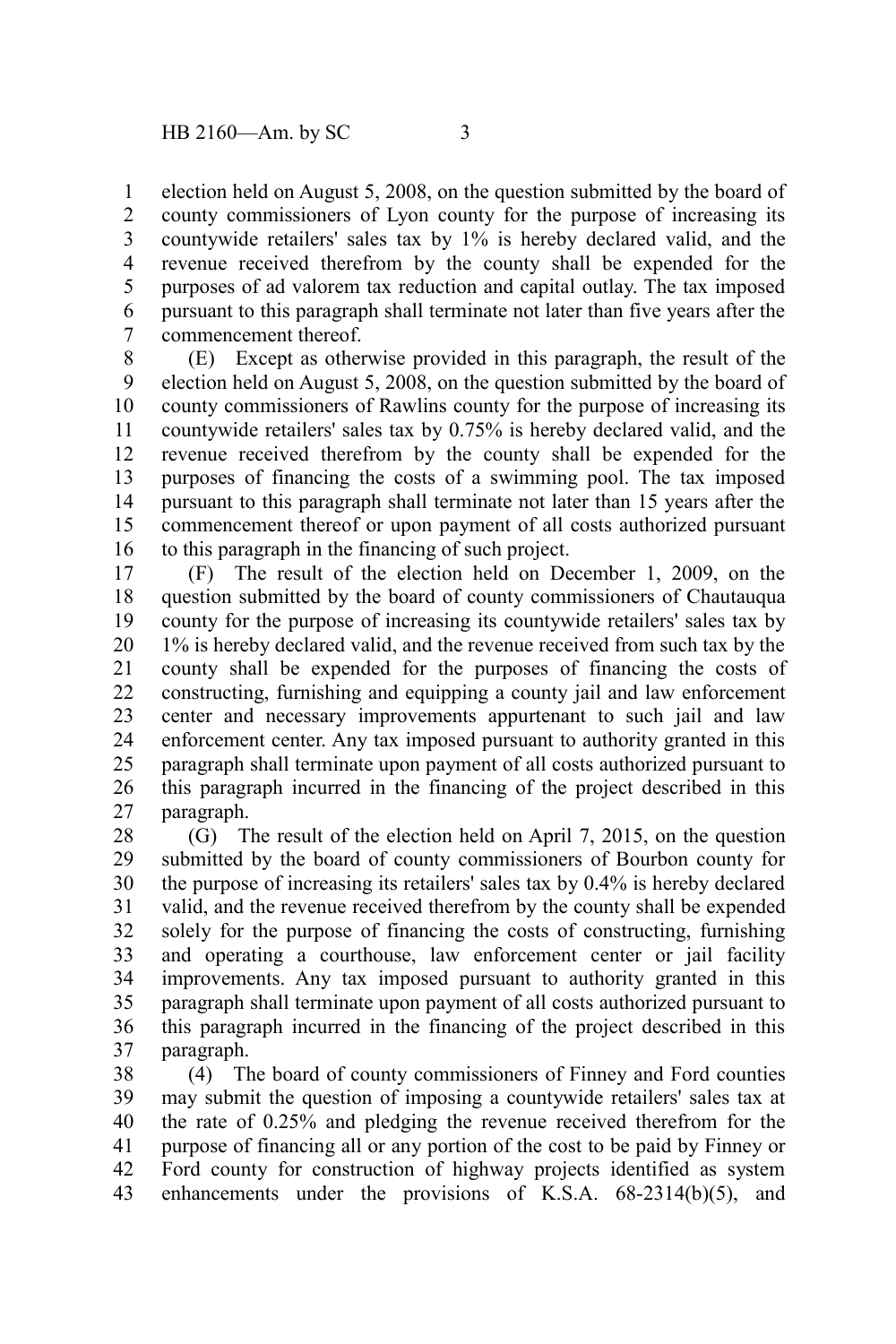election held on August 5, 2008, on the question submitted by the board of county commissioners of Lyon county for the purpose of increasing its countywide retailers' sales tax by 1% is hereby declared valid, and the revenue received therefrom by the county shall be expended for the purposes of ad valorem tax reduction and capital outlay. The tax imposed pursuant to this paragraph shall terminate not later than five years after the commencement thereof.

(E) Except as otherwise provided in this paragraph, the result of the election held on August 5, 2008, on the question submitted by the board of county commissioners of Rawlins county for the purpose of increasing its countywide retailers' sales tax by 0.75% is hereby declared valid, and the revenue received therefrom by the county shall be expended for the purposes of financing the costs of a swimming pool. The tax imposed pursuant to this paragraph shall terminate not later than 15 years after the commencement thereof or upon payment of all costs authorized pursuant to this paragraph in the financing of such project.

(F) The result of the election held on December 1, 2009, on the question submitted by the board of county commissioners of Chautauqua county for the purpose of increasing its countywide retailers' sales tax by 1% is hereby declared valid, and the revenue received from such tax by the county shall be expended for the purposes of financing the costs of constructing, furnishing and equipping a county jail and law enforcement center and necessary improvements appurtenant to such jail and law enforcement center. Any tax imposed pursuant to authority granted in this paragraph shall terminate upon payment of all costs authorized pursuant to this paragraph incurred in the financing of the project described in this paragraph.

(G) The result of the election held on April 7, 2015, on the question submitted by the board of county commissioners of Bourbon county for the purpose of increasing its retailers' sales tax by 0.4% is hereby declared valid, and the revenue received therefrom by the county shall be expended solely for the purpose of financing the costs of constructing, furnishing and operating a courthouse, law enforcement center or jail facility improvements. Any tax imposed pursuant to authority granted in this paragraph shall terminate upon payment of all costs authorized pursuant to this paragraph incurred in the financing of the project described in this paragraph.

(4) The board of county commissioners of Finney and Ford counties may submit the question of imposing a countywide retailers' sales tax at the rate of 0.25% and pledging the revenue received therefrom for the purpose of financing all or any portion of the cost to be paid by Finney or Ford county for construction of highway projects identified as system enhancements under the provisions of K.S.A. 68-2314(b)(5), and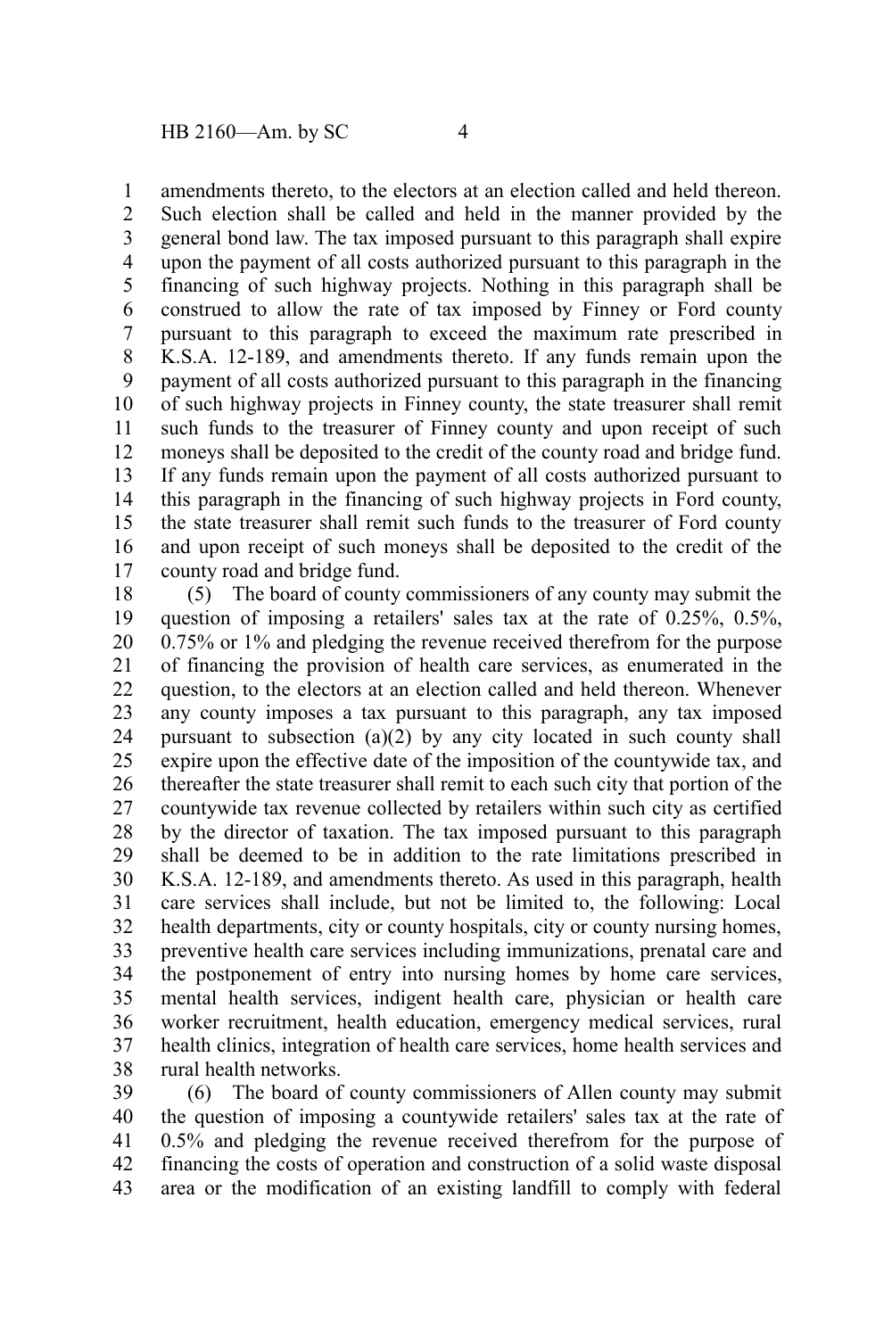amendments thereto, to the electors at an election called and held thereon. Such election shall be called and held in the manner provided by the general bond law. The tax imposed pursuant to this paragraph shall expire upon the payment of all costs authorized pursuant to this paragraph in the financing of such highway projects. Nothing in this paragraph shall be construed to allow the rate of tax imposed by Finney or Ford county pursuant to this paragraph to exceed the maximum rate prescribed in K.S.A. 12-189, and amendments thereto. If any funds remain upon the payment of all costs authorized pursuant to this paragraph in the financing of such highway projects in Finney county, the state treasurer shall remit such funds to the treasurer of Finney county and upon receipt of such moneys shall be deposited to the credit of the county road and bridge fund. If any funds remain upon the payment of all costs authorized pursuant to this paragraph in the financing of such highway projects in Ford county, the state treasurer shall remit such funds to the treasurer of Ford county and upon receipt of such moneys shall be deposited to the credit of the county road and bridge fund.

(5) The board of county commissioners of any county may submit the question of imposing a retailers' sales tax at the rate of 0.25%, 0.5%, 0.75% or 1% and pledging the revenue received therefrom for the purpose of financing the provision of health care services, as enumerated in the question, to the electors at an election called and held thereon. Whenever any county imposes a tax pursuant to this paragraph, any tax imposed pursuant to subsection (a)(2) by any city located in such county shall expire upon the effective date of the imposition of the countywide tax, and thereafter the state treasurer shall remit to each such city that portion of the countywide tax revenue collected by retailers within such city as certified by the director of taxation. The tax imposed pursuant to this paragraph shall be deemed to be in addition to the rate limitations prescribed in K.S.A. 12-189, and amendments thereto. As used in this paragraph, health care services shall include, but not be limited to, the following: Local health departments, city or county hospitals, city or county nursing homes, preventive health care services including immunizations, prenatal care and the postponement of entry into nursing homes by home care services, mental health services, indigent health care, physician or health care worker recruitment, health education, emergency medical services, rural health clinics, integration of health care services, home health services and rural health networks.

(6) The board of county commissioners of Allen county may submit the question of imposing a countywide retailers' sales tax at the rate of 0.5% and pledging the revenue received therefrom for the purpose of financing the costs of operation and construction of a solid waste disposal area or the modification of an existing landfill to comply with federal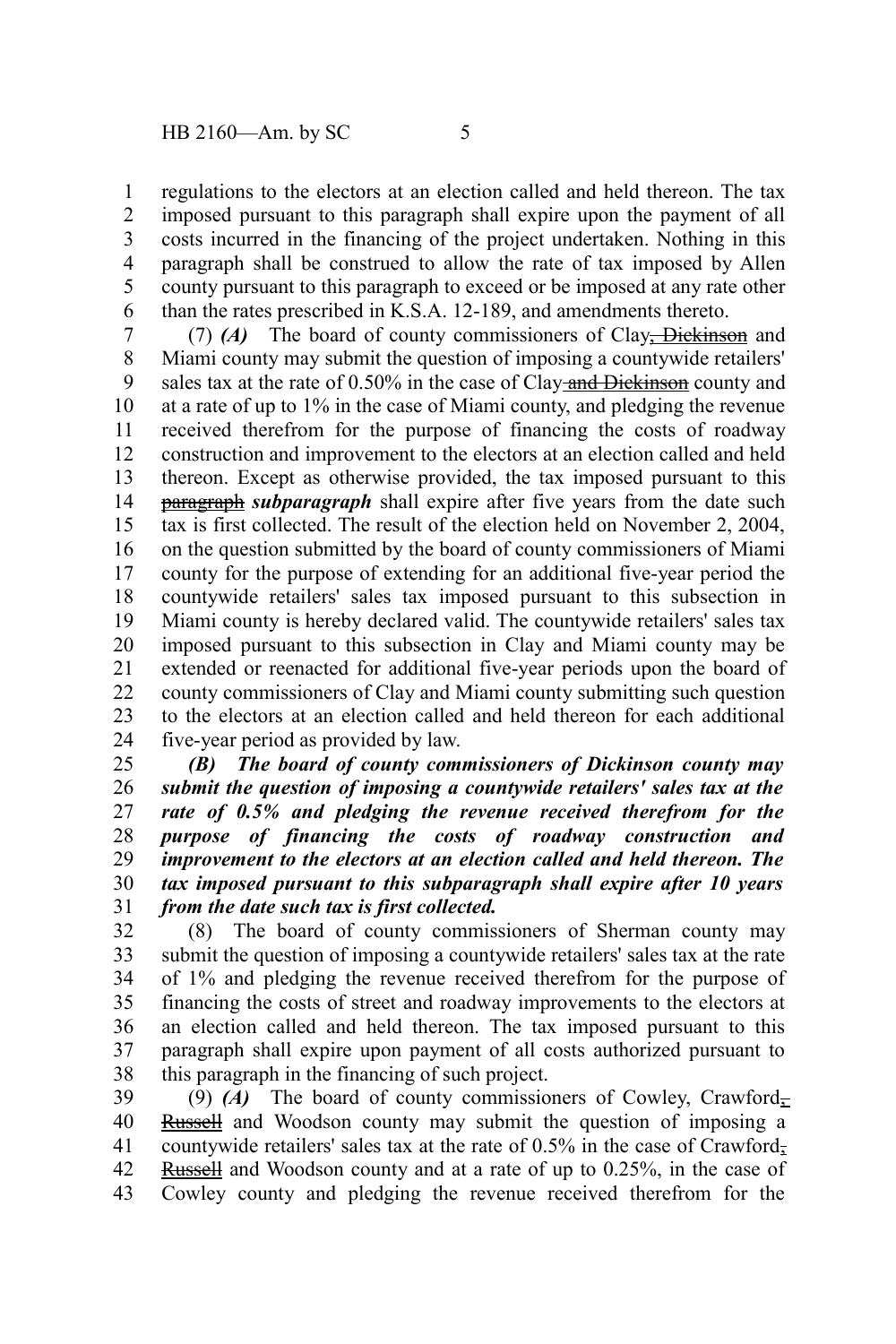regulations to the electors at an election called and held thereon. The tax imposed pursuant to this paragraph shall expire upon the payment of all costs incurred in the financing of the project undertaken. Nothing in this paragraph shall be construed to allow the rate of tax imposed by Allen county pursuant to this paragraph to exceed or be imposed at any rate other than the rates prescribed in K.S.A. 12-189, and amendments thereto.

(7) ***(A)*** The board of county commissioners of Clay~~, Dickinson~~ and Miami county may submit the question of imposing a countywide retailers' sales tax at the rate of 0.50% in the case of Clay ~~and Dickinson~~ county and at a rate of up to 1% in the case of Miami county, and pledging the revenue received therefrom for the purpose of financing the costs of roadway construction and improvement to the electors at an election called and held thereon. Except as otherwise provided, the tax imposed pursuant to this ~~paragraph~~ ***subparagraph*** shall expire after five years from the date such tax is first collected. The result of the election held on November 2, 2004, on the question submitted by the board of county commissioners of Miami county for the purpose of extending for an additional five-year period the countywide retailers' sales tax imposed pursuant to this subsection in Miami county is hereby declared valid. The countywide retailers' sales tax imposed pursuant to this subsection in Clay and Miami county may be extended or reenacted for additional five-year periods upon the board of county commissioners of Clay and Miami county submitting such question to the electors at an election called and held thereon for each additional five-year period as provided by law.

***(B) The board of county commissioners of Dickinson county may submit the question of imposing a countywide retailers' sales tax at the rate of 0.5% and pledging the revenue received therefrom for the purpose of financing the costs of roadway construction and improvement to the electors at an election called and held thereon. The tax imposed pursuant to this subparagraph shall expire after 10 years from the date such tax is first collected.***

(8) The board of county commissioners of Sherman county may submit the question of imposing a countywide retailers' sales tax at the rate of 1% and pledging the revenue received therefrom for the purpose of financing the costs of street and roadway improvements to the electors at an election called and held thereon. The tax imposed pursuant to this paragraph shall expire upon payment of all costs authorized pursuant to this paragraph in the financing of such project.

(9) ***(A)*** The board of county commissioners of Cowley, Crawford~~, Russell~~ and Woodson county may submit the question of imposing a countywide retailers' sales tax at the rate of 0.5% in the case of Crawford~~, Russell~~ and Woodson county and at a rate of up to 0.25%, in the case of Cowley county and pledging the revenue received therefrom for the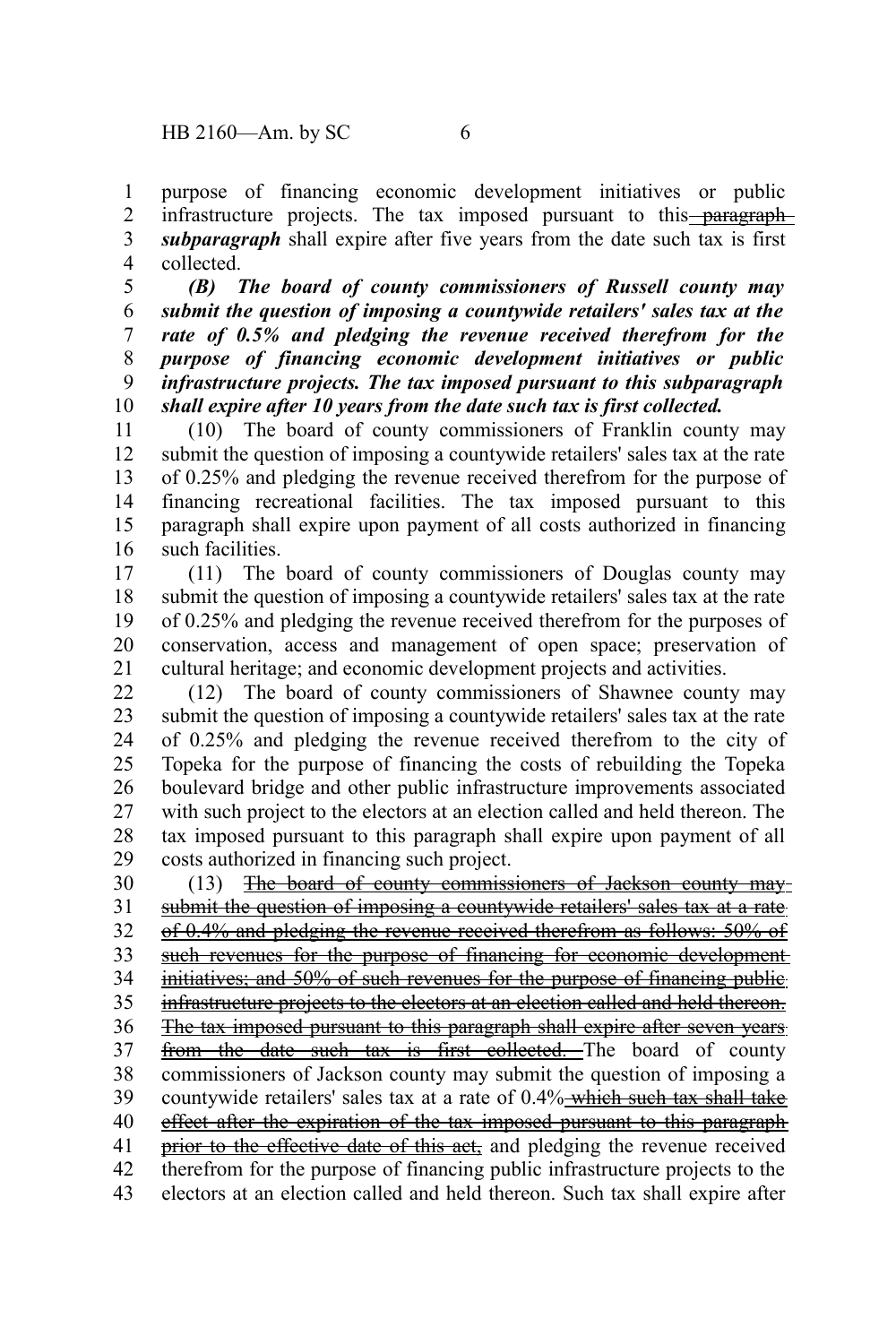purpose of financing economic development initiatives or public infrastructure projects. The tax imposed pursuant to this ~~paragraph~~ ***subparagraph*** shall expire after five years from the date such tax is first collected.

***(B) The board of county commissioners of Russell county may submit the question of imposing a countywide retailers' sales tax at the rate of 0.5% and pledging the revenue received therefrom for the purpose of financing economic development initiatives or public infrastructure projects. The tax imposed pursuant to this subparagraph shall expire after 10 years from the date such tax is first collected.***

(10) The board of county commissioners of Franklin county may submit the question of imposing a countywide retailers' sales tax at the rate of 0.25% and pledging the revenue received therefrom for the purpose of financing recreational facilities. The tax imposed pursuant to this paragraph shall expire upon payment of all costs authorized in financing such facilities.

(11) The board of county commissioners of Douglas county may submit the question of imposing a countywide retailers' sales tax at the rate of 0.25% and pledging the revenue received therefrom for the purposes of conservation, access and management of open space; preservation of cultural heritage; and economic development projects and activities.

(12) The board of county commissioners of Shawnee county may submit the question of imposing a countywide retailers' sales tax at the rate of 0.25% and pledging the revenue received therefrom to the city of Topeka for the purpose of financing the costs of rebuilding the Topeka boulevard bridge and other public infrastructure improvements associated with such project to the electors at an election called and held thereon. The tax imposed pursuant to this paragraph shall expire upon payment of all costs authorized in financing such project.

(13) ~~The board of county commissioners of Jackson county may submit the question of imposing a countywide retailers' sales tax at a rate of 0.4% and pledging the revenue received therefrom as follows: 50% of such revenues for the purpose of financing for economic development initiatives; and 50% of such revenues for the purpose of financing public infrastructure projects to the electors at an election called and held thereon. The tax imposed pursuant to this paragraph shall expire after seven years from the date such tax is first collected.~~ The board of county commissioners of Jackson county may submit the question of imposing a countywide retailers' sales tax at a rate of 0.4% ~~which such tax shall take effect after the expiration of the tax imposed pursuant to this paragraph prior to the effective date of this act,~~ and pledging the revenue received therefrom for the purpose of financing public infrastructure projects to the electors at an election called and held thereon. Such tax shall expire after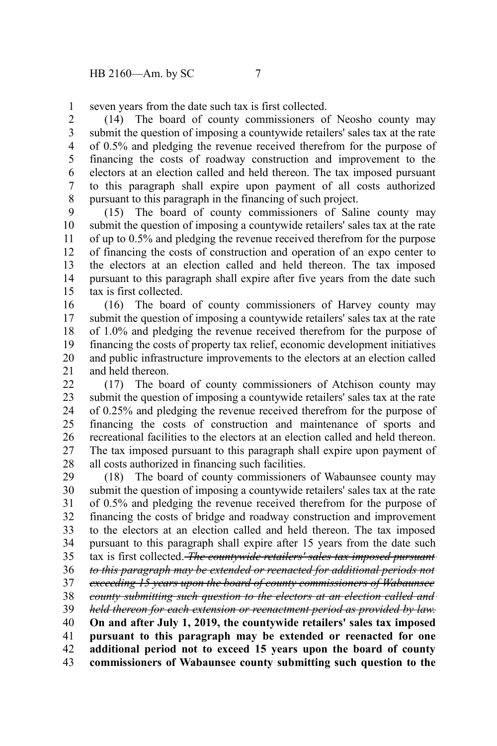seven years from the date such tax is first collected.

(14) The board of county commissioners of Neosho county may submit the question of imposing a countywide retailers' sales tax at the rate of 0.5% and pledging the revenue received therefrom for the purpose of financing the costs of roadway construction and improvement to the electors at an election called and held thereon. The tax imposed pursuant to this paragraph shall expire upon payment of all costs authorized pursuant to this paragraph in the financing of such project.

(15) The board of county commissioners of Saline county may submit the question of imposing a countywide retailers' sales tax at the rate of up to 0.5% and pledging the revenue received therefrom for the purpose of financing the costs of construction and operation of an expo center to the electors at an election called and held thereon. The tax imposed pursuant to this paragraph shall expire after five years from the date such tax is first collected.

(16) The board of county commissioners of Harvey county may submit the question of imposing a countywide retailers' sales tax at the rate of 1.0% and pledging the revenue received therefrom for the purpose of financing the costs of property tax relief, economic development initiatives and public infrastructure improvements to the electors at an election called and held thereon.

(17) The board of county commissioners of Atchison county may submit the question of imposing a countywide retailers' sales tax at the rate of 0.25% and pledging the revenue received therefrom for the purpose of financing the costs of construction and maintenance of sports and recreational facilities to the electors at an election called and held thereon. The tax imposed pursuant to this paragraph shall expire upon payment of all costs authorized in financing such facilities.

(18) The board of county commissioners of Wabaunsee county may submit the question of imposing a countywide retailers' sales tax at the rate of 0.5% and pledging the revenue received therefrom for the purpose of financing the costs of bridge and roadway construction and improvement to the electors at an election called and held thereon. The tax imposed pursuant to this paragraph shall expire after 15 years from the date such tax is first collected. ~~*The countywide retailers' sales tax imposed pursuant to this paragraph may be extended or reenacted for additional periods not exceeding 15 years upon the board of county commissioners of Wabaunsee county submitting such question to the electors at an election called and held thereon for each extension or reenactment period as provided by law.*~~ **On and after July 1, 2019, the countywide retailers' sales tax imposed pursuant to this paragraph may be extended or reenacted for one additional period not to exceed 15 years upon the board of county commissioners of Wabaunsee county submitting such question to the**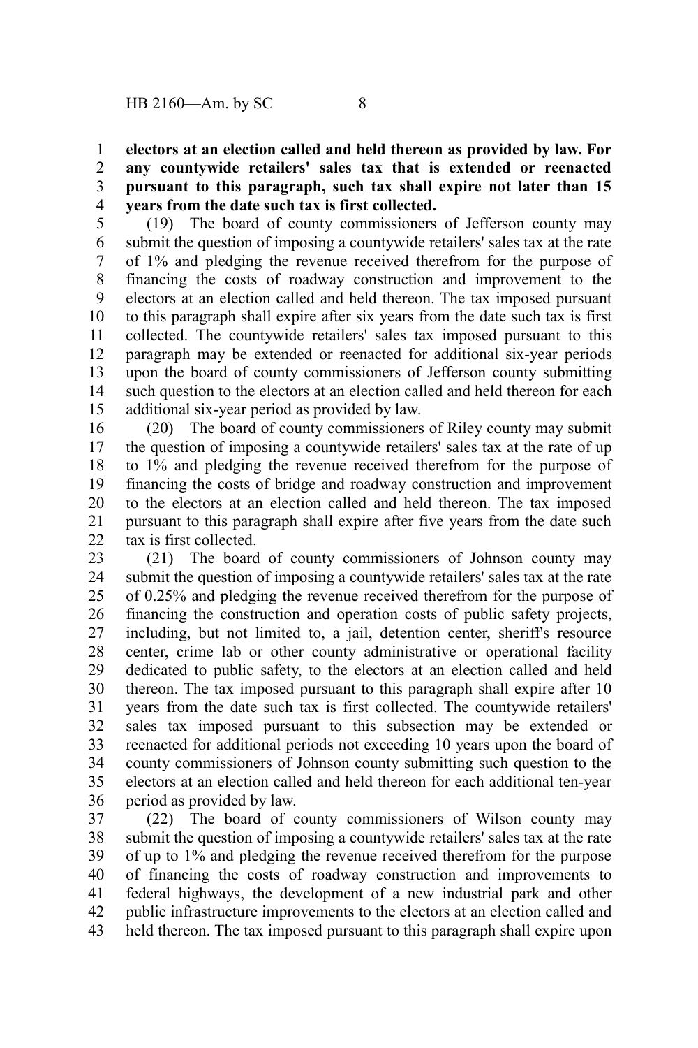**electors at an election called and held thereon as provided by law. For any countywide retailers' sales tax that is extended or reenacted pursuant to this paragraph, such tax shall expire not later than 15 years from the date such tax is first collected.**

(19) The board of county commissioners of Jefferson county may submit the question of imposing a countywide retailers' sales tax at the rate of 1% and pledging the revenue received therefrom for the purpose of financing the costs of roadway construction and improvement to the electors at an election called and held thereon. The tax imposed pursuant to this paragraph shall expire after six years from the date such tax is first collected. The countywide retailers' sales tax imposed pursuant to this paragraph may be extended or reenacted for additional six-year periods upon the board of county commissioners of Jefferson county submitting such question to the electors at an election called and held thereon for each additional six-year period as provided by law.

(20) The board of county commissioners of Riley county may submit the question of imposing a countywide retailers' sales tax at the rate of up to 1% and pledging the revenue received therefrom for the purpose of financing the costs of bridge and roadway construction and improvement to the electors at an election called and held thereon. The tax imposed pursuant to this paragraph shall expire after five years from the date such tax is first collected.

(21) The board of county commissioners of Johnson county may submit the question of imposing a countywide retailers' sales tax at the rate of 0.25% and pledging the revenue received therefrom for the purpose of financing the construction and operation costs of public safety projects, including, but not limited to, a jail, detention center, sheriff's resource center, crime lab or other county administrative or operational facility dedicated to public safety, to the electors at an election called and held thereon. The tax imposed pursuant to this paragraph shall expire after 10 years from the date such tax is first collected. The countywide retailers' sales tax imposed pursuant to this subsection may be extended or reenacted for additional periods not exceeding 10 years upon the board of county commissioners of Johnson county submitting such question to the electors at an election called and held thereon for each additional ten-year period as provided by law.

(22) The board of county commissioners of Wilson county may submit the question of imposing a countywide retailers' sales tax at the rate of up to 1% and pledging the revenue received therefrom for the purpose of financing the costs of roadway construction and improvements to federal highways, the development of a new industrial park and other public infrastructure improvements to the electors at an election called and held thereon. The tax imposed pursuant to this paragraph shall expire upon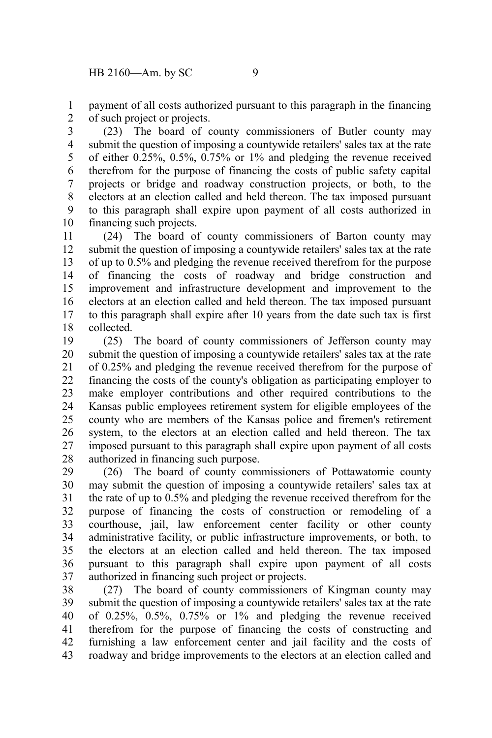payment of all costs authorized pursuant to this paragraph in the financing of such project or projects.

(23) The board of county commissioners of Butler county may submit the question of imposing a countywide retailers' sales tax at the rate of either 0.25%, 0.5%, 0.75% or 1% and pledging the revenue received therefrom for the purpose of financing the costs of public safety capital projects or bridge and roadway construction projects, or both, to the electors at an election called and held thereon. The tax imposed pursuant to this paragraph shall expire upon payment of all costs authorized in financing such projects.

(24) The board of county commissioners of Barton county may submit the question of imposing a countywide retailers' sales tax at the rate of up to 0.5% and pledging the revenue received therefrom for the purpose of financing the costs of roadway and bridge construction and improvement and infrastructure development and improvement to the electors at an election called and held thereon. The tax imposed pursuant to this paragraph shall expire after 10 years from the date such tax is first collected.

(25) The board of county commissioners of Jefferson county may submit the question of imposing a countywide retailers' sales tax at the rate of 0.25% and pledging the revenue received therefrom for the purpose of financing the costs of the county's obligation as participating employer to make employer contributions and other required contributions to the Kansas public employees retirement system for eligible employees of the county who are members of the Kansas police and firemen's retirement system, to the electors at an election called and held thereon. The tax imposed pursuant to this paragraph shall expire upon payment of all costs authorized in financing such purpose.

(26) The board of county commissioners of Pottawatomie county may submit the question of imposing a countywide retailers' sales tax at the rate of up to 0.5% and pledging the revenue received therefrom for the purpose of financing the costs of construction or remodeling of a courthouse, jail, law enforcement center facility or other county administrative facility, or public infrastructure improvements, or both, to the electors at an election called and held thereon. The tax imposed pursuant to this paragraph shall expire upon payment of all costs authorized in financing such project or projects.

(27) The board of county commissioners of Kingman county may submit the question of imposing a countywide retailers' sales tax at the rate of 0.25%, 0.5%, 0.75% or 1% and pledging the revenue received therefrom for the purpose of financing the costs of constructing and furnishing a law enforcement center and jail facility and the costs of roadway and bridge improvements to the electors at an election called and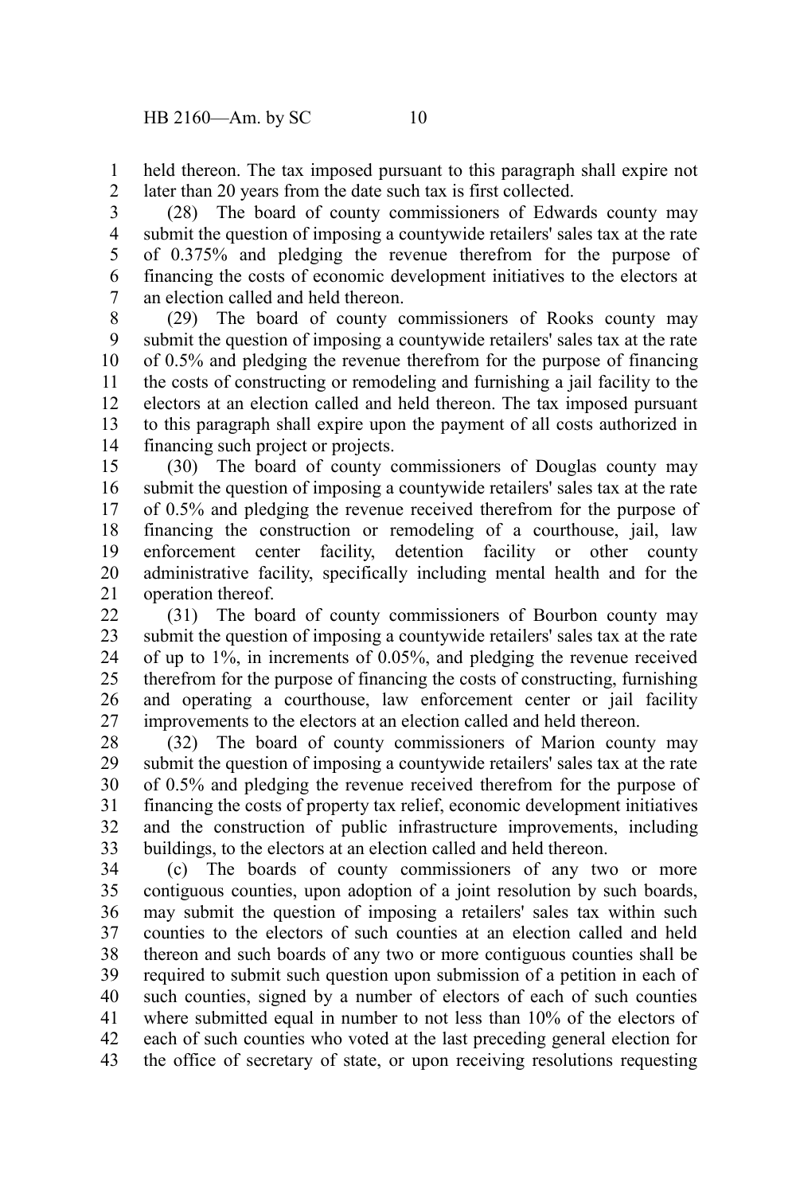held thereon. The tax imposed pursuant to this paragraph shall expire not later than 20 years from the date such tax is first collected.

(28) The board of county commissioners of Edwards county may submit the question of imposing a countywide retailers' sales tax at the rate of 0.375% and pledging the revenue therefrom for the purpose of financing the costs of economic development initiatives to the electors at an election called and held thereon.

(29) The board of county commissioners of Rooks county may submit the question of imposing a countywide retailers' sales tax at the rate of 0.5% and pledging the revenue therefrom for the purpose of financing the costs of constructing or remodeling and furnishing a jail facility to the electors at an election called and held thereon. The tax imposed pursuant to this paragraph shall expire upon the payment of all costs authorized in financing such project or projects.

(30) The board of county commissioners of Douglas county may submit the question of imposing a countywide retailers' sales tax at the rate of 0.5% and pledging the revenue received therefrom for the purpose of financing the construction or remodeling of a courthouse, jail, law enforcement center facility, detention facility or other county administrative facility, specifically including mental health and for the operation thereof.

(31) The board of county commissioners of Bourbon county may submit the question of imposing a countywide retailers' sales tax at the rate of up to 1%, in increments of 0.05%, and pledging the revenue received therefrom for the purpose of financing the costs of constructing, furnishing and operating a courthouse, law enforcement center or jail facility improvements to the electors at an election called and held thereon.

(32) The board of county commissioners of Marion county may submit the question of imposing a countywide retailers' sales tax at the rate of 0.5% and pledging the revenue received therefrom for the purpose of financing the costs of property tax relief, economic development initiatives and the construction of public infrastructure improvements, including buildings, to the electors at an election called and held thereon.

(c) The boards of county commissioners of any two or more contiguous counties, upon adoption of a joint resolution by such boards, may submit the question of imposing a retailers' sales tax within such counties to the electors of such counties at an election called and held thereon and such boards of any two or more contiguous counties shall be required to submit such question upon submission of a petition in each of such counties, signed by a number of electors of each of such counties where submitted equal in number to not less than 10% of the electors of each of such counties who voted at the last preceding general election for the office of secretary of state, or upon receiving resolutions requesting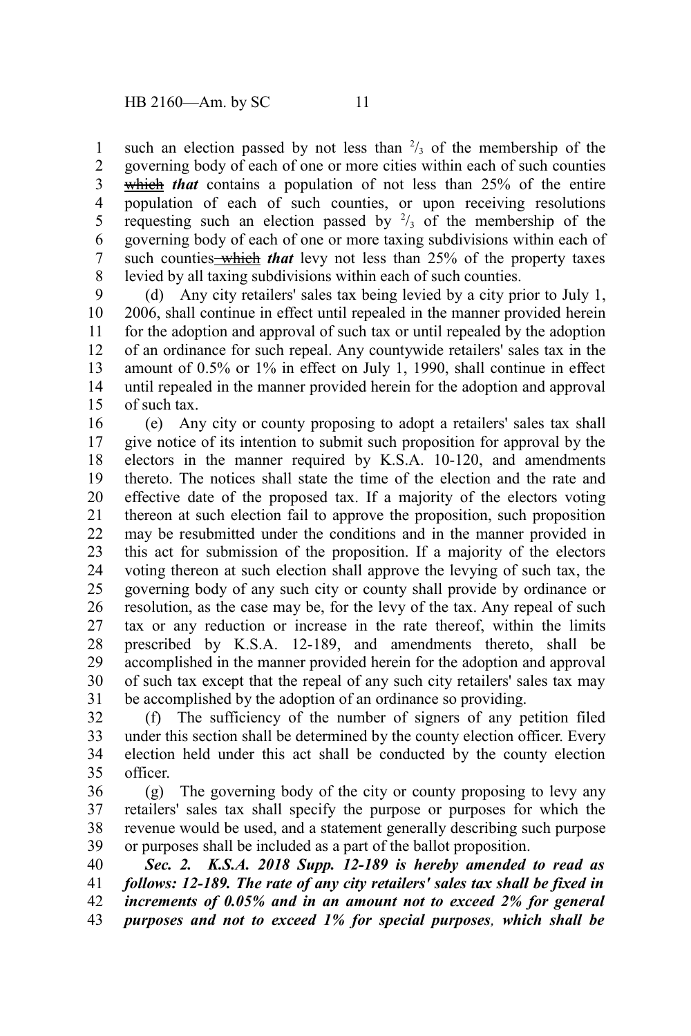such an election passed by not less than $^2/_3$ of the membership of the governing body of each of one or more cities within each of such counties ~~which~~ ***that*** contains a population of not less than 25% of the entire population of each of such counties, or upon receiving resolutions requesting such an election passed by $^2/_3$ of the membership of the governing body of each of one or more taxing subdivisions within each of such counties ~~which~~ ***that*** levy not less than 25% of the property taxes levied by all taxing subdivisions within each of such counties.

(d) Any city retailers' sales tax being levied by a city prior to July 1, 2006, shall continue in effect until repealed in the manner provided herein for the adoption and approval of such tax or until repealed by the adoption of an ordinance for such repeal. Any countywide retailers' sales tax in the amount of 0.5% or 1% in effect on July 1, 1990, shall continue in effect until repealed in the manner provided herein for the adoption and approval of such tax.

(e) Any city or county proposing to adopt a retailers' sales tax shall give notice of its intention to submit such proposition for approval by the electors in the manner required by K.S.A. 10-120, and amendments thereto. The notices shall state the time of the election and the rate and effective date of the proposed tax. If a majority of the electors voting thereon at such election fail to approve the proposition, such proposition may be resubmitted under the conditions and in the manner provided in this act for submission of the proposition. If a majority of the electors voting thereon at such election shall approve the levying of such tax, the governing body of any such city or county shall provide by ordinance or resolution, as the case may be, for the levy of the tax. Any repeal of such tax or any reduction or increase in the rate thereof, within the limits prescribed by K.S.A. 12-189, and amendments thereto, shall be accomplished in the manner provided herein for the adoption and approval of such tax except that the repeal of any such city retailers' sales tax may be accomplished by the adoption of an ordinance so providing.

(f) The sufficiency of the number of signers of any petition filed under this section shall be determined by the county election officer. Every election held under this act shall be conducted by the county election officer.

(g) The governing body of the city or county proposing to levy any retailers' sales tax shall specify the purpose or purposes for which the revenue would be used, and a statement generally describing such purpose or purposes shall be included as a part of the ballot proposition.

***Sec. 2. K.S.A. 2018 Supp. 12-189 is hereby amended to read as follows: 12-189. The rate of any city retailers' sales tax shall be fixed in increments of 0.05% and in an amount not to exceed 2% for general purposes and not to exceed 1% for special purposes, which shall be***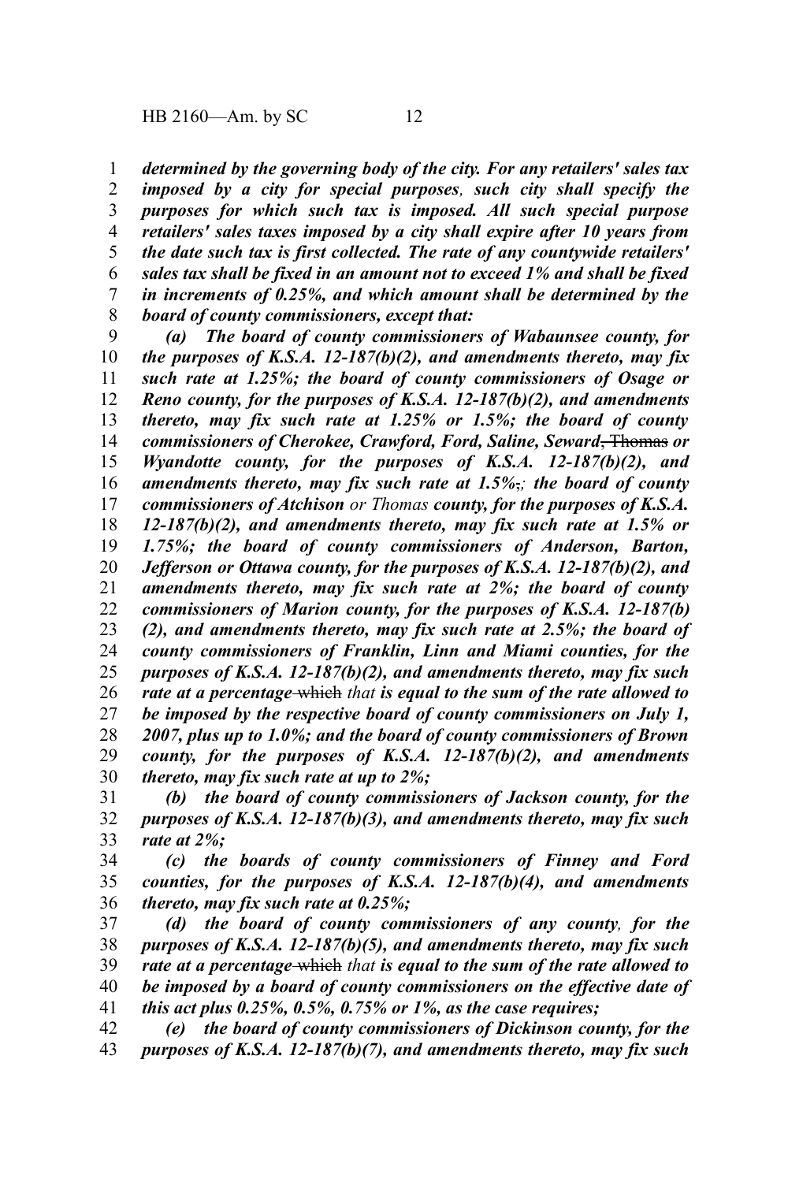***determined by the governing body of the city. For any retailers' sales tax imposed by a city for special purposes, such city shall specify the purposes for which such tax is imposed. All such special purpose retailers' sales taxes imposed by a city shall expire after 10 years from the date such tax is first collected. The rate of any countywide retailers' sales tax shall be fixed in an amount not to exceed 1% and shall be fixed in increments of 0.25%, and which amount shall be determined by the board of county commissioners, except that:***

***(a) The board of county commissioners of Wabaunsee county, for the purposes of K.S.A. 12-187(b)(2), and amendments thereto, may fix such rate at 1.25%; the board of county commissioners of Osage or Reno county, for the purposes of K.S.A. 12-187(b)(2), and amendments thereto, may fix such rate at 1.25% or 1.5%; the board of county commissioners of Cherokee, Crawford, Ford, Saline, Seward***~~, Thomas~~ ***or Wyandotte county, for the purposes of K.S.A. 12-187(b)(2), and amendments thereto, may fix such rate at 1.5%***~~,~~*;* ***the board of county commissioners of Atchison*** *or Thomas* ***county, for the purposes of K.S.A. 12-187(b)(2), and amendments thereto, may fix such rate at 1.5% or 1.75%; the board of county commissioners of Anderson, Barton, Jefferson or Ottawa county, for the purposes of K.S.A. 12-187(b)(2), and amendments thereto, may fix such rate at 2%; the board of county commissioners of Marion county, for the purposes of K.S.A. 12-187(b)(2), and amendments thereto, may fix such rate at 2.5%; the board of county commissioners of Franklin, Linn and Miami counties, for the purposes of K.S.A. 12-187(b)(2), and amendments thereto, may fix such rate at a percentage*** ~~which~~ *that* ***is equal to the sum of the rate allowed to be imposed by the respective board of county commissioners on July 1, 2007, plus up to 1.0%; and the board of county commissioners of Brown county, for the purposes of K.S.A. 12-187(b)(2), and amendments thereto, may fix such rate at up to 2%;***

***(b) the board of county commissioners of Jackson county, for the purposes of K.S.A. 12-187(b)(3), and amendments thereto, may fix such rate at 2%;***

***(c) the boards of county commissioners of Finney and Ford counties, for the purposes of K.S.A. 12-187(b)(4), and amendments thereto, may fix such rate at 0.25%;***

***(d) the board of county commissioners of any county****,* ***for the purposes of K.S.A. 12-187(b)(5), and amendments thereto, may fix such rate at a percentage*** ~~which~~ *that* ***is equal to the sum of the rate allowed to be imposed by a board of county commissioners on the effective date of this act plus 0.25%, 0.5%, 0.75% or 1%, as the case requires;***

***(e) the board of county commissioners of Dickinson county, for the purposes of K.S.A. 12-187(b)(7), and amendments thereto, may fix such***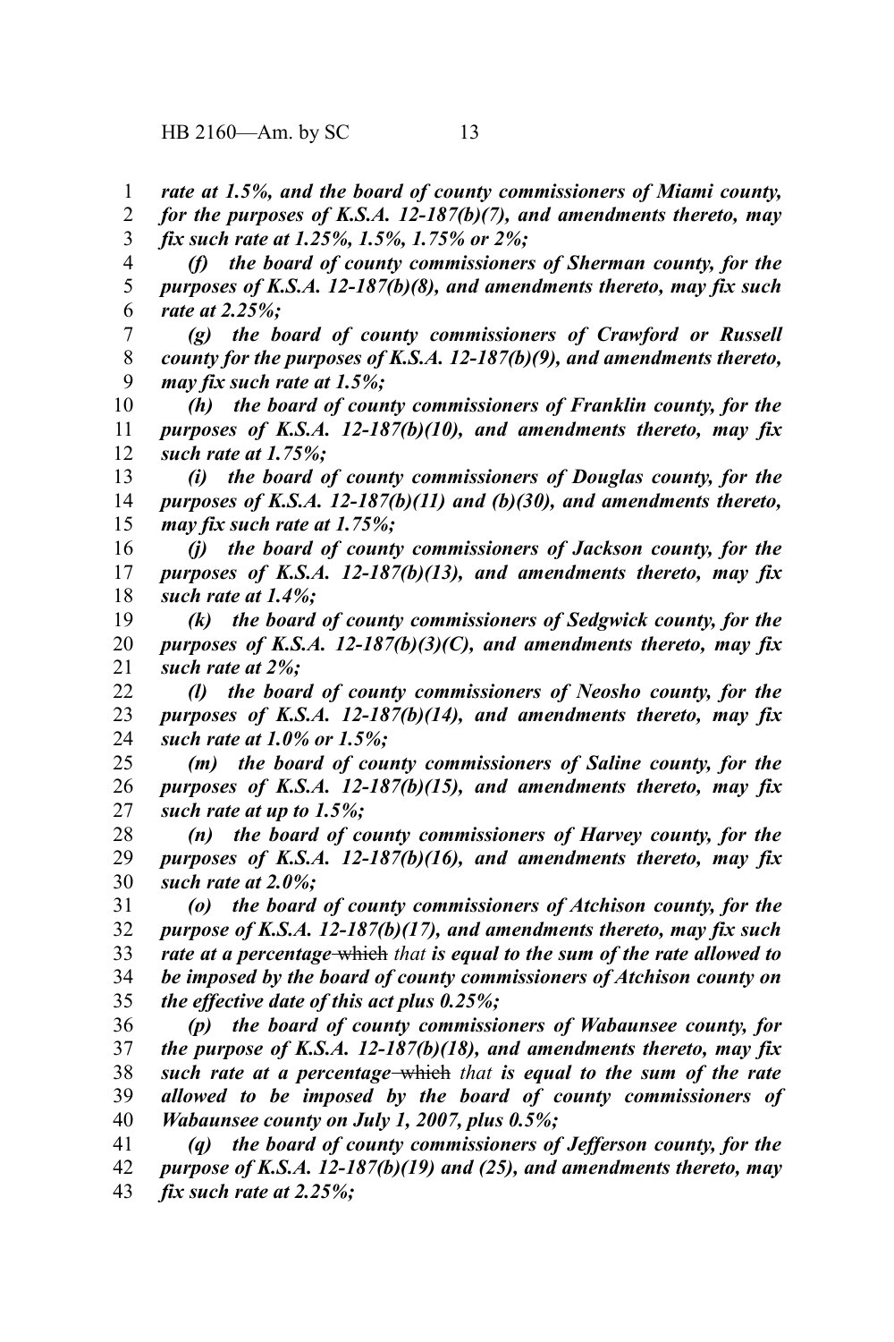*rate at 1.5%, and the board of county commissioners of Miami county, for the purposes of K.S.A. 12-187(b)(7), and amendments thereto, may fix such rate at 1.25%, 1.5%, 1.75% or 2%;*

*(f) the board of county commissioners of Sherman county, for the purposes of K.S.A. 12-187(b)(8), and amendments thereto, may fix such rate at 2.25%;*

*(g) the board of county commissioners of Crawford or Russell county for the purposes of K.S.A. 12-187(b)(9), and amendments thereto, may fix such rate at 1.5%;*

*(h) the board of county commissioners of Franklin county, for the purposes of K.S.A. 12-187(b)(10), and amendments thereto, may fix such rate at 1.75%;*

*(i) the board of county commissioners of Douglas county, for the purposes of K.S.A. 12-187(b)(11) and (b)(30), and amendments thereto, may fix such rate at 1.75%;*

*(j) the board of county commissioners of Jackson county, for the purposes of K.S.A. 12-187(b)(13), and amendments thereto, may fix such rate at 1.4%;*

*(k) the board of county commissioners of Sedgwick county, for the purposes of K.S.A. 12-187(b)(3)(C), and amendments thereto, may fix such rate at 2%;*

*(l) the board of county commissioners of Neosho county, for the purposes of K.S.A. 12-187(b)(14), and amendments thereto, may fix such rate at 1.0% or 1.5%;*

*(m) the board of county commissioners of Saline county, for the purposes of K.S.A. 12-187(b)(15), and amendments thereto, may fix such rate at up to 1.5%;*

*(n) the board of county commissioners of Harvey county, for the purposes of K.S.A. 12-187(b)(16), and amendments thereto, may fix such rate at 2.0%;*

*(o) the board of county commissioners of Atchison county, for the purpose of K.S.A. 12-187(b)(17), and amendments thereto, may fix such rate at a percentage* ~~which~~ *that is equal to the sum of the rate allowed to be imposed by the board of county commissioners of Atchison county on the effective date of this act plus 0.25%;*

*(p) the board of county commissioners of Wabaunsee county, for the purpose of K.S.A. 12-187(b)(18), and amendments thereto, may fix such rate at a percentage* ~~which~~ *that is equal to the sum of the rate allowed to be imposed by the board of county commissioners of Wabaunsee county on July 1, 2007, plus 0.5%;*

*(q) the board of county commissioners of Jefferson county, for the purpose of K.S.A. 12-187(b)(19) and (25), and amendments thereto, may fix such rate at 2.25%;*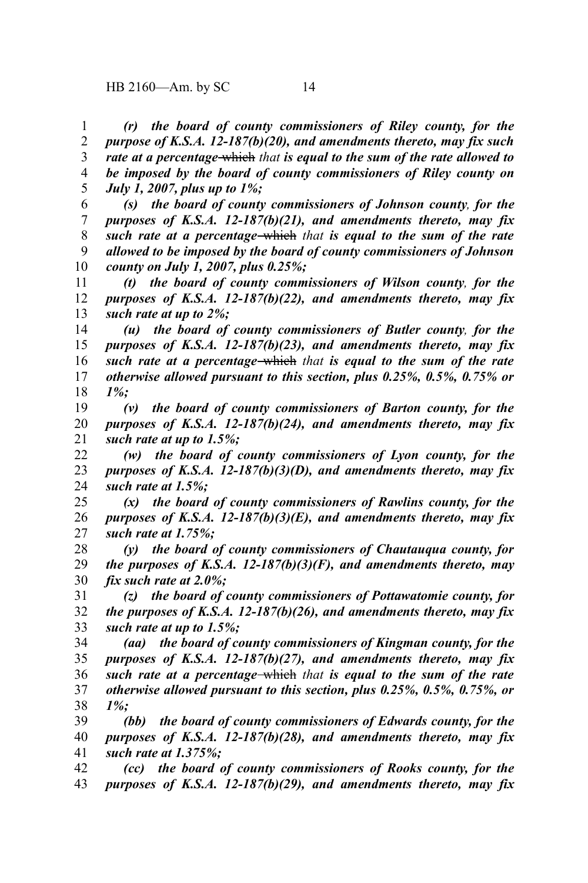***(r) the board of county commissioners of Riley county, for the purpose of K.S.A. 12-187(b)(20), and amendments thereto, may fix such rate at a percentage*** ~~which~~ *that* ***is equal to the sum of the rate allowed to be imposed by the board of county commissioners of Riley county on July 1, 2007, plus up to 1%;***

***(s) the board of county commissioners of Johnson county, for the purposes of K.S.A. 12-187(b)(21), and amendments thereto, may fix such rate at a percentage*** ~~which~~ *that* ***is equal to the sum of the rate allowed to be imposed by the board of county commissioners of Johnson county on July 1, 2007, plus 0.25%;***

***(t) the board of county commissioners of Wilson county, for the purposes of K.S.A. 12-187(b)(22), and amendments thereto, may fix such rate at up to 2%;***

***(u) the board of county commissioners of Butler county, for the purposes of K.S.A. 12-187(b)(23), and amendments thereto, may fix such rate at a percentage*** ~~which~~ *that* ***is equal to the sum of the rate otherwise allowed pursuant to this section, plus 0.25%, 0.5%, 0.75% or 1%;***

***(v) the board of county commissioners of Barton county, for the purposes of K.S.A. 12-187(b)(24), and amendments thereto, may fix such rate at up to 1.5%;***

***(w) the board of county commissioners of Lyon county, for the purposes of K.S.A. 12-187(b)(3)(D), and amendments thereto, may fix such rate at 1.5%;***

***(x) the board of county commissioners of Rawlins county, for the purposes of K.S.A. 12-187(b)(3)(E), and amendments thereto, may fix such rate at 1.75%;***

***(y) the board of county commissioners of Chautauqua county, for the purposes of K.S.A. 12-187(b)(3)(F), and amendments thereto, may fix such rate at 2.0%;***

***(z) the board of county commissioners of Pottawatomie county, for the purposes of K.S.A. 12-187(b)(26), and amendments thereto, may fix such rate at up to 1.5%;***

***(aa) the board of county commissioners of Kingman county, for the purposes of K.S.A. 12-187(b)(27), and amendments thereto, may fix such rate at a percentage*** ~~which~~ *that* ***is equal to the sum of the rate otherwise allowed pursuant to this section, plus 0.25%, 0.5%, 0.75%, or 1%;***

***(bb) the board of county commissioners of Edwards county, for the purposes of K.S.A. 12-187(b)(28), and amendments thereto, may fix such rate at 1.375%;***

***(cc) the board of county commissioners of Rooks county, for the purposes of K.S.A. 12-187(b)(29), and amendments thereto, may fix***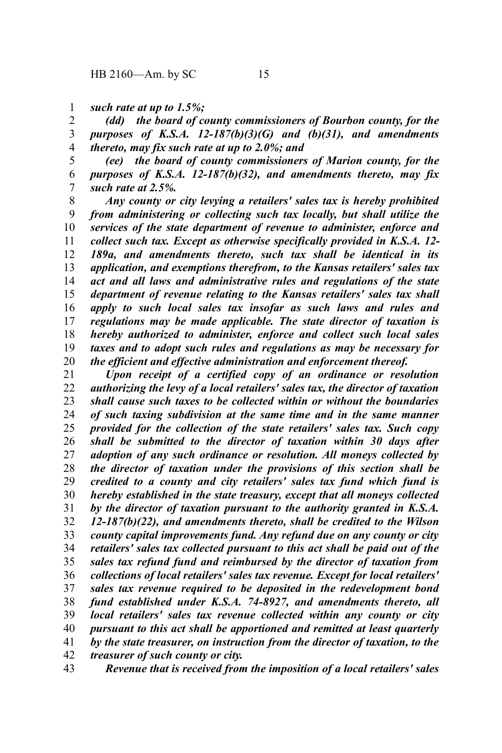*such rate at up to 1.5%;*

*(dd) the board of county commissioners of Bourbon county, for the purposes of K.S.A. 12-187(b)(3)(G) and (b)(31), and amendments thereto, may fix such rate at up to 2.0%; and*

*(ee) the board of county commissioners of Marion county, for the purposes of K.S.A. 12-187(b)(32), and amendments thereto, may fix such rate at 2.5%.*

*Any county or city levying a retailers' sales tax is hereby prohibited from administering or collecting such tax locally, but shall utilize the services of the state department of revenue to administer, enforce and collect such tax. Except as otherwise specifically provided in K.S.A. 12-189a, and amendments thereto, such tax shall be identical in its application, and exemptions therefrom, to the Kansas retailers' sales tax act and all laws and administrative rules and regulations of the state department of revenue relating to the Kansas retailers' sales tax shall apply to such local sales tax insofar as such laws and rules and regulations may be made applicable. The state director of taxation is hereby authorized to administer, enforce and collect such local sales taxes and to adopt such rules and regulations as may be necessary for the efficient and effective administration and enforcement thereof.*

*Upon receipt of a certified copy of an ordinance or resolution authorizing the levy of a local retailers' sales tax, the director of taxation shall cause such taxes to be collected within or without the boundaries of such taxing subdivision at the same time and in the same manner provided for the collection of the state retailers' sales tax. Such copy shall be submitted to the director of taxation within 30 days after adoption of any such ordinance or resolution. All moneys collected by the director of taxation under the provisions of this section shall be credited to a county and city retailers' sales tax fund which fund is hereby established in the state treasury, except that all moneys collected by the director of taxation pursuant to the authority granted in K.S.A. 12-187(b)(22), and amendments thereto, shall be credited to the Wilson county capital improvements fund. Any refund due on any county or city retailers' sales tax collected pursuant to this act shall be paid out of the sales tax refund fund and reimbursed by the director of taxation from collections of local retailers' sales tax revenue. Except for local retailers' sales tax revenue required to be deposited in the redevelopment bond fund established under K.S.A. 74-8927, and amendments thereto, all local retailers' sales tax revenue collected within any county or city pursuant to this act shall be apportioned and remitted at least quarterly by the state treasurer, on instruction from the director of taxation, to the treasurer of such county or city.*

*Revenue that is received from the imposition of a local retailers' sales*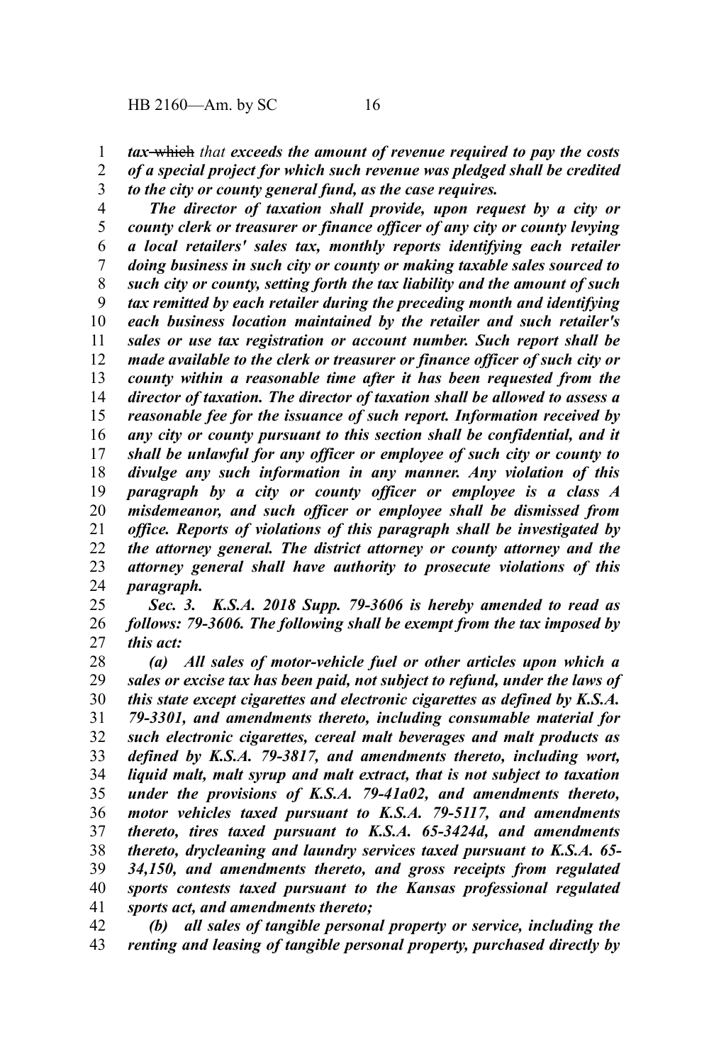***tax*** ~~which~~ *that* ***exceeds the amount of revenue required to pay the costs of a special project for which such revenue was pledged shall be credited to the city or county general fund, as the case requires.***

***The director of taxation shall provide, upon request by a city or county clerk or treasurer or finance officer of any city or county levying a local retailers' sales tax, monthly reports identifying each retailer doing business in such city or county or making taxable sales sourced to such city or county, setting forth the tax liability and the amount of such tax remitted by each retailer during the preceding month and identifying each business location maintained by the retailer and such retailer's sales or use tax registration or account number. Such report shall be made available to the clerk or treasurer or finance officer of such city or county within a reasonable time after it has been requested from the director of taxation. The director of taxation shall be allowed to assess a reasonable fee for the issuance of such report. Information received by any city or county pursuant to this section shall be confidential, and it shall be unlawful for any officer or employee of such city or county to divulge any such information in any manner. Any violation of this paragraph by a city or county officer or employee is a class A misdemeanor, and such officer or employee shall be dismissed from office. Reports of violations of this paragraph shall be investigated by the attorney general. The district attorney or county attorney and the attorney general shall have authority to prosecute violations of this paragraph.***

***Sec. 3. K.S.A. 2018 Supp. 79-3606 is hereby amended to read as follows: 79-3606. The following shall be exempt from the tax imposed by this act:***

***(a) All sales of motor-vehicle fuel or other articles upon which a sales or excise tax has been paid, not subject to refund, under the laws of this state except cigarettes and electronic cigarettes as defined by K.S.A. 79-3301, and amendments thereto, including consumable material for such electronic cigarettes, cereal malt beverages and malt products as defined by K.S.A. 79-3817, and amendments thereto, including wort, liquid malt, malt syrup and malt extract, that is not subject to taxation under the provisions of K.S.A. 79-41a02, and amendments thereto, motor vehicles taxed pursuant to K.S.A. 79-5117, and amendments thereto, tires taxed pursuant to K.S.A. 65-3424d, and amendments thereto, drycleaning and laundry services taxed pursuant to K.S.A. 65-34,150, and amendments thereto, and gross receipts from regulated sports contests taxed pursuant to the Kansas professional regulated sports act, and amendments thereto;***

***(b) all sales of tangible personal property or service, including the renting and leasing of tangible personal property, purchased directly by***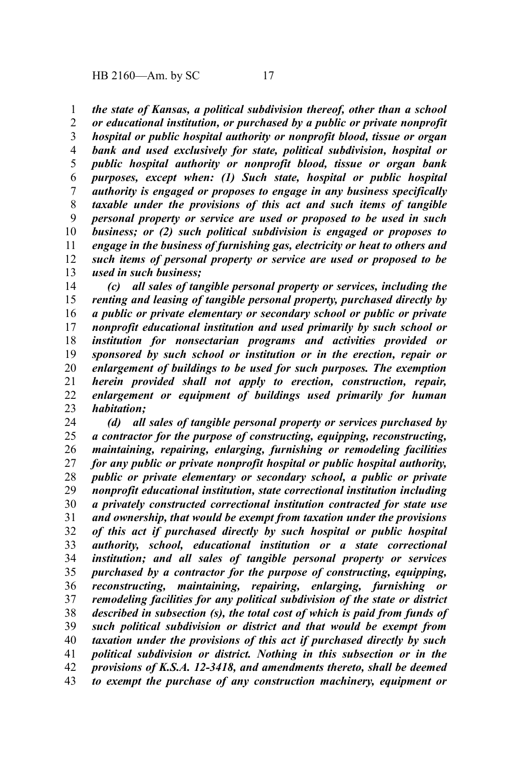*the state of Kansas, a political subdivision thereof, other than a school or educational institution, or purchased by a public or private nonprofit hospital or public hospital authority or nonprofit blood, tissue or organ bank and used exclusively for state, political subdivision, hospital or public hospital authority or nonprofit blood, tissue or organ bank purposes, except when: (1) Such state, hospital or public hospital authority is engaged or proposes to engage in any business specifically taxable under the provisions of this act and such items of tangible personal property or service are used or proposed to be used in such business; or (2) such political subdivision is engaged or proposes to engage in the business of furnishing gas, electricity or heat to others and such items of personal property or service are used or proposed to be used in such business;*

*(c) all sales of tangible personal property or services, including the renting and leasing of tangible personal property, purchased directly by a public or private elementary or secondary school or public or private nonprofit educational institution and used primarily by such school or institution for nonsectarian programs and activities provided or sponsored by such school or institution or in the erection, repair or enlargement of buildings to be used for such purposes. The exemption herein provided shall not apply to erection, construction, repair, enlargement or equipment of buildings used primarily for human habitation;*

*(d) all sales of tangible personal property or services purchased by a contractor for the purpose of constructing, equipping, reconstructing, maintaining, repairing, enlarging, furnishing or remodeling facilities for any public or private nonprofit hospital or public hospital authority, public or private elementary or secondary school, a public or private nonprofit educational institution, state correctional institution including a privately constructed correctional institution contracted for state use and ownership, that would be exempt from taxation under the provisions of this act if purchased directly by such hospital or public hospital authority, school, educational institution or a state correctional institution; and all sales of tangible personal property or services purchased by a contractor for the purpose of constructing, equipping, reconstructing, maintaining, repairing, enlarging, furnishing or remodeling facilities for any political subdivision of the state or district described in subsection (s), the total cost of which is paid from funds of such political subdivision or district and that would be exempt from taxation under the provisions of this act if purchased directly by such political subdivision or district. Nothing in this subsection or in the provisions of K.S.A. 12-3418, and amendments thereto, shall be deemed to exempt the purchase of any construction machinery, equipment or*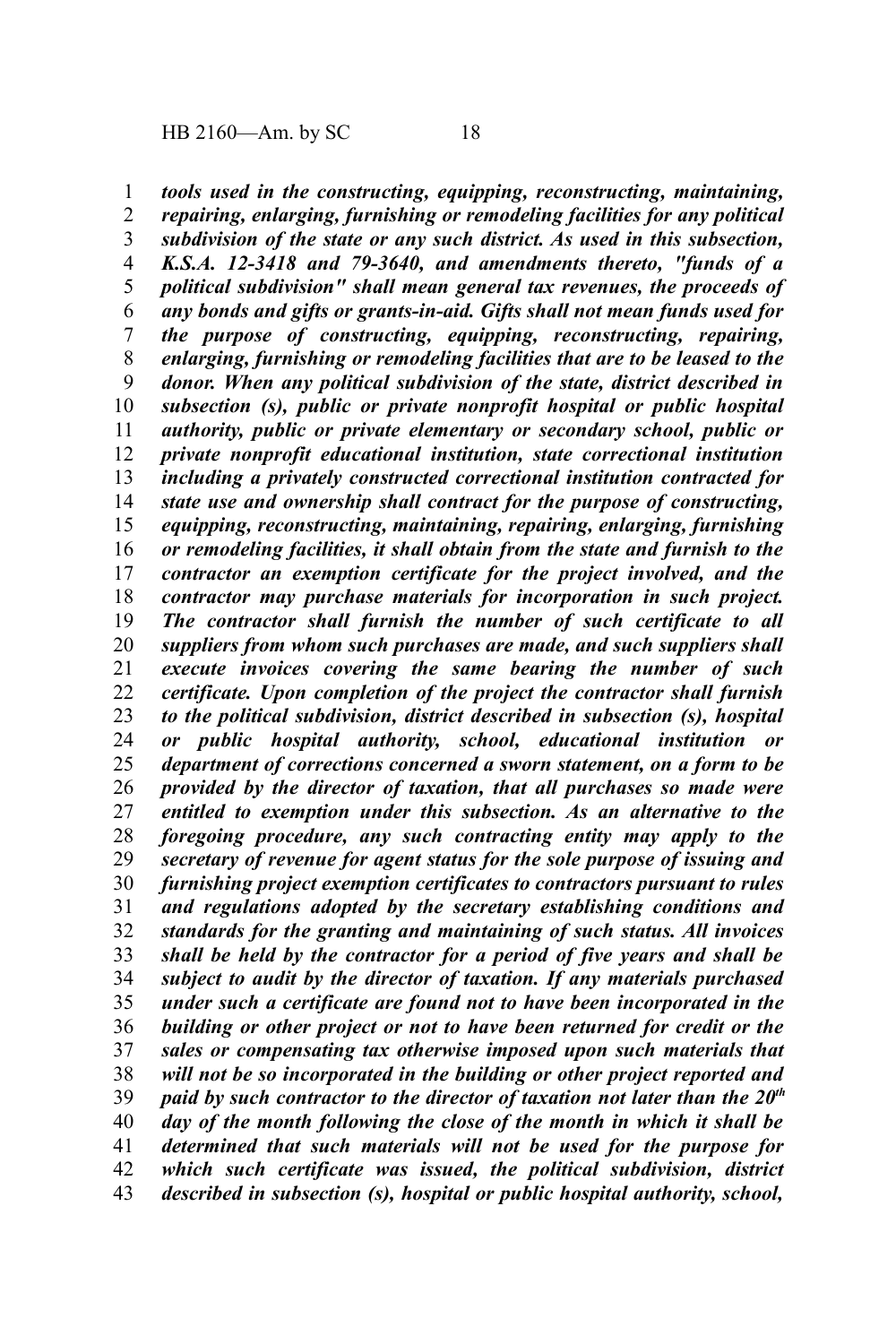***tools used in the constructing, equipping, reconstructing, maintaining, repairing, enlarging, furnishing or remodeling facilities for any political subdivision of the state or any such district. As used in this subsection, K.S.A. 12-3418 and 79-3640, and amendments thereto, "funds of a political subdivision" shall mean general tax revenues, the proceeds of any bonds and gifts or grants-in-aid. Gifts shall not mean funds used for the purpose of constructing, equipping, reconstructing, repairing, enlarging, furnishing or remodeling facilities that are to be leased to the donor. When any political subdivision of the state, district described in subsection (s), public or private nonprofit hospital or public hospital authority, public or private elementary or secondary school, public or private nonprofit educational institution, state correctional institution including a privately constructed correctional institution contracted for state use and ownership shall contract for the purpose of constructing, equipping, reconstructing, maintaining, repairing, enlarging, furnishing or remodeling facilities, it shall obtain from the state and furnish to the contractor an exemption certificate for the project involved, and the contractor may purchase materials for incorporation in such project. The contractor shall furnish the number of such certificate to all suppliers from whom such purchases are made, and such suppliers shall execute invoices covering the same bearing the number of such certificate. Upon completion of the project the contractor shall furnish to the political subdivision, district described in subsection (s), hospital or public hospital authority, school, educational institution or department of corrections concerned a sworn statement, on a form to be provided by the director of taxation, that all purchases so made were entitled to exemption under this subsection. As an alternative to the foregoing procedure, any such contracting entity may apply to the secretary of revenue for agent status for the sole purpose of issuing and furnishing project exemption certificates to contractors pursuant to rules and regulations adopted by the secretary establishing conditions and standards for the granting and maintaining of such status. All invoices shall be held by the contractor for a period of five years and shall be subject to audit by the director of taxation. If any materials purchased under such a certificate are found not to have been incorporated in the building or other project or not to have been returned for credit or the sales or compensating tax otherwise imposed upon such materials that will not be so incorporated in the building or other project reported and paid by such contractor to the director of taxation not later than the 20th day of the month following the close of the month in which it shall be determined that such materials will not be used for the purpose for which such certificate was issued, the political subdivision, district described in subsection (s), hospital or public hospital authority, school,***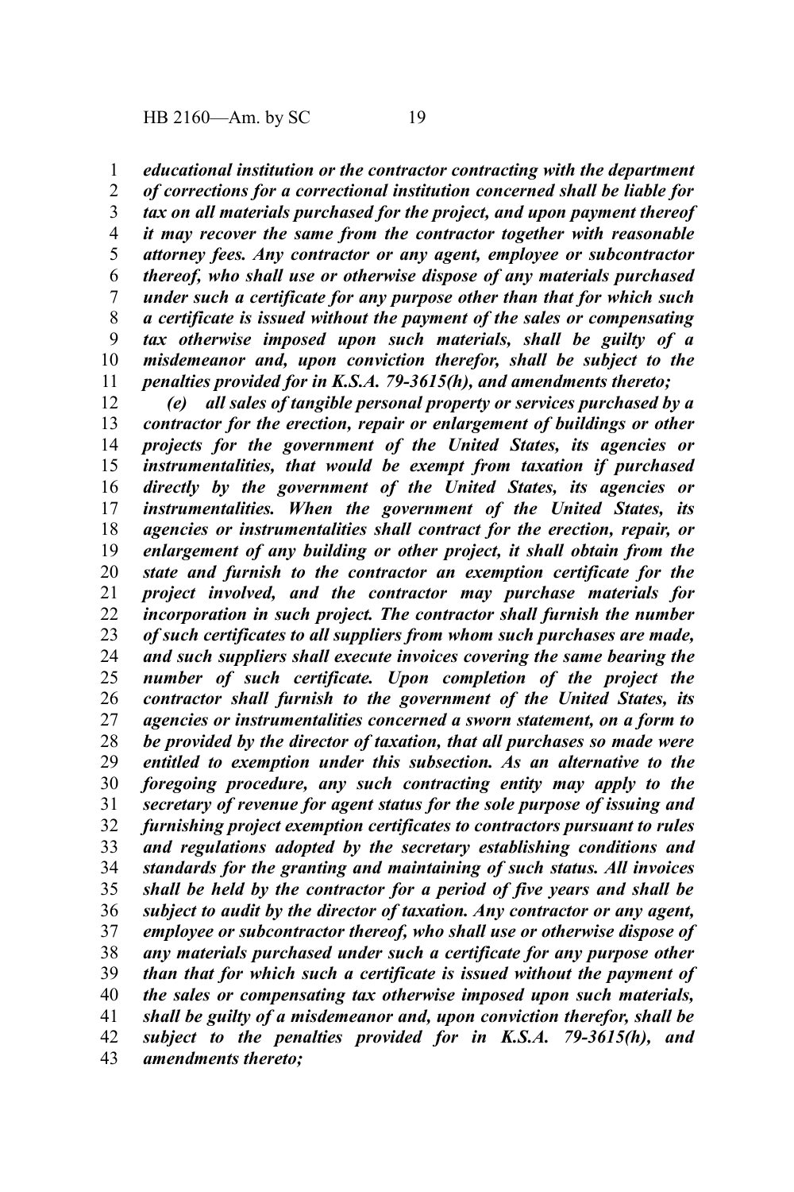*educational institution or the contractor contracting with the department of corrections for a correctional institution concerned shall be liable for tax on all materials purchased for the project, and upon payment thereof it may recover the same from the contractor together with reasonable attorney fees. Any contractor or any agent, employee or subcontractor thereof, who shall use or otherwise dispose of any materials purchased under such a certificate for any purpose other than that for which such a certificate is issued without the payment of the sales or compensating tax otherwise imposed upon such materials, shall be guilty of a misdemeanor and, upon conviction therefor, shall be subject to the penalties provided for in K.S.A. 79-3615(h), and amendments thereto;*

*(e) all sales of tangible personal property or services purchased by a contractor for the erection, repair or enlargement of buildings or other projects for the government of the United States, its agencies or instrumentalities, that would be exempt from taxation if purchased directly by the government of the United States, its agencies or instrumentalities. When the government of the United States, its agencies or instrumentalities shall contract for the erection, repair, or enlargement of any building or other project, it shall obtain from the state and furnish to the contractor an exemption certificate for the project involved, and the contractor may purchase materials for incorporation in such project. The contractor shall furnish the number of such certificates to all suppliers from whom such purchases are made, and such suppliers shall execute invoices covering the same bearing the number of such certificate. Upon completion of the project the contractor shall furnish to the government of the United States, its agencies or instrumentalities concerned a sworn statement, on a form to be provided by the director of taxation, that all purchases so made were entitled to exemption under this subsection. As an alternative to the foregoing procedure, any such contracting entity may apply to the secretary of revenue for agent status for the sole purpose of issuing and furnishing project exemption certificates to contractors pursuant to rules and regulations adopted by the secretary establishing conditions and standards for the granting and maintaining of such status. All invoices shall be held by the contractor for a period of five years and shall be subject to audit by the director of taxation. Any contractor or any agent, employee or subcontractor thereof, who shall use or otherwise dispose of any materials purchased under such a certificate for any purpose other than that for which such a certificate is issued without the payment of the sales or compensating tax otherwise imposed upon such materials, shall be guilty of a misdemeanor and, upon conviction therefor, shall be subject to the penalties provided for in K.S.A. 79-3615(h), and amendments thereto;*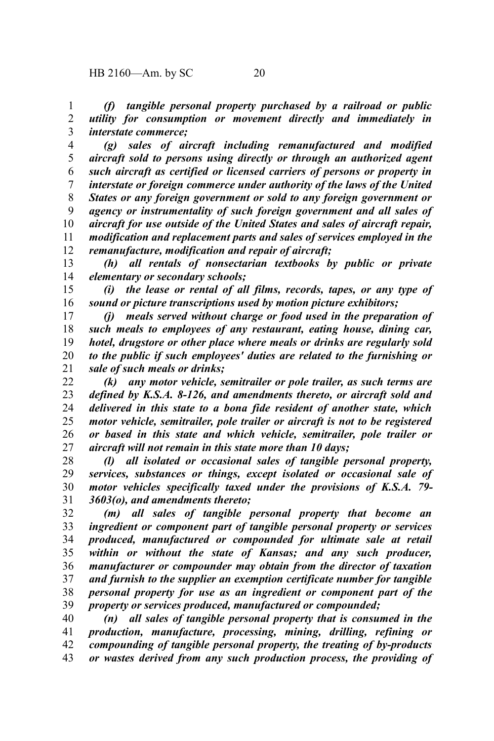*(f) tangible personal property purchased by a railroad or public utility for consumption or movement directly and immediately in interstate commerce;*

*(g) sales of aircraft including remanufactured and modified aircraft sold to persons using directly or through an authorized agent such aircraft as certified or licensed carriers of persons or property in interstate or foreign commerce under authority of the laws of the United States or any foreign government or sold to any foreign government or agency or instrumentality of such foreign government and all sales of aircraft for use outside of the United States and sales of aircraft repair, modification and replacement parts and sales of services employed in the remanufacture, modification and repair of aircraft;*

*(h) all rentals of nonsectarian textbooks by public or private elementary or secondary schools;*

*(i) the lease or rental of all films, records, tapes, or any type of sound or picture transcriptions used by motion picture exhibitors;*

*(j) meals served without charge or food used in the preparation of such meals to employees of any restaurant, eating house, dining car, hotel, drugstore or other place where meals or drinks are regularly sold to the public if such employees' duties are related to the furnishing or sale of such meals or drinks;*

*(k) any motor vehicle, semitrailer or pole trailer, as such terms are defined by K.S.A. 8-126, and amendments thereto, or aircraft sold and delivered in this state to a bona fide resident of another state, which motor vehicle, semitrailer, pole trailer or aircraft is not to be registered or based in this state and which vehicle, semitrailer, pole trailer or aircraft will not remain in this state more than 10 days;*

*(l) all isolated or occasional sales of tangible personal property, services, substances or things, except isolated or occasional sale of motor vehicles specifically taxed under the provisions of K.S.A. 79-3603(o), and amendments thereto;*

*(m) all sales of tangible personal property that become an ingredient or component part of tangible personal property or services produced, manufactured or compounded for ultimate sale at retail within or without the state of Kansas; and any such producer, manufacturer or compounder may obtain from the director of taxation and furnish to the supplier an exemption certificate number for tangible personal property for use as an ingredient or component part of the property or services produced, manufactured or compounded;*

*(n) all sales of tangible personal property that is consumed in the production, manufacture, processing, mining, drilling, refining or compounding of tangible personal property, the treating of by-products or wastes derived from any such production process, the providing of*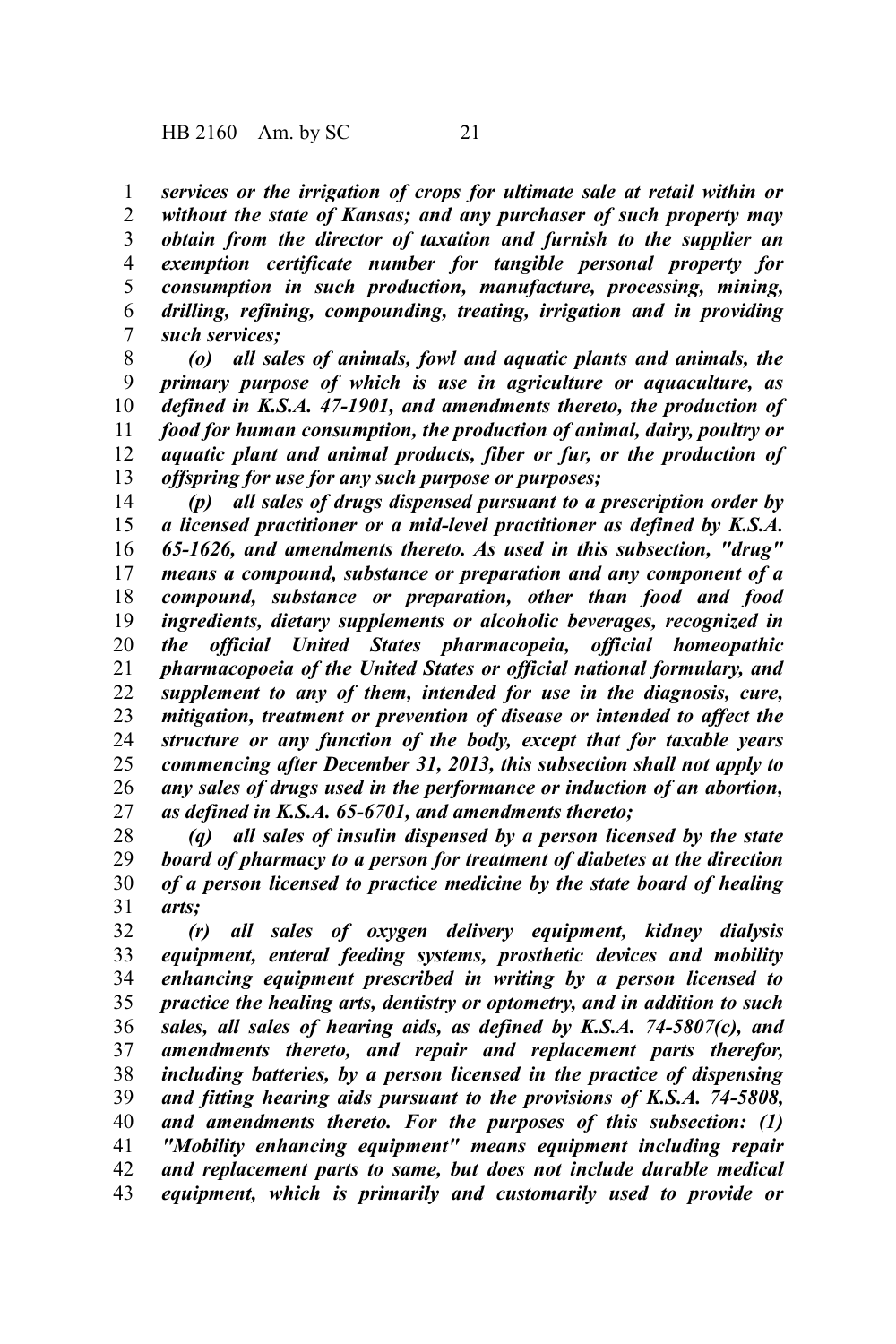*services or the irrigation of crops for ultimate sale at retail within or without the state of Kansas; and any purchaser of such property may obtain from the director of taxation and furnish to the supplier an exemption certificate number for tangible personal property for consumption in such production, manufacture, processing, mining, drilling, refining, compounding, treating, irrigation and in providing such services;*

*(o) all sales of animals, fowl and aquatic plants and animals, the primary purpose of which is use in agriculture or aquaculture, as defined in K.S.A. 47-1901, and amendments thereto, the production of food for human consumption, the production of animal, dairy, poultry or aquatic plant and animal products, fiber or fur, or the production of offspring for use for any such purpose or purposes;*

*(p) all sales of drugs dispensed pursuant to a prescription order by a licensed practitioner or a mid-level practitioner as defined by K.S.A. 65-1626, and amendments thereto. As used in this subsection, "drug" means a compound, substance or preparation and any component of a compound, substance or preparation, other than food and food ingredients, dietary supplements or alcoholic beverages, recognized in the official United States pharmacopeia, official homeopathic pharmacopoeia of the United States or official national formulary, and supplement to any of them, intended for use in the diagnosis, cure, mitigation, treatment or prevention of disease or intended to affect the structure or any function of the body, except that for taxable years commencing after December 31, 2013, this subsection shall not apply to any sales of drugs used in the performance or induction of an abortion, as defined in K.S.A. 65-6701, and amendments thereto;*

*(q) all sales of insulin dispensed by a person licensed by the state board of pharmacy to a person for treatment of diabetes at the direction of a person licensed to practice medicine by the state board of healing arts;*

*(r) all sales of oxygen delivery equipment, kidney dialysis equipment, enteral feeding systems, prosthetic devices and mobility enhancing equipment prescribed in writing by a person licensed to practice the healing arts, dentistry or optometry, and in addition to such sales, all sales of hearing aids, as defined by K.S.A. 74-5807(c), and amendments thereto, and repair and replacement parts therefor, including batteries, by a person licensed in the practice of dispensing and fitting hearing aids pursuant to the provisions of K.S.A. 74-5808, and amendments thereto. For the purposes of this subsection: (1) "Mobility enhancing equipment" means equipment including repair and replacement parts to same, but does not include durable medical equipment, which is primarily and customarily used to provide or*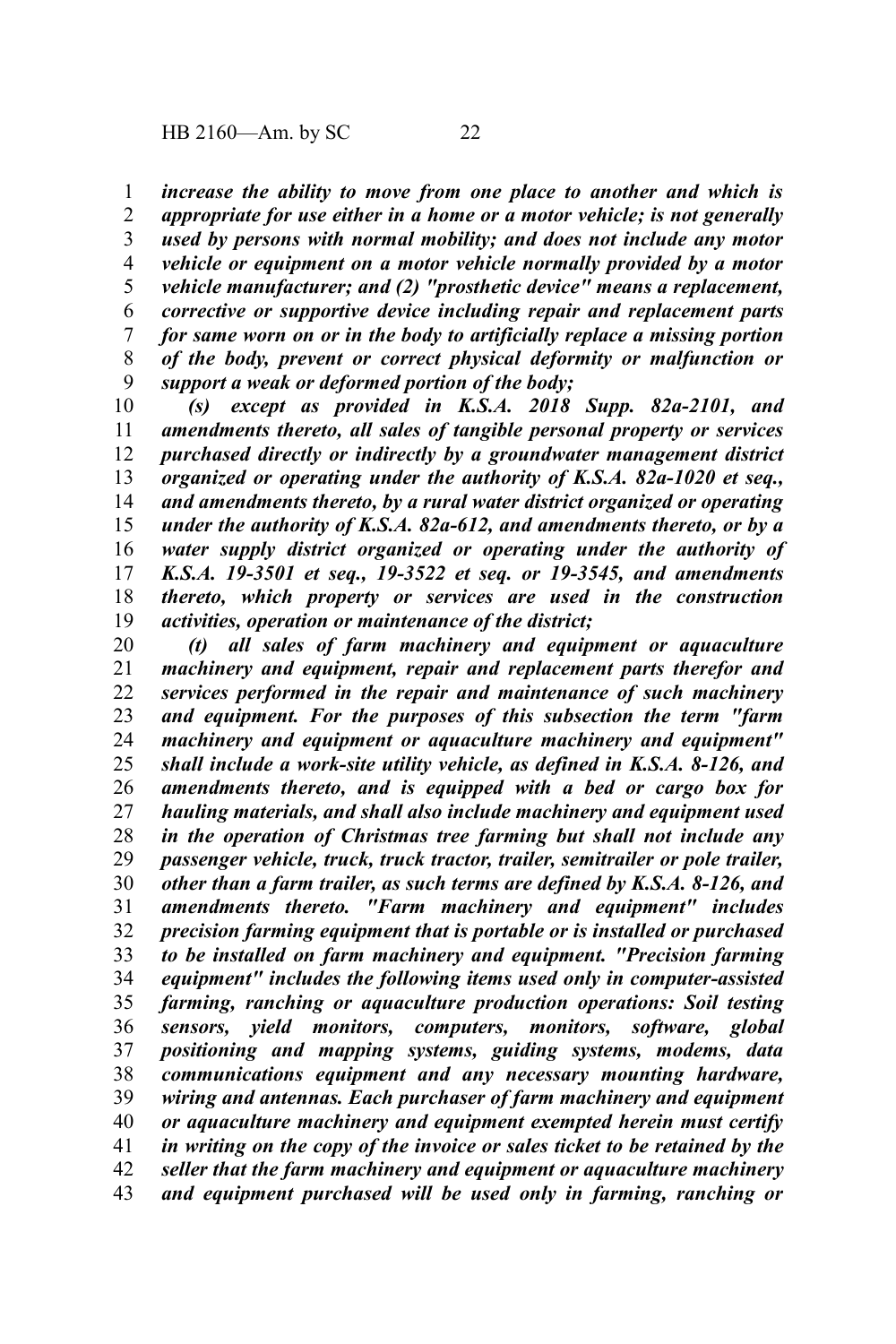*increase the ability to move from one place to another and which is appropriate for use either in a home or a motor vehicle; is not generally used by persons with normal mobility; and does not include any motor vehicle or equipment on a motor vehicle normally provided by a motor vehicle manufacturer; and (2) "prosthetic device" means a replacement, corrective or supportive device including repair and replacement parts for same worn on or in the body to artificially replace a missing portion of the body, prevent or correct physical deformity or malfunction or support a weak or deformed portion of the body;*

*(s) except as provided in K.S.A. 2018 Supp. 82a-2101, and amendments thereto, all sales of tangible personal property or services purchased directly or indirectly by a groundwater management district organized or operating under the authority of K.S.A. 82a-1020 et seq., and amendments thereto, by a rural water district organized or operating under the authority of K.S.A. 82a-612, and amendments thereto, or by a water supply district organized or operating under the authority of K.S.A. 19-3501 et seq., 19-3522 et seq. or 19-3545, and amendments thereto, which property or services are used in the construction activities, operation or maintenance of the district;*

*(t) all sales of farm machinery and equipment or aquaculture machinery and equipment, repair and replacement parts therefor and services performed in the repair and maintenance of such machinery and equipment. For the purposes of this subsection the term "farm machinery and equipment or aquaculture machinery and equipment" shall include a work-site utility vehicle, as defined in K.S.A. 8-126, and amendments thereto, and is equipped with a bed or cargo box for hauling materials, and shall also include machinery and equipment used in the operation of Christmas tree farming but shall not include any passenger vehicle, truck, truck tractor, trailer, semitrailer or pole trailer, other than a farm trailer, as such terms are defined by K.S.A. 8-126, and amendments thereto. "Farm machinery and equipment" includes precision farming equipment that is portable or is installed or purchased to be installed on farm machinery and equipment. "Precision farming equipment" includes the following items used only in computer-assisted farming, ranching or aquaculture production operations: Soil testing sensors, yield monitors, computers, monitors, software, global positioning and mapping systems, guiding systems, modems, data communications equipment and any necessary mounting hardware, wiring and antennas. Each purchaser of farm machinery and equipment or aquaculture machinery and equipment exempted herein must certify in writing on the copy of the invoice or sales ticket to be retained by the seller that the farm machinery and equipment or aquaculture machinery and equipment purchased will be used only in farming, ranching or*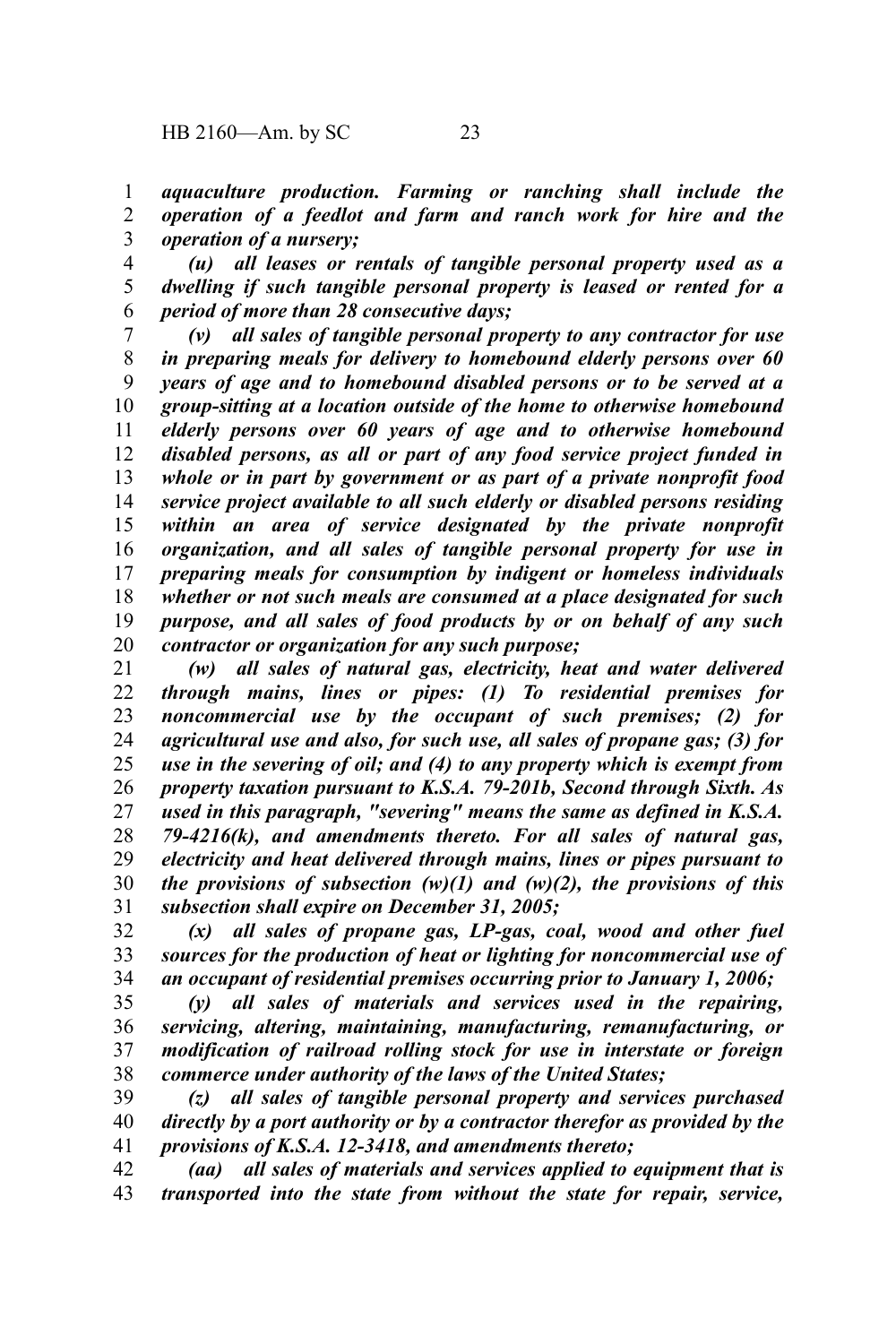*aquaculture production. Farming or ranching shall include the operation of a feedlot and farm and ranch work for hire and the operation of a nursery;*

*(u) all leases or rentals of tangible personal property used as a dwelling if such tangible personal property is leased or rented for a period of more than 28 consecutive days;*

*(v) all sales of tangible personal property to any contractor for use in preparing meals for delivery to homebound elderly persons over 60 years of age and to homebound disabled persons or to be served at a group-sitting at a location outside of the home to otherwise homebound elderly persons over 60 years of age and to otherwise homebound disabled persons, as all or part of any food service project funded in whole or in part by government or as part of a private nonprofit food service project available to all such elderly or disabled persons residing within an area of service designated by the private nonprofit organization, and all sales of tangible personal property for use in preparing meals for consumption by indigent or homeless individuals whether or not such meals are consumed at a place designated for such purpose, and all sales of food products by or on behalf of any such contractor or organization for any such purpose;*

*(w) all sales of natural gas, electricity, heat and water delivered through mains, lines or pipes: (1) To residential premises for noncommercial use by the occupant of such premises; (2) for agricultural use and also, for such use, all sales of propane gas; (3) for use in the severing of oil; and (4) to any property which is exempt from property taxation pursuant to K.S.A. 79-201b, Second through Sixth. As used in this paragraph, "severing" means the same as defined in K.S.A. 79-4216(k), and amendments thereto. For all sales of natural gas, electricity and heat delivered through mains, lines or pipes pursuant to the provisions of subsection (w)(1) and (w)(2), the provisions of this subsection shall expire on December 31, 2005;*

*(x) all sales of propane gas, LP-gas, coal, wood and other fuel sources for the production of heat or lighting for noncommercial use of an occupant of residential premises occurring prior to January 1, 2006;*

*(y) all sales of materials and services used in the repairing, servicing, altering, maintaining, manufacturing, remanufacturing, or modification of railroad rolling stock for use in interstate or foreign commerce under authority of the laws of the United States;*

*(z) all sales of tangible personal property and services purchased directly by a port authority or by a contractor therefor as provided by the provisions of K.S.A. 12-3418, and amendments thereto;*

*(aa) all sales of materials and services applied to equipment that is transported into the state from without the state for repair, service,*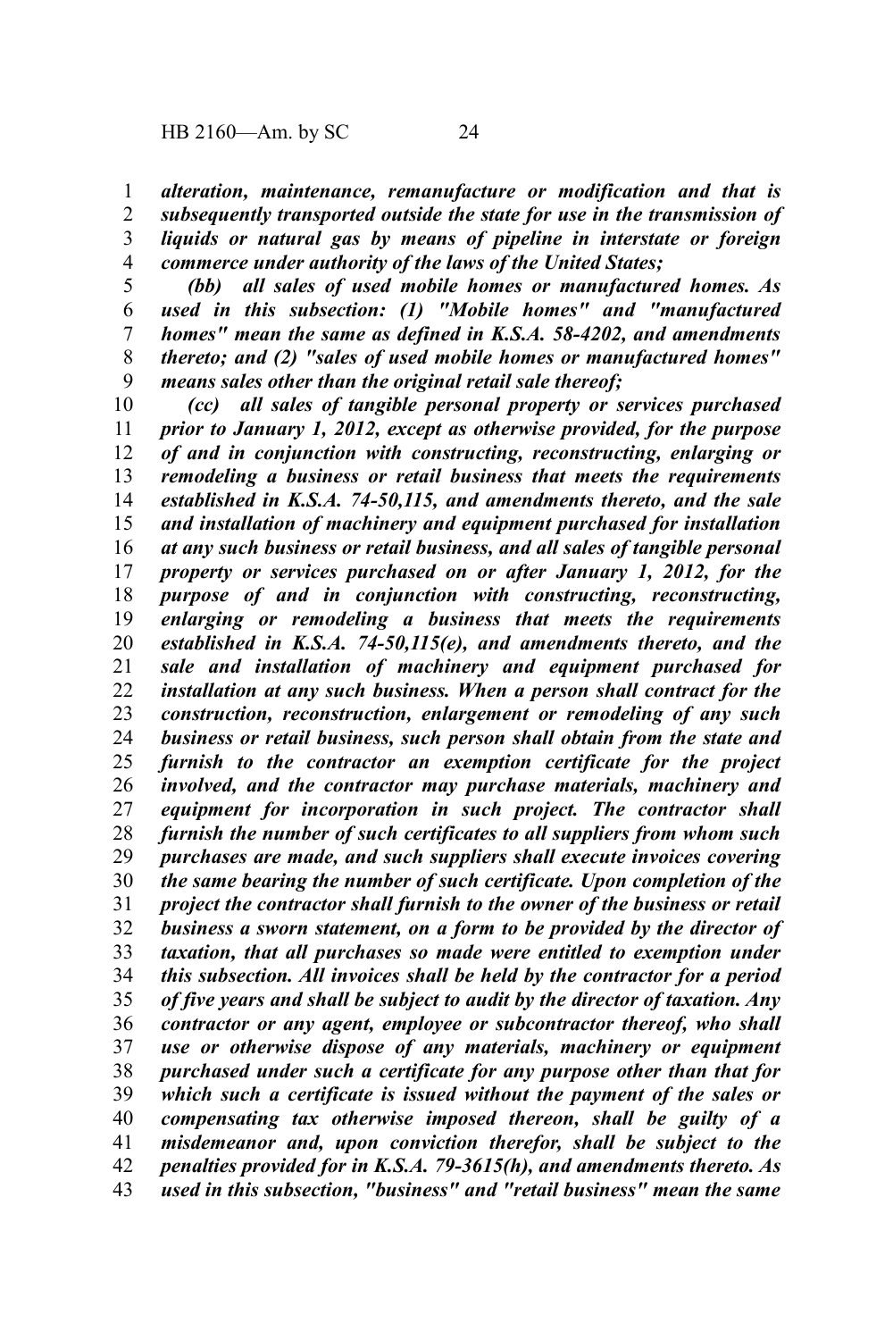*alteration, maintenance, remanufacture or modification and that is subsequently transported outside the state for use in the transmission of liquids or natural gas by means of pipeline in interstate or foreign commerce under authority of the laws of the United States;*

*(bb) all sales of used mobile homes or manufactured homes. As used in this subsection: (1) "Mobile homes" and "manufactured homes" mean the same as defined in K.S.A. 58-4202, and amendments thereto; and (2) "sales of used mobile homes or manufactured homes" means sales other than the original retail sale thereof;*

*(cc) all sales of tangible personal property or services purchased prior to January 1, 2012, except as otherwise provided, for the purpose of and in conjunction with constructing, reconstructing, enlarging or remodeling a business or retail business that meets the requirements established in K.S.A. 74-50,115, and amendments thereto, and the sale and installation of machinery and equipment purchased for installation at any such business or retail business, and all sales of tangible personal property or services purchased on or after January 1, 2012, for the purpose of and in conjunction with constructing, reconstructing, enlarging or remodeling a business that meets the requirements established in K.S.A. 74-50,115(e), and amendments thereto, and the sale and installation of machinery and equipment purchased for installation at any such business. When a person shall contract for the construction, reconstruction, enlargement or remodeling of any such business or retail business, such person shall obtain from the state and furnish to the contractor an exemption certificate for the project involved, and the contractor may purchase materials, machinery and equipment for incorporation in such project. The contractor shall furnish the number of such certificates to all suppliers from whom such purchases are made, and such suppliers shall execute invoices covering the same bearing the number of such certificate. Upon completion of the project the contractor shall furnish to the owner of the business or retail business a sworn statement, on a form to be provided by the director of taxation, that all purchases so made were entitled to exemption under this subsection. All invoices shall be held by the contractor for a period of five years and shall be subject to audit by the director of taxation. Any contractor or any agent, employee or subcontractor thereof, who shall use or otherwise dispose of any materials, machinery or equipment purchased under such a certificate for any purpose other than that for which such a certificate is issued without the payment of the sales or compensating tax otherwise imposed thereon, shall be guilty of a misdemeanor and, upon conviction therefor, shall be subject to the penalties provided for in K.S.A. 79-3615(h), and amendments thereto. As used in this subsection, "business" and "retail business" mean the same*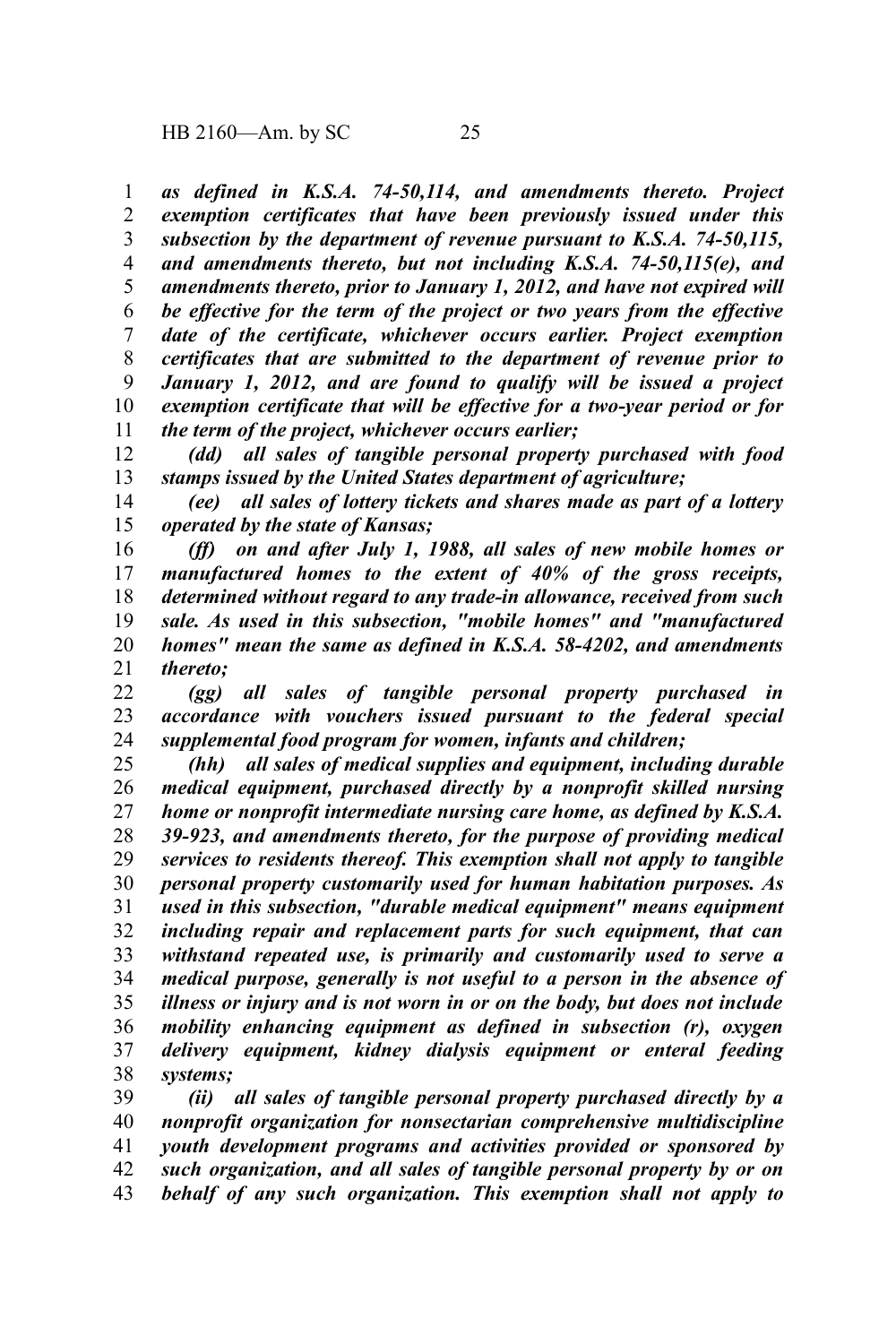*as defined in K.S.A. 74-50,114, and amendments thereto. Project exemption certificates that have been previously issued under this subsection by the department of revenue pursuant to K.S.A. 74-50,115, and amendments thereto, but not including K.S.A. 74-50,115(e), and amendments thereto, prior to January 1, 2012, and have not expired will be effective for the term of the project or two years from the effective date of the certificate, whichever occurs earlier. Project exemption certificates that are submitted to the department of revenue prior to January 1, 2012, and are found to qualify will be issued a project exemption certificate that will be effective for a two-year period or for the term of the project, whichever occurs earlier;*

*(dd) all sales of tangible personal property purchased with food stamps issued by the United States department of agriculture;*

*(ee) all sales of lottery tickets and shares made as part of a lottery operated by the state of Kansas;*

*(ff) on and after July 1, 1988, all sales of new mobile homes or manufactured homes to the extent of 40% of the gross receipts, determined without regard to any trade-in allowance, received from such sale. As used in this subsection, "mobile homes" and "manufactured homes" mean the same as defined in K.S.A. 58-4202, and amendments thereto;*

*(gg) all sales of tangible personal property purchased in accordance with vouchers issued pursuant to the federal special supplemental food program for women, infants and children;*

*(hh) all sales of medical supplies and equipment, including durable medical equipment, purchased directly by a nonprofit skilled nursing home or nonprofit intermediate nursing care home, as defined by K.S.A. 39-923, and amendments thereto, for the purpose of providing medical services to residents thereof. This exemption shall not apply to tangible personal property customarily used for human habitation purposes. As used in this subsection, "durable medical equipment" means equipment including repair and replacement parts for such equipment, that can withstand repeated use, is primarily and customarily used to serve a medical purpose, generally is not useful to a person in the absence of illness or injury and is not worn in or on the body, but does not include mobility enhancing equipment as defined in subsection (r), oxygen delivery equipment, kidney dialysis equipment or enteral feeding systems;*

*(ii) all sales of tangible personal property purchased directly by a nonprofit organization for nonsectarian comprehensive multidiscipline youth development programs and activities provided or sponsored by such organization, and all sales of tangible personal property by or on behalf of any such organization. This exemption shall not apply to*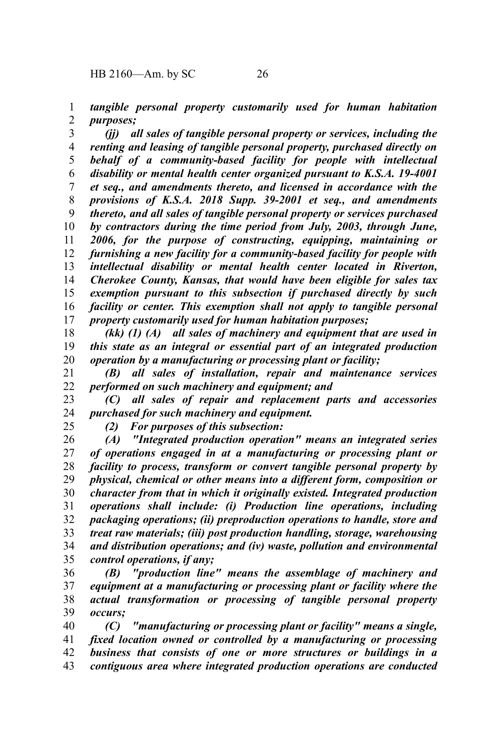*tangible personal property customarily used for human habitation purposes;*

*(jj) all sales of tangible personal property or services, including the renting and leasing of tangible personal property, purchased directly on behalf of a community-based facility for people with intellectual disability or mental health center organized pursuant to K.S.A. 19-4001 et seq., and amendments thereto, and licensed in accordance with the provisions of K.S.A. 2018 Supp. 39-2001 et seq., and amendments thereto, and all sales of tangible personal property or services purchased by contractors during the time period from July, 2003, through June, 2006, for the purpose of constructing, equipping, maintaining or furnishing a new facility for a community-based facility for people with intellectual disability or mental health center located in Riverton, Cherokee County, Kansas, that would have been eligible for sales tax exemption pursuant to this subsection if purchased directly by such facility or center. This exemption shall not apply to tangible personal property customarily used for human habitation purposes;*

*(kk) (1) (A) all sales of machinery and equipment that are used in this state as an integral or essential part of an integrated production operation by a manufacturing or processing plant or facility;*

*(B) all sales of installation, repair and maintenance services performed on such machinery and equipment; and*

*(C) all sales of repair and replacement parts and accessories purchased for such machinery and equipment.*

*(2) For purposes of this subsection:*

*(A) "Integrated production operation" means an integrated series of operations engaged in at a manufacturing or processing plant or facility to process, transform or convert tangible personal property by physical, chemical or other means into a different form, composition or character from that in which it originally existed. Integrated production operations shall include: (i) Production line operations, including packaging operations; (ii) preproduction operations to handle, store and treat raw materials; (iii) post production handling, storage, warehousing and distribution operations; and (iv) waste, pollution and environmental control operations, if any;*

*(B) "production line" means the assemblage of machinery and equipment at a manufacturing or processing plant or facility where the actual transformation or processing of tangible personal property occurs;*

*(C) "manufacturing or processing plant or facility" means a single, fixed location owned or controlled by a manufacturing or processing business that consists of one or more structures or buildings in a contiguous area where integrated production operations are conducted*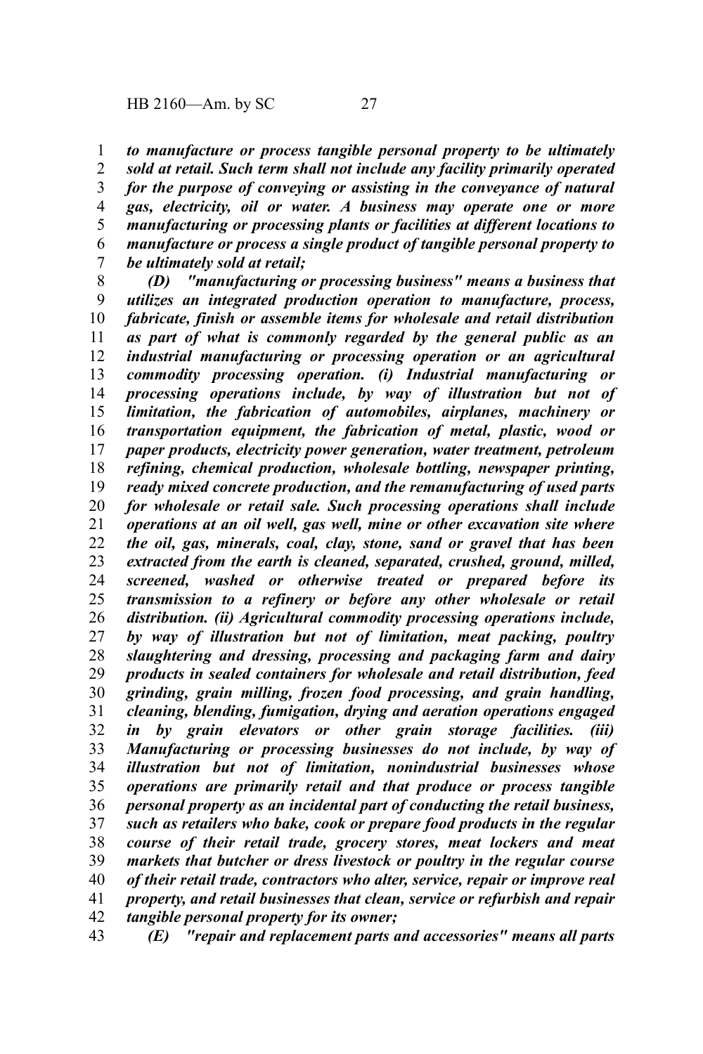*to manufacture or process tangible personal property to be ultimately sold at retail. Such term shall not include any facility primarily operated for the purpose of conveying or assisting in the conveyance of natural gas, electricity, oil or water. A business may operate one or more manufacturing or processing plants or facilities at different locations to manufacture or process a single product of tangible personal property to be ultimately sold at retail;*

*(D) "manufacturing or processing business" means a business that utilizes an integrated production operation to manufacture, process, fabricate, finish or assemble items for wholesale and retail distribution as part of what is commonly regarded by the general public as an industrial manufacturing or processing operation or an agricultural commodity processing operation. (i) Industrial manufacturing or processing operations include, by way of illustration but not of limitation, the fabrication of automobiles, airplanes, machinery or transportation equipment, the fabrication of metal, plastic, wood or paper products, electricity power generation, water treatment, petroleum refining, chemical production, wholesale bottling, newspaper printing, ready mixed concrete production, and the remanufacturing of used parts for wholesale or retail sale. Such processing operations shall include operations at an oil well, gas well, mine or other excavation site where the oil, gas, minerals, coal, clay, stone, sand or gravel that has been extracted from the earth is cleaned, separated, crushed, ground, milled, screened, washed or otherwise treated or prepared before its transmission to a refinery or before any other wholesale or retail distribution. (ii) Agricultural commodity processing operations include, by way of illustration but not of limitation, meat packing, poultry slaughtering and dressing, processing and packaging farm and dairy products in sealed containers for wholesale and retail distribution, feed grinding, grain milling, frozen food processing, and grain handling, cleaning, blending, fumigation, drying and aeration operations engaged in by grain elevators or other grain storage facilities. (iii) Manufacturing or processing businesses do not include, by way of illustration but not of limitation, nonindustrial businesses whose operations are primarily retail and that produce or process tangible personal property as an incidental part of conducting the retail business, such as retailers who bake, cook or prepare food products in the regular course of their retail trade, grocery stores, meat lockers and meat markets that butcher or dress livestock or poultry in the regular course of their retail trade, contractors who alter, service, repair or improve real property, and retail businesses that clean, service or refurbish and repair tangible personal property for its owner;*

*(E) "repair and replacement parts and accessories" means all parts*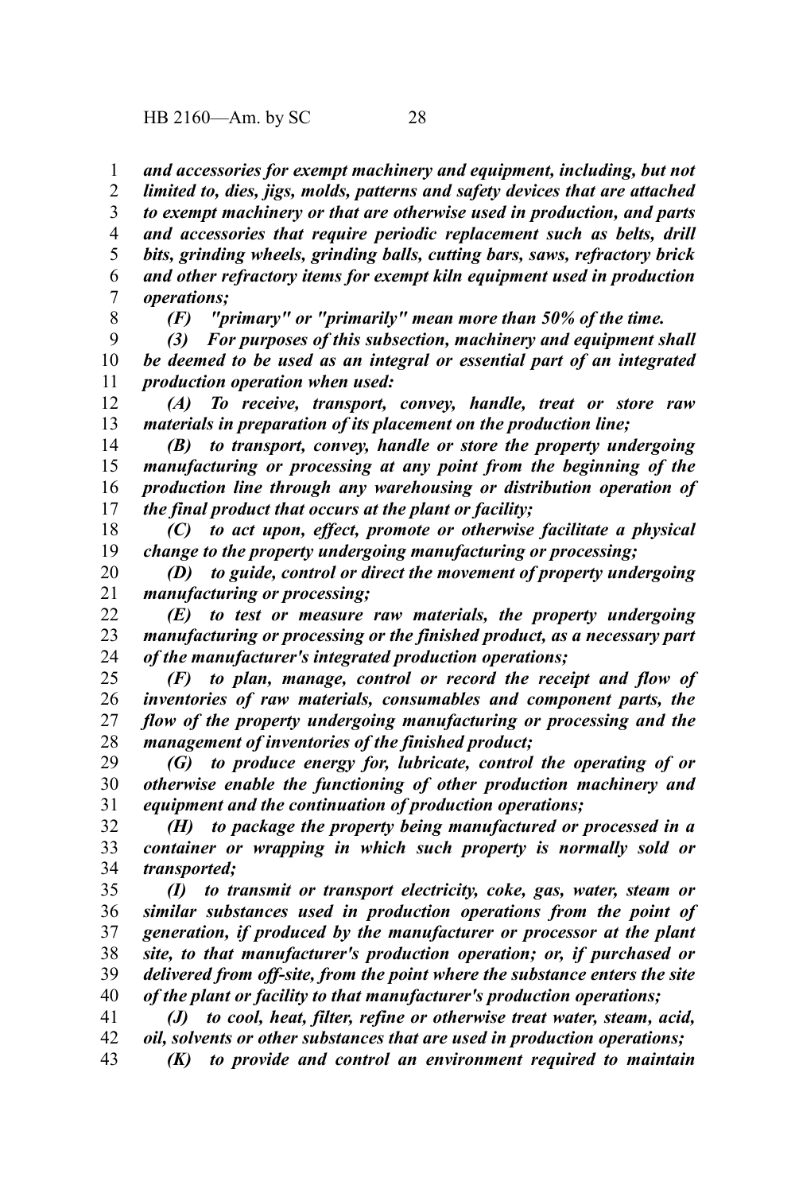*and accessories for exempt machinery and equipment, including, but not limited to, dies, jigs, molds, patterns and safety devices that are attached to exempt machinery or that are otherwise used in production, and parts and accessories that require periodic replacement such as belts, drill bits, grinding wheels, grinding balls, cutting bars, saws, refractory brick and other refractory items for exempt kiln equipment used in production operations;*

*(F) "primary" or "primarily" mean more than 50% of the time.*

*(3) For purposes of this subsection, machinery and equipment shall be deemed to be used as an integral or essential part of an integrated production operation when used:*

*(A) To receive, transport, convey, handle, treat or store raw materials in preparation of its placement on the production line;*

*(B) to transport, convey, handle or store the property undergoing manufacturing or processing at any point from the beginning of the production line through any warehousing or distribution operation of the final product that occurs at the plant or facility;*

*(C) to act upon, effect, promote or otherwise facilitate a physical change to the property undergoing manufacturing or processing;*

*(D) to guide, control or direct the movement of property undergoing manufacturing or processing;*

*(E) to test or measure raw materials, the property undergoing manufacturing or processing or the finished product, as a necessary part of the manufacturer's integrated production operations;*

*(F) to plan, manage, control or record the receipt and flow of inventories of raw materials, consumables and component parts, the flow of the property undergoing manufacturing or processing and the management of inventories of the finished product;*

*(G) to produce energy for, lubricate, control the operating of or otherwise enable the functioning of other production machinery and equipment and the continuation of production operations;*

*(H) to package the property being manufactured or processed in a container or wrapping in which such property is normally sold or transported;*

*(I) to transmit or transport electricity, coke, gas, water, steam or similar substances used in production operations from the point of generation, if produced by the manufacturer or processor at the plant site, to that manufacturer's production operation; or, if purchased or delivered from off-site, from the point where the substance enters the site of the plant or facility to that manufacturer's production operations;*

*(J) to cool, heat, filter, refine or otherwise treat water, steam, acid, oil, solvents or other substances that are used in production operations;*

*(K) to provide and control an environment required to maintain*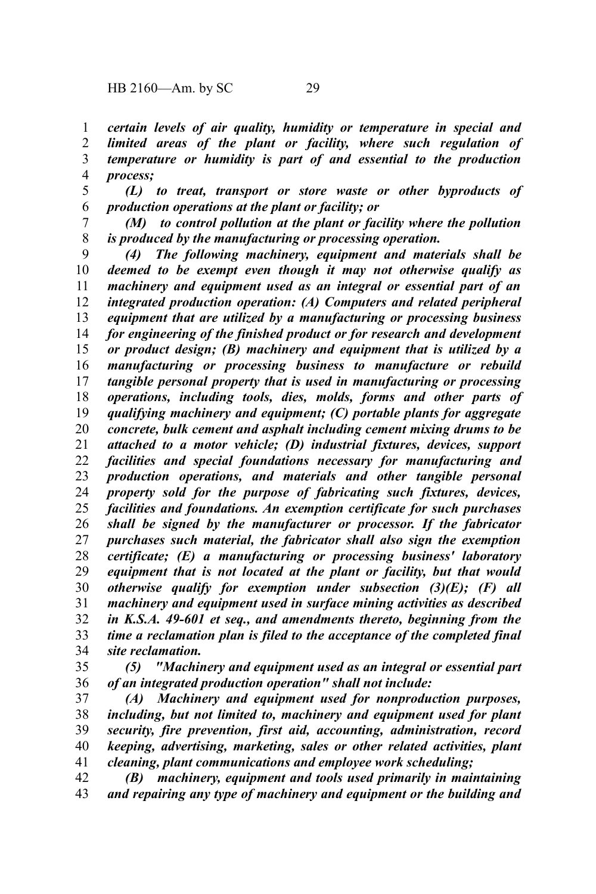*certain levels of air quality, humidity or temperature in special and limited areas of the plant or facility, where such regulation of temperature or humidity is part of and essential to the production process;*

*(L) to treat, transport or store waste or other byproducts of production operations at the plant or facility; or*

*(M) to control pollution at the plant or facility where the pollution is produced by the manufacturing or processing operation.*

*(4) The following machinery, equipment and materials shall be deemed to be exempt even though it may not otherwise qualify as machinery and equipment used as an integral or essential part of an integrated production operation: (A) Computers and related peripheral equipment that are utilized by a manufacturing or processing business for engineering of the finished product or for research and development or product design; (B) machinery and equipment that is utilized by a manufacturing or processing business to manufacture or rebuild tangible personal property that is used in manufacturing or processing operations, including tools, dies, molds, forms and other parts of qualifying machinery and equipment; (C) portable plants for aggregate concrete, bulk cement and asphalt including cement mixing drums to be attached to a motor vehicle; (D) industrial fixtures, devices, support facilities and special foundations necessary for manufacturing and production operations, and materials and other tangible personal property sold for the purpose of fabricating such fixtures, devices, facilities and foundations. An exemption certificate for such purchases shall be signed by the manufacturer or processor. If the fabricator purchases such material, the fabricator shall also sign the exemption certificate; (E) a manufacturing or processing business' laboratory equipment that is not located at the plant or facility, but that would otherwise qualify for exemption under subsection (3)(E); (F) all machinery and equipment used in surface mining activities as described in K.S.A. 49-601 et seq., and amendments thereto, beginning from the time a reclamation plan is filed to the acceptance of the completed final site reclamation.*

*(5) "Machinery and equipment used as an integral or essential part of an integrated production operation" shall not include:*

*(A) Machinery and equipment used for nonproduction purposes, including, but not limited to, machinery and equipment used for plant security, fire prevention, first aid, accounting, administration, record keeping, advertising, marketing, sales or other related activities, plant cleaning, plant communications and employee work scheduling;*

*(B) machinery, equipment and tools used primarily in maintaining and repairing any type of machinery and equipment or the building and*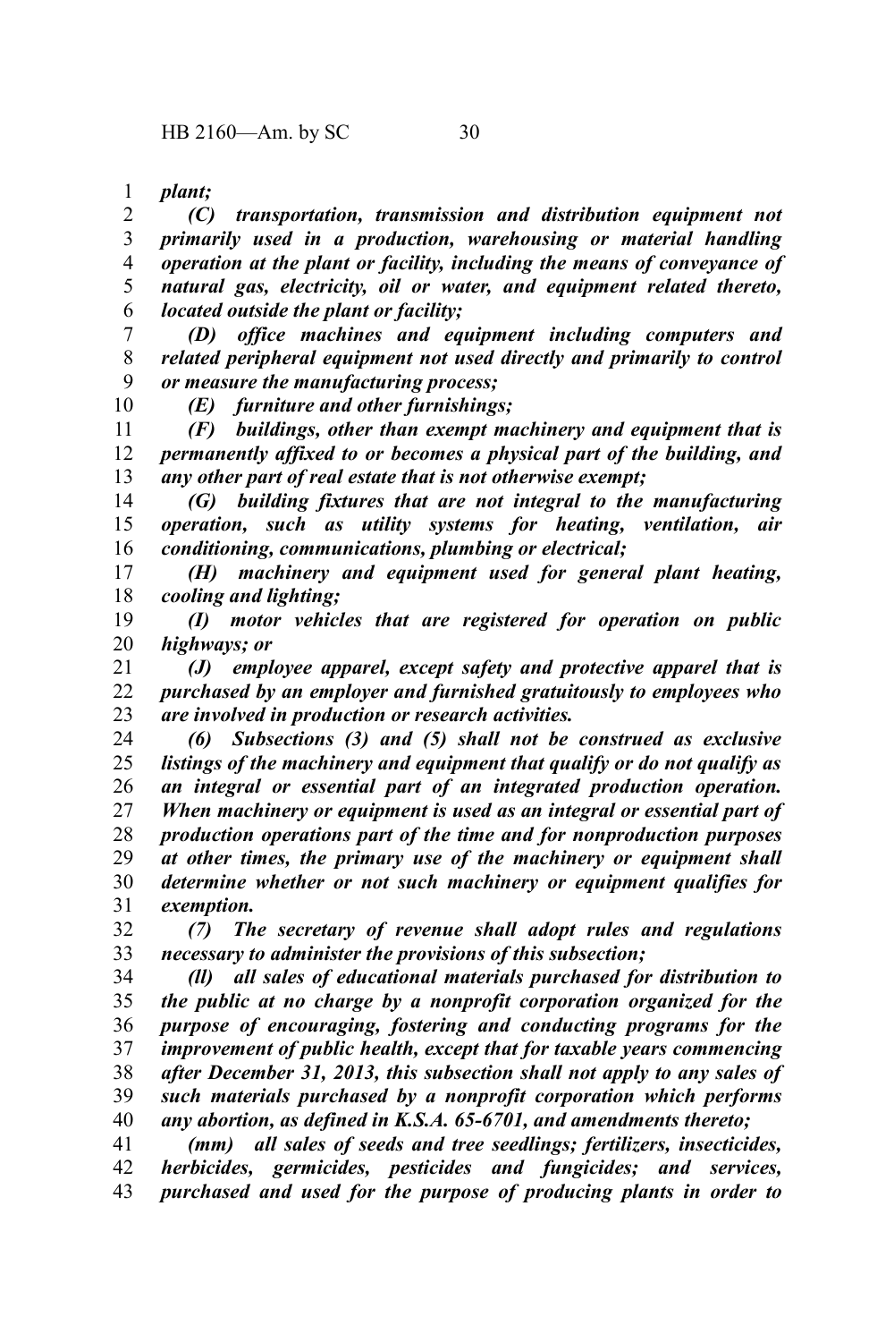*plant;*

*(C) transportation, transmission and distribution equipment not primarily used in a production, warehousing or material handling operation at the plant or facility, including the means of conveyance of natural gas, electricity, oil or water, and equipment related thereto, located outside the plant or facility;*

*(D) office machines and equipment including computers and related peripheral equipment not used directly and primarily to control or measure the manufacturing process;*

*(E) furniture and other furnishings;*

*(F) buildings, other than exempt machinery and equipment that is permanently affixed to or becomes a physical part of the building, and any other part of real estate that is not otherwise exempt;*

*(G) building fixtures that are not integral to the manufacturing operation, such as utility systems for heating, ventilation, air conditioning, communications, plumbing or electrical;*

*(H) machinery and equipment used for general plant heating, cooling and lighting;*

*(I) motor vehicles that are registered for operation on public highways; or*

*(J) employee apparel, except safety and protective apparel that is purchased by an employer and furnished gratuitously to employees who are involved in production or research activities.*

*(6) Subsections (3) and (5) shall not be construed as exclusive listings of the machinery and equipment that qualify or do not qualify as an integral or essential part of an integrated production operation. When machinery or equipment is used as an integral or essential part of production operations part of the time and for nonproduction purposes at other times, the primary use of the machinery or equipment shall determine whether or not such machinery or equipment qualifies for exemption.*

*(7) The secretary of revenue shall adopt rules and regulations necessary to administer the provisions of this subsection;*

*(ll) all sales of educational materials purchased for distribution to the public at no charge by a nonprofit corporation organized for the purpose of encouraging, fostering and conducting programs for the improvement of public health, except that for taxable years commencing after December 31, 2013, this subsection shall not apply to any sales of such materials purchased by a nonprofit corporation which performs any abortion, as defined in K.S.A. 65-6701, and amendments thereto;*

*(mm) all sales of seeds and tree seedlings; fertilizers, insecticides, herbicides, germicides, pesticides and fungicides; and services, purchased and used for the purpose of producing plants in order to*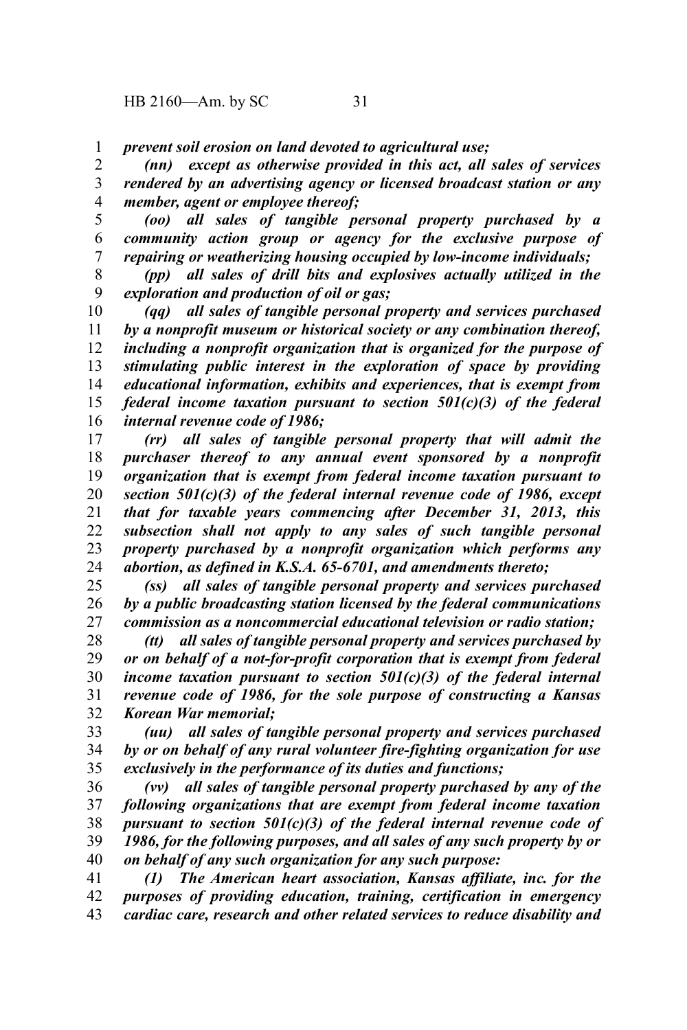*prevent soil erosion on land devoted to agricultural use;*

*(nn) except as otherwise provided in this act, all sales of services rendered by an advertising agency or licensed broadcast station or any member, agent or employee thereof;*

*(oo) all sales of tangible personal property purchased by a community action group or agency for the exclusive purpose of repairing or weatherizing housing occupied by low-income individuals;*

*(pp) all sales of drill bits and explosives actually utilized in the exploration and production of oil or gas;*

*(qq) all sales of tangible personal property and services purchased by a nonprofit museum or historical society or any combination thereof, including a nonprofit organization that is organized for the purpose of stimulating public interest in the exploration of space by providing educational information, exhibits and experiences, that is exempt from federal income taxation pursuant to section 501(c)(3) of the federal internal revenue code of 1986;*

*(rr) all sales of tangible personal property that will admit the purchaser thereof to any annual event sponsored by a nonprofit organization that is exempt from federal income taxation pursuant to section 501(c)(3) of the federal internal revenue code of 1986, except that for taxable years commencing after December 31, 2013, this subsection shall not apply to any sales of such tangible personal property purchased by a nonprofit organization which performs any abortion, as defined in K.S.A. 65-6701, and amendments thereto;*

*(ss) all sales of tangible personal property and services purchased by a public broadcasting station licensed by the federal communications commission as a noncommercial educational television or radio station;*

*(tt) all sales of tangible personal property and services purchased by or on behalf of a not-for-profit corporation that is exempt from federal income taxation pursuant to section 501(c)(3) of the federal internal revenue code of 1986, for the sole purpose of constructing a Kansas Korean War memorial;*

*(uu) all sales of tangible personal property and services purchased by or on behalf of any rural volunteer fire-fighting organization for use exclusively in the performance of its duties and functions;*

*(vv) all sales of tangible personal property purchased by any of the following organizations that are exempt from federal income taxation pursuant to section 501(c)(3) of the federal internal revenue code of 1986, for the following purposes, and all sales of any such property by or on behalf of any such organization for any such purpose:*

*(1) The American heart association, Kansas affiliate, inc. for the purposes of providing education, training, certification in emergency cardiac care, research and other related services to reduce disability and*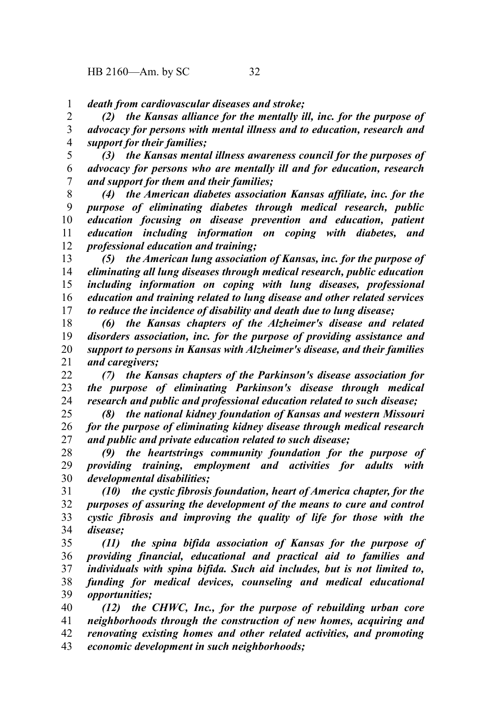*death from cardiovascular diseases and stroke;*

*(2) the Kansas alliance for the mentally ill, inc. for the purpose of advocacy for persons with mental illness and to education, research and support for their families;*

*(3) the Kansas mental illness awareness council for the purposes of advocacy for persons who are mentally ill and for education, research and support for them and their families;*

*(4) the American diabetes association Kansas affiliate, inc. for the purpose of eliminating diabetes through medical research, public education focusing on disease prevention and education, patient education including information on coping with diabetes, and professional education and training;*

*(5) the American lung association of Kansas, inc. for the purpose of eliminating all lung diseases through medical research, public education including information on coping with lung diseases, professional education and training related to lung disease and other related services to reduce the incidence of disability and death due to lung disease;*

*(6) the Kansas chapters of the Alzheimer's disease and related disorders association, inc. for the purpose of providing assistance and support to persons in Kansas with Alzheimer's disease, and their families and caregivers;*

*(7) the Kansas chapters of the Parkinson's disease association for the purpose of eliminating Parkinson's disease through medical research and public and professional education related to such disease;*

*(8) the national kidney foundation of Kansas and western Missouri for the purpose of eliminating kidney disease through medical research and public and private education related to such disease;*

*(9) the heartstrings community foundation for the purpose of providing training, employment and activities for adults with developmental disabilities;*

*(10) the cystic fibrosis foundation, heart of America chapter, for the purposes of assuring the development of the means to cure and control cystic fibrosis and improving the quality of life for those with the disease;*

*(11) the spina bifida association of Kansas for the purpose of providing financial, educational and practical aid to families and individuals with spina bifida. Such aid includes, but is not limited to, funding for medical devices, counseling and medical educational opportunities;*

*(12) the CHWC, Inc., for the purpose of rebuilding urban core neighborhoods through the construction of new homes, acquiring and renovating existing homes and other related activities, and promoting economic development in such neighborhoods;*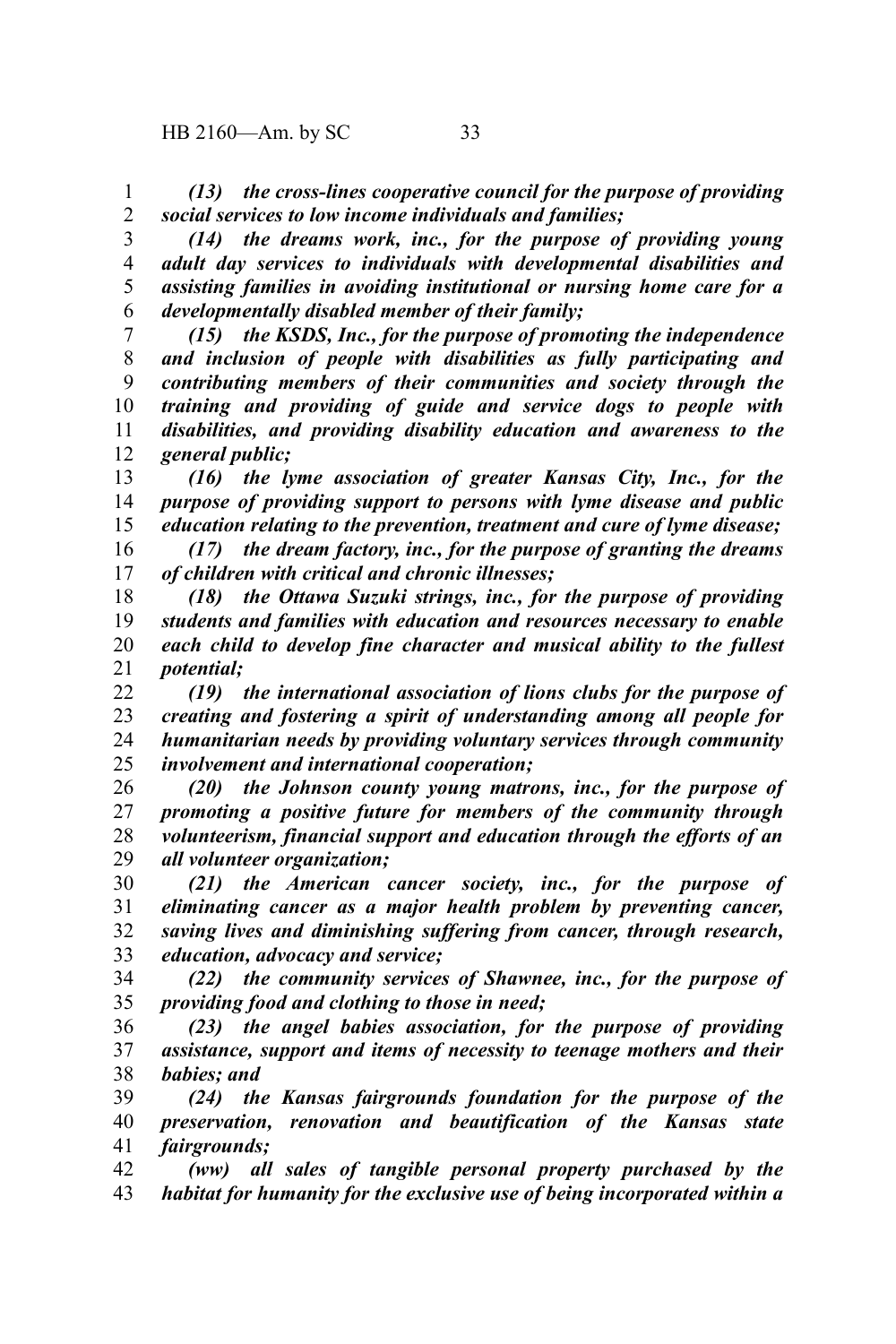*(13) the cross-lines cooperative council for the purpose of providing social services to low income individuals and families;*

*(14) the dreams work, inc., for the purpose of providing young adult day services to individuals with developmental disabilities and assisting families in avoiding institutional or nursing home care for a developmentally disabled member of their family;*

*(15) the KSDS, Inc., for the purpose of promoting the independence and inclusion of people with disabilities as fully participating and contributing members of their communities and society through the training and providing of guide and service dogs to people with disabilities, and providing disability education and awareness to the general public;*

*(16) the lyme association of greater Kansas City, Inc., for the purpose of providing support to persons with lyme disease and public education relating to the prevention, treatment and cure of lyme disease;*

*(17) the dream factory, inc., for the purpose of granting the dreams of children with critical and chronic illnesses;*

*(18) the Ottawa Suzuki strings, inc., for the purpose of providing students and families with education and resources necessary to enable each child to develop fine character and musical ability to the fullest potential;*

*(19) the international association of lions clubs for the purpose of creating and fostering a spirit of understanding among all people for humanitarian needs by providing voluntary services through community involvement and international cooperation;*

*(20) the Johnson county young matrons, inc., for the purpose of promoting a positive future for members of the community through volunteerism, financial support and education through the efforts of an all volunteer organization;*

*(21) the American cancer society, inc., for the purpose of eliminating cancer as a major health problem by preventing cancer, saving lives and diminishing suffering from cancer, through research, education, advocacy and service;*

*(22) the community services of Shawnee, inc., for the purpose of providing food and clothing to those in need;*

*(23) the angel babies association, for the purpose of providing assistance, support and items of necessity to teenage mothers and their babies; and*

*(24) the Kansas fairgrounds foundation for the purpose of the preservation, renovation and beautification of the Kansas state fairgrounds;*

*(ww) all sales of tangible personal property purchased by the habitat for humanity for the exclusive use of being incorporated within a*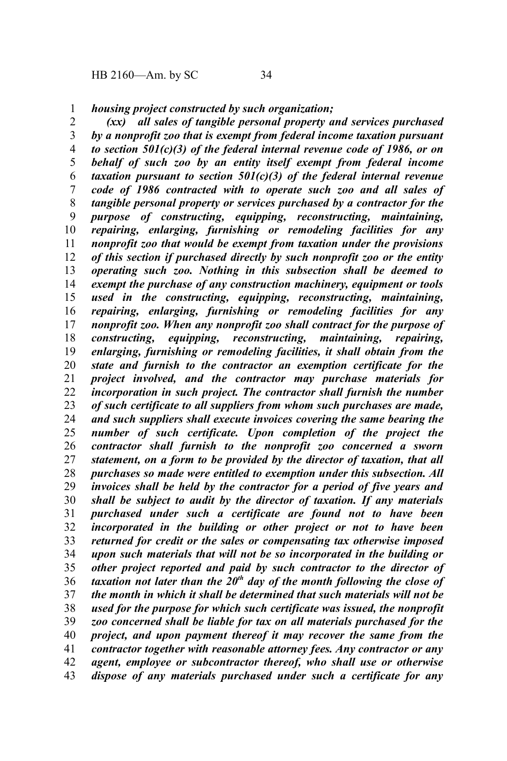*housing project constructed by such organization;*

*(xx) all sales of tangible personal property and services purchased by a nonprofit zoo that is exempt from federal income taxation pursuant to section 501(c)(3) of the federal internal revenue code of 1986, or on behalf of such zoo by an entity itself exempt from federal income taxation pursuant to section 501(c)(3) of the federal internal revenue code of 1986 contracted with to operate such zoo and all sales of tangible personal property or services purchased by a contractor for the purpose of constructing, equipping, reconstructing, maintaining, repairing, enlarging, furnishing or remodeling facilities for any nonprofit zoo that would be exempt from taxation under the provisions of this section if purchased directly by such nonprofit zoo or the entity operating such zoo. Nothing in this subsection shall be deemed to exempt the purchase of any construction machinery, equipment or tools used in the constructing, equipping, reconstructing, maintaining, repairing, enlarging, furnishing or remodeling facilities for any nonprofit zoo. When any nonprofit zoo shall contract for the purpose of constructing, equipping, reconstructing, maintaining, repairing, enlarging, furnishing or remodeling facilities, it shall obtain from the state and furnish to the contractor an exemption certificate for the project involved, and the contractor may purchase materials for incorporation in such project. The contractor shall furnish the number of such certificate to all suppliers from whom such purchases are made, and such suppliers shall execute invoices covering the same bearing the number of such certificate. Upon completion of the project the contractor shall furnish to the nonprofit zoo concerned a sworn statement, on a form to be provided by the director of taxation, that all purchases so made were entitled to exemption under this subsection. All invoices shall be held by the contractor for a period of five years and shall be subject to audit by the director of taxation. If any materials purchased under such a certificate are found not to have been incorporated in the building or other project or not to have been returned for credit or the sales or compensating tax otherwise imposed upon such materials that will not be so incorporated in the building or other project reported and paid by such contractor to the director of taxation not later than the 20th day of the month following the close of the month in which it shall be determined that such materials will not be used for the purpose for which such certificate was issued, the nonprofit zoo concerned shall be liable for tax on all materials purchased for the project, and upon payment thereof it may recover the same from the contractor together with reasonable attorney fees. Any contractor or any agent, employee or subcontractor thereof, who shall use or otherwise dispose of any materials purchased under such a certificate for any*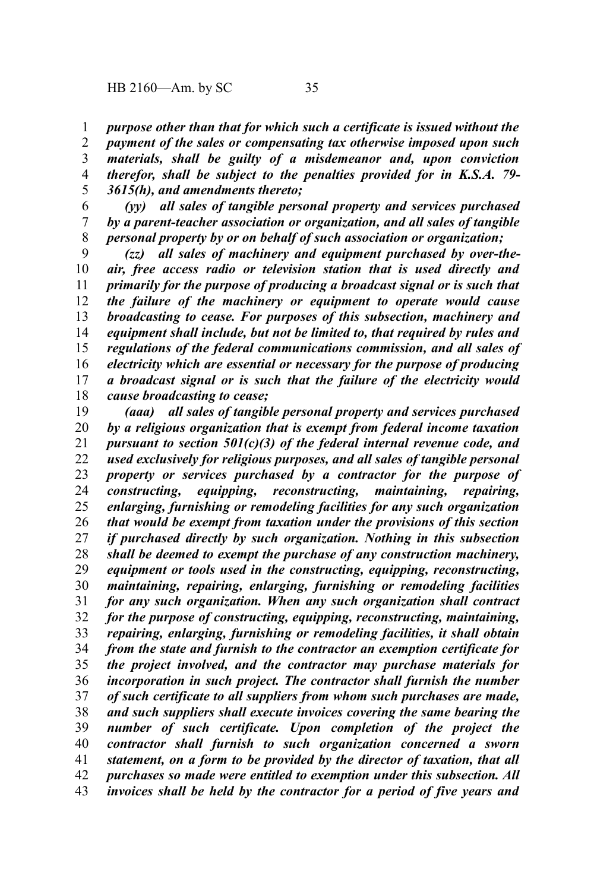*purpose other than that for which such a certificate is issued without the payment of the sales or compensating tax otherwise imposed upon such materials, shall be guilty of a misdemeanor and, upon conviction therefor, shall be subject to the penalties provided for in K.S.A. 79-3615(h), and amendments thereto;*

*(yy) all sales of tangible personal property and services purchased by a parent-teacher association or organization, and all sales of tangible personal property by or on behalf of such association or organization;*

*(zz) all sales of machinery and equipment purchased by over-the-air, free access radio or television station that is used directly and primarily for the purpose of producing a broadcast signal or is such that the failure of the machinery or equipment to operate would cause broadcasting to cease. For purposes of this subsection, machinery and equipment shall include, but not be limited to, that required by rules and regulations of the federal communications commission, and all sales of electricity which are essential or necessary for the purpose of producing a broadcast signal or is such that the failure of the electricity would cause broadcasting to cease;*

*(aaa) all sales of tangible personal property and services purchased by a religious organization that is exempt from federal income taxation pursuant to section 501(c)(3) of the federal internal revenue code, and used exclusively for religious purposes, and all sales of tangible personal property or services purchased by a contractor for the purpose of constructing, equipping, reconstructing, maintaining, repairing, enlarging, furnishing or remodeling facilities for any such organization that would be exempt from taxation under the provisions of this section if purchased directly by such organization. Nothing in this subsection shall be deemed to exempt the purchase of any construction machinery, equipment or tools used in the constructing, equipping, reconstructing, maintaining, repairing, enlarging, furnishing or remodeling facilities for any such organization. When any such organization shall contract for the purpose of constructing, equipping, reconstructing, maintaining, repairing, enlarging, furnishing or remodeling facilities, it shall obtain from the state and furnish to the contractor an exemption certificate for the project involved, and the contractor may purchase materials for incorporation in such project. The contractor shall furnish the number of such certificate to all suppliers from whom such purchases are made, and such suppliers shall execute invoices covering the same bearing the number of such certificate. Upon completion of the project the contractor shall furnish to such organization concerned a sworn statement, on a form to be provided by the director of taxation, that all purchases so made were entitled to exemption under this subsection. All invoices shall be held by the contractor for a period of five years and*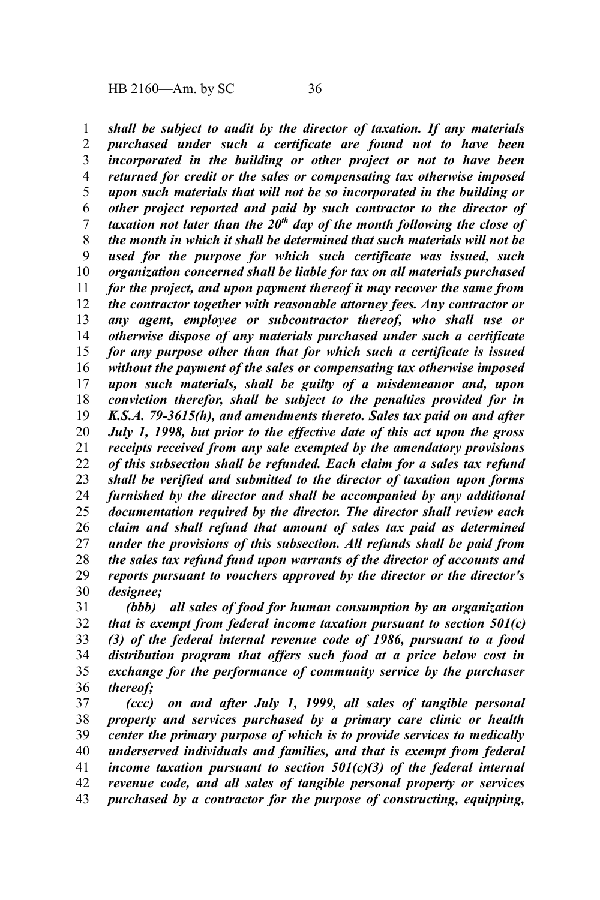*shall be subject to audit by the director of taxation. If any materials purchased under such a certificate are found not to have been incorporated in the building or other project or not to have been returned for credit or the sales or compensating tax otherwise imposed upon such materials that will not be so incorporated in the building or other project reported and paid by such contractor to the director of taxation not later than the 20th day of the month following the close of the month in which it shall be determined that such materials will not be used for the purpose for which such certificate was issued, such organization concerned shall be liable for tax on all materials purchased for the project, and upon payment thereof it may recover the same from the contractor together with reasonable attorney fees. Any contractor or any agent, employee or subcontractor thereof, who shall use or otherwise dispose of any materials purchased under such a certificate for any purpose other than that for which such a certificate is issued without the payment of the sales or compensating tax otherwise imposed upon such materials, shall be guilty of a misdemeanor and, upon conviction therefor, shall be subject to the penalties provided for in K.S.A. 79-3615(h), and amendments thereto. Sales tax paid on and after July 1, 1998, but prior to the effective date of this act upon the gross receipts received from any sale exempted by the amendatory provisions of this subsection shall be refunded. Each claim for a sales tax refund shall be verified and submitted to the director of taxation upon forms furnished by the director and shall be accompanied by any additional documentation required by the director. The director shall review each claim and shall refund that amount of sales tax paid as determined under the provisions of this subsection. All refunds shall be paid from the sales tax refund fund upon warrants of the director of accounts and reports pursuant to vouchers approved by the director or the director's designee;*

*(bbb) all sales of food for human consumption by an organization that is exempt from federal income taxation pursuant to section 501(c)(3) of the federal internal revenue code of 1986, pursuant to a food distribution program that offers such food at a price below cost in exchange for the performance of community service by the purchaser thereof;*

*(ccc) on and after July 1, 1999, all sales of tangible personal property and services purchased by a primary care clinic or health center the primary purpose of which is to provide services to medically underserved individuals and families, and that is exempt from federal income taxation pursuant to section 501(c)(3) of the federal internal revenue code, and all sales of tangible personal property or services purchased by a contractor for the purpose of constructing, equipping,*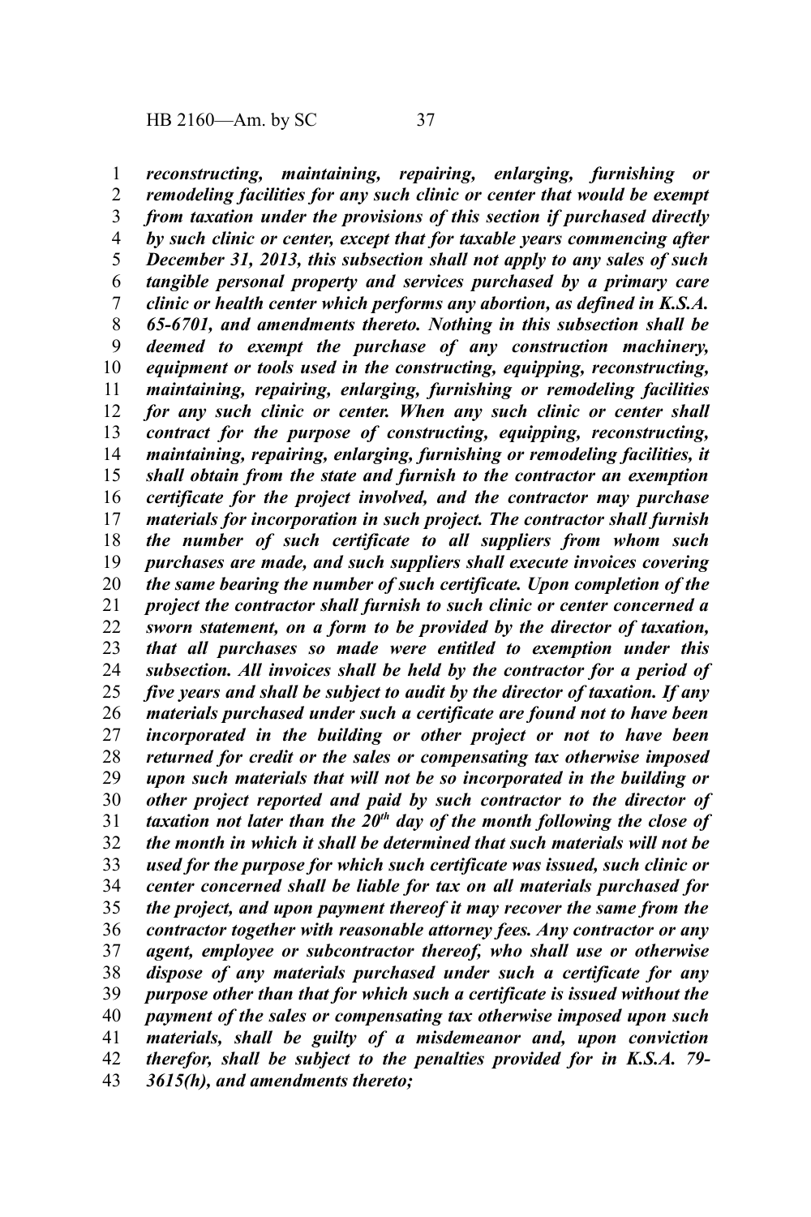***reconstructing, maintaining, repairing, enlarging, furnishing or remodeling facilities for any such clinic or center that would be exempt from taxation under the provisions of this section if purchased directly by such clinic or center, except that for taxable years commencing after December 31, 2013, this subsection shall not apply to any sales of such tangible personal property and services purchased by a primary care clinic or health center which performs any abortion, as defined in K.S.A. 65-6701, and amendments thereto. Nothing in this subsection shall be deemed to exempt the purchase of any construction machinery, equipment or tools used in the constructing, equipping, reconstructing, maintaining, repairing, enlarging, furnishing or remodeling facilities for any such clinic or center. When any such clinic or center shall contract for the purpose of constructing, equipping, reconstructing, maintaining, repairing, enlarging, furnishing or remodeling facilities, it shall obtain from the state and furnish to the contractor an exemption certificate for the project involved, and the contractor may purchase materials for incorporation in such project. The contractor shall furnish the number of such certificate to all suppliers from whom such purchases are made, and such suppliers shall execute invoices covering the same bearing the number of such certificate. Upon completion of the project the contractor shall furnish to such clinic or center concerned a sworn statement, on a form to be provided by the director of taxation, that all purchases so made were entitled to exemption under this subsection. All invoices shall be held by the contractor for a period of five years and shall be subject to audit by the director of taxation. If any materials purchased under such a certificate are found not to have been incorporated in the building or other project or not to have been returned for credit or the sales or compensating tax otherwise imposed upon such materials that will not be so incorporated in the building or other project reported and paid by such contractor to the director of taxation not later than the 20th day of the month following the close of the month in which it shall be determined that such materials will not be used for the purpose for which such certificate was issued, such clinic or center concerned shall be liable for tax on all materials purchased for the project, and upon payment thereof it may recover the same from the contractor together with reasonable attorney fees. Any contractor or any agent, employee or subcontractor thereof, who shall use or otherwise dispose of any materials purchased under such a certificate for any purpose other than that for which such a certificate is issued without the payment of the sales or compensating tax otherwise imposed upon such materials, shall be guilty of a misdemeanor and, upon conviction therefor, shall be subject to the penalties provided for in K.S.A. 79-3615(h), and amendments thereto;***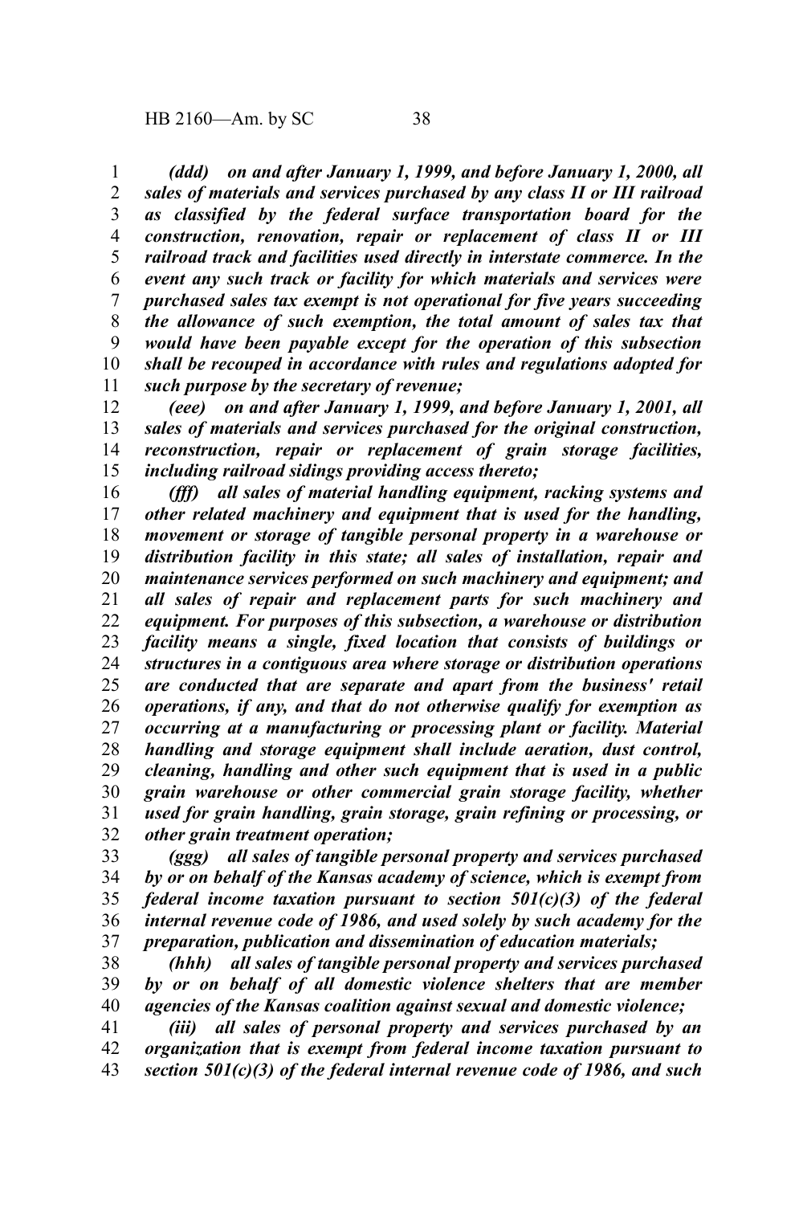*(ddd) on and after January 1, 1999, and before January 1, 2000, all sales of materials and services purchased by any class II or III railroad as classified by the federal surface transportation board for the construction, renovation, repair or replacement of class II or III railroad track and facilities used directly in interstate commerce. In the event any such track or facility for which materials and services were purchased sales tax exempt is not operational for five years succeeding the allowance of such exemption, the total amount of sales tax that would have been payable except for the operation of this subsection shall be recouped in accordance with rules and regulations adopted for such purpose by the secretary of revenue;*

*(eee) on and after January 1, 1999, and before January 1, 2001, all sales of materials and services purchased for the original construction, reconstruction, repair or replacement of grain storage facilities, including railroad sidings providing access thereto;*

*(fff) all sales of material handling equipment, racking systems and other related machinery and equipment that is used for the handling, movement or storage of tangible personal property in a warehouse or distribution facility in this state; all sales of installation, repair and maintenance services performed on such machinery and equipment; and all sales of repair and replacement parts for such machinery and equipment. For purposes of this subsection, a warehouse or distribution facility means a single, fixed location that consists of buildings or structures in a contiguous area where storage or distribution operations are conducted that are separate and apart from the business' retail operations, if any, and that do not otherwise qualify for exemption as occurring at a manufacturing or processing plant or facility. Material handling and storage equipment shall include aeration, dust control, cleaning, handling and other such equipment that is used in a public grain warehouse or other commercial grain storage facility, whether used for grain handling, grain storage, grain refining or processing, or other grain treatment operation;*

*(ggg) all sales of tangible personal property and services purchased by or on behalf of the Kansas academy of science, which is exempt from federal income taxation pursuant to section 501(c)(3) of the federal internal revenue code of 1986, and used solely by such academy for the preparation, publication and dissemination of education materials;*

*(hhh) all sales of tangible personal property and services purchased by or on behalf of all domestic violence shelters that are member agencies of the Kansas coalition against sexual and domestic violence;*

*(iii) all sales of personal property and services purchased by an organization that is exempt from federal income taxation pursuant to section 501(c)(3) of the federal internal revenue code of 1986, and such*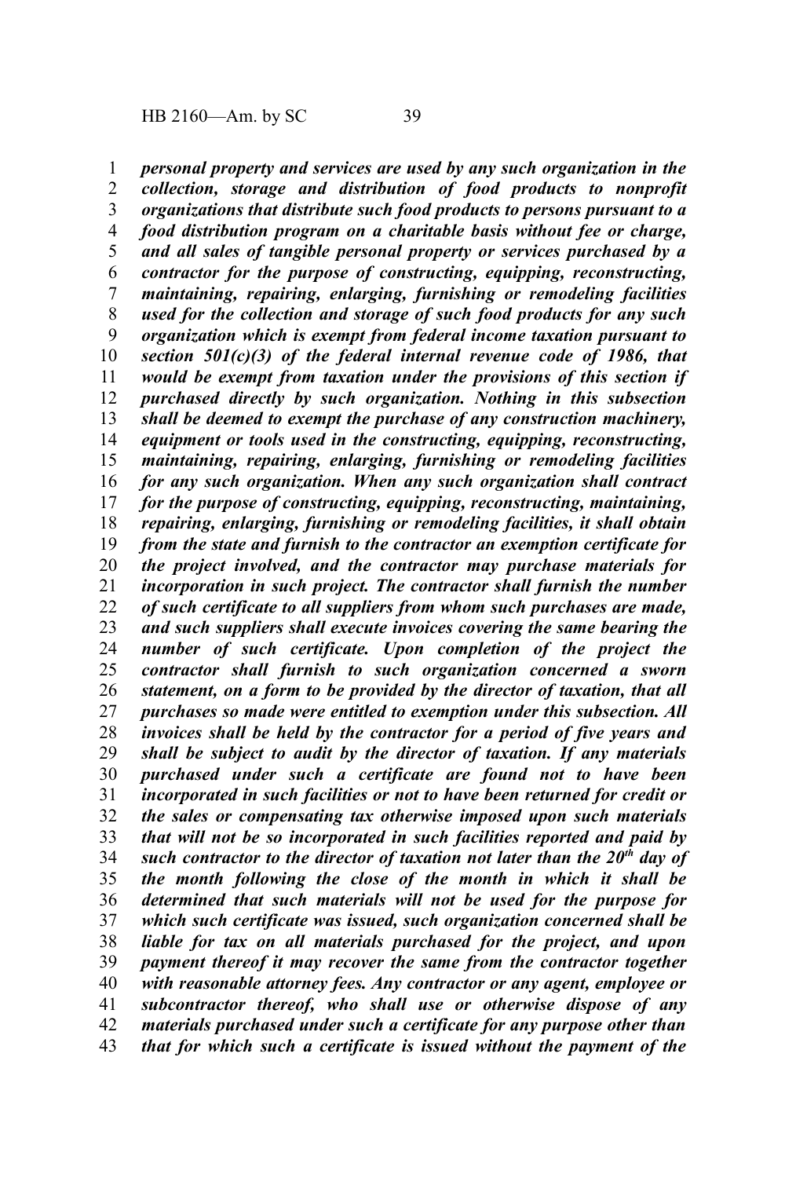*personal property and services are used by any such organization in the collection, storage and distribution of food products to nonprofit organizations that distribute such food products to persons pursuant to a food distribution program on a charitable basis without fee or charge, and all sales of tangible personal property or services purchased by a contractor for the purpose of constructing, equipping, reconstructing, maintaining, repairing, enlarging, furnishing or remodeling facilities used for the collection and storage of such food products for any such organization which is exempt from federal income taxation pursuant to section 501(c)(3) of the federal internal revenue code of 1986, that would be exempt from taxation under the provisions of this section if purchased directly by such organization. Nothing in this subsection shall be deemed to exempt the purchase of any construction machinery, equipment or tools used in the constructing, equipping, reconstructing, maintaining, repairing, enlarging, furnishing or remodeling facilities for any such organization. When any such organization shall contract for the purpose of constructing, equipping, reconstructing, maintaining, repairing, enlarging, furnishing or remodeling facilities, it shall obtain from the state and furnish to the contractor an exemption certificate for the project involved, and the contractor may purchase materials for incorporation in such project. The contractor shall furnish the number of such certificate to all suppliers from whom such purchases are made, and such suppliers shall execute invoices covering the same bearing the number of such certificate. Upon completion of the project the contractor shall furnish to such organization concerned a sworn statement, on a form to be provided by the director of taxation, that all purchases so made were entitled to exemption under this subsection. All invoices shall be held by the contractor for a period of five years and shall be subject to audit by the director of taxation. If any materials purchased under such a certificate are found not to have been incorporated in such facilities or not to have been returned for credit or the sales or compensating tax otherwise imposed upon such materials that will not be so incorporated in such facilities reported and paid by such contractor to the director of taxation not later than the 20th day of the month following the close of the month in which it shall be determined that such materials will not be used for the purpose for which such certificate was issued, such organization concerned shall be liable for tax on all materials purchased for the project, and upon payment thereof it may recover the same from the contractor together with reasonable attorney fees. Any contractor or any agent, employee or subcontractor thereof, who shall use or otherwise dispose of any materials purchased under such a certificate for any purpose other than that for which such a certificate is issued without the payment of the*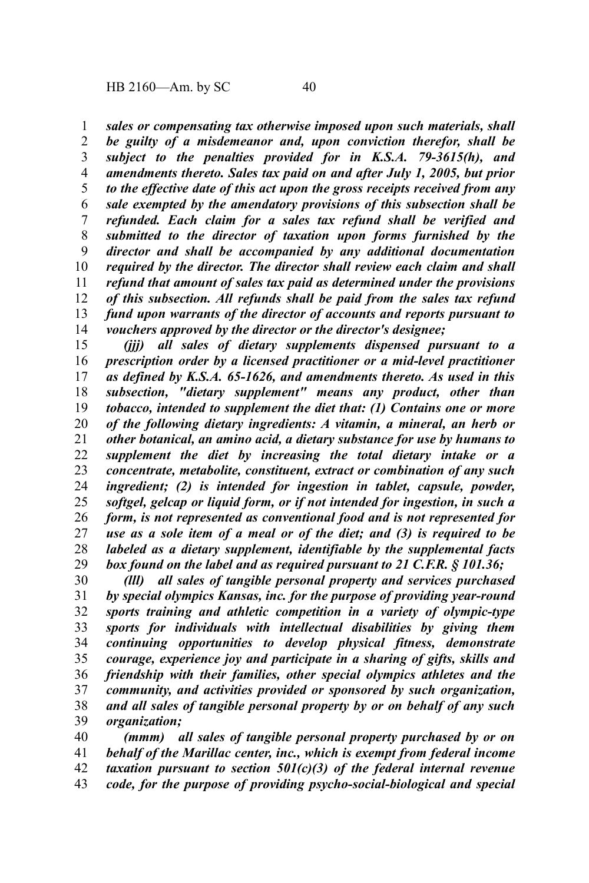***sales or compensating tax otherwise imposed upon such materials, shall be guilty of a misdemeanor and, upon conviction therefor, shall be subject to the penalties provided for in K.S.A. 79-3615(h), and amendments thereto. Sales tax paid on and after July 1, 2005, but prior to the effective date of this act upon the gross receipts received from any sale exempted by the amendatory provisions of this subsection shall be refunded. Each claim for a sales tax refund shall be verified and submitted to the director of taxation upon forms furnished by the director and shall be accompanied by any additional documentation required by the director. The director shall review each claim and shall refund that amount of sales tax paid as determined under the provisions of this subsection. All refunds shall be paid from the sales tax refund fund upon warrants of the director of accounts and reports pursuant to vouchers approved by the director or the director's designee;***

***(jjj) all sales of dietary supplements dispensed pursuant to a prescription order by a licensed practitioner or a mid-level practitioner as defined by K.S.A. 65-1626, and amendments thereto. As used in this subsection, "dietary supplement" means any product, other than tobacco, intended to supplement the diet that: (1) Contains one or more of the following dietary ingredients: A vitamin, a mineral, an herb or other botanical, an amino acid, a dietary substance for use by humans to supplement the diet by increasing the total dietary intake or a concentrate, metabolite, constituent, extract or combination of any such ingredient; (2) is intended for ingestion in tablet, capsule, powder, softgel, gelcap or liquid form, or if not intended for ingestion, in such a form, is not represented as conventional food and is not represented for use as a sole item of a meal or of the diet; and (3) is required to be labeled as a dietary supplement, identifiable by the supplemental facts box found on the label and as required pursuant to 21 C.F.R. § 101.36;***

***(lll) all sales of tangible personal property and services purchased by special olympics Kansas, inc. for the purpose of providing year-round sports training and athletic competition in a variety of olympic-type sports for individuals with intellectual disabilities by giving them continuing opportunities to develop physical fitness, demonstrate courage, experience joy and participate in a sharing of gifts, skills and friendship with their families, other special olympics athletes and the community, and activities provided or sponsored by such organization, and all sales of tangible personal property by or on behalf of any such organization;***

***(mmm) all sales of tangible personal property purchased by or on behalf of the Marillac center, inc., which is exempt from federal income taxation pursuant to section 501(c)(3) of the federal internal revenue code, for the purpose of providing psycho-social-biological and special***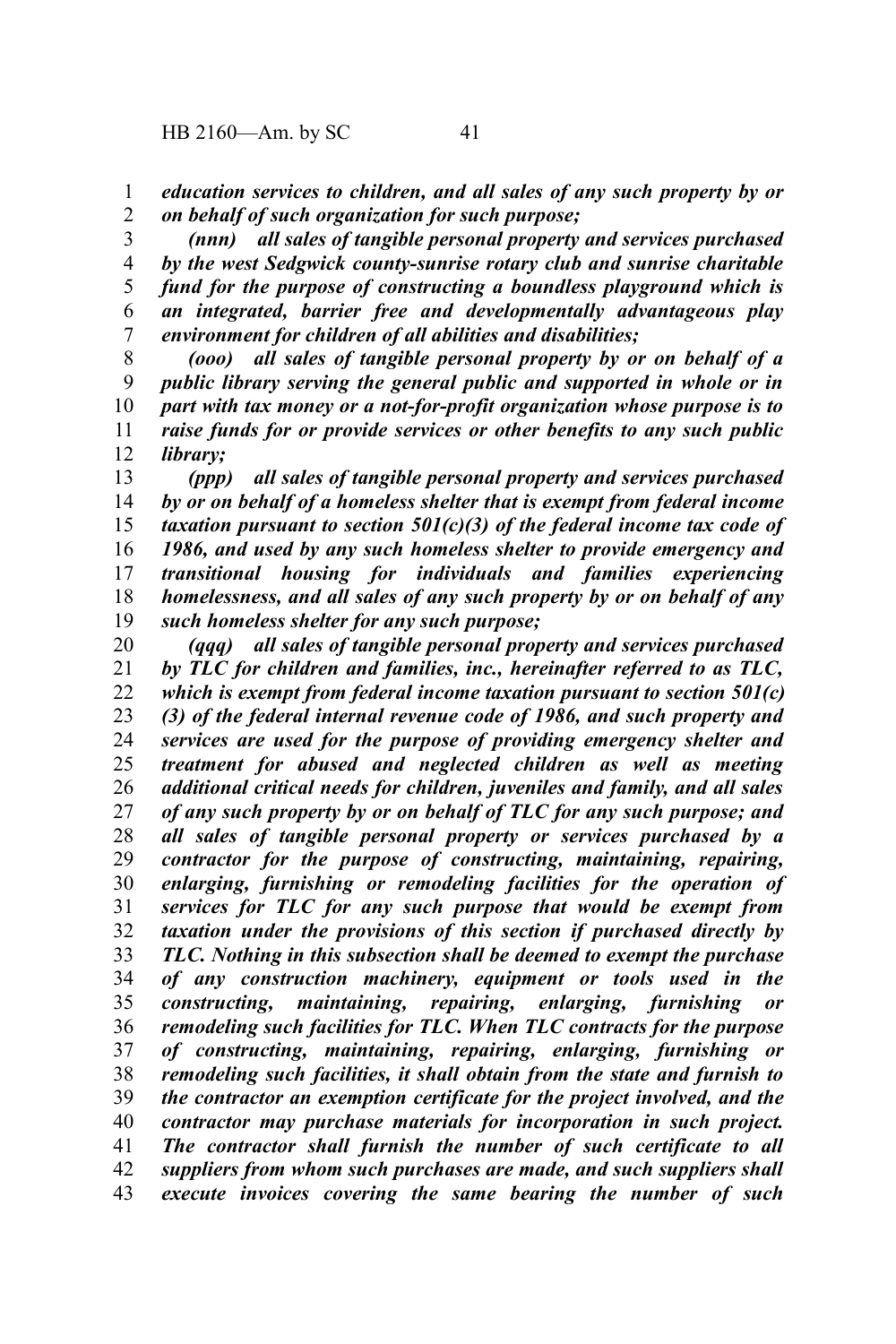*education services to children, and all sales of any such property by or on behalf of such organization for such purpose;*

*(nnn) all sales of tangible personal property and services purchased by the west Sedgwick county-sunrise rotary club and sunrise charitable fund for the purpose of constructing a boundless playground which is an integrated, barrier free and developmentally advantageous play environment for children of all abilities and disabilities;*

*(ooo) all sales of tangible personal property by or on behalf of a public library serving the general public and supported in whole or in part with tax money or a not-for-profit organization whose purpose is to raise funds for or provide services or other benefits to any such public library;*

*(ppp) all sales of tangible personal property and services purchased by or on behalf of a homeless shelter that is exempt from federal income taxation pursuant to section 501(c)(3) of the federal income tax code of 1986, and used by any such homeless shelter to provide emergency and transitional housing for individuals and families experiencing homelessness, and all sales of any such property by or on behalf of any such homeless shelter for any such purpose;*

*(qqq) all sales of tangible personal property and services purchased by TLC for children and families, inc., hereinafter referred to as TLC, which is exempt from federal income taxation pursuant to section 501(c)(3) of the federal internal revenue code of 1986, and such property and services are used for the purpose of providing emergency shelter and treatment for abused and neglected children as well as meeting additional critical needs for children, juveniles and family, and all sales of any such property by or on behalf of TLC for any such purpose; and all sales of tangible personal property or services purchased by a contractor for the purpose of constructing, maintaining, repairing, enlarging, furnishing or remodeling facilities for the operation of services for TLC for any such purpose that would be exempt from taxation under the provisions of this section if purchased directly by TLC. Nothing in this subsection shall be deemed to exempt the purchase of any construction machinery, equipment or tools used in the constructing, maintaining, repairing, enlarging, furnishing or remodeling such facilities for TLC. When TLC contracts for the purpose of constructing, maintaining, repairing, enlarging, furnishing or remodeling such facilities, it shall obtain from the state and furnish to the contractor an exemption certificate for the project involved, and the contractor may purchase materials for incorporation in such project. The contractor shall furnish the number of such certificate to all suppliers from whom such purchases are made, and such suppliers shall execute invoices covering the same bearing the number of such*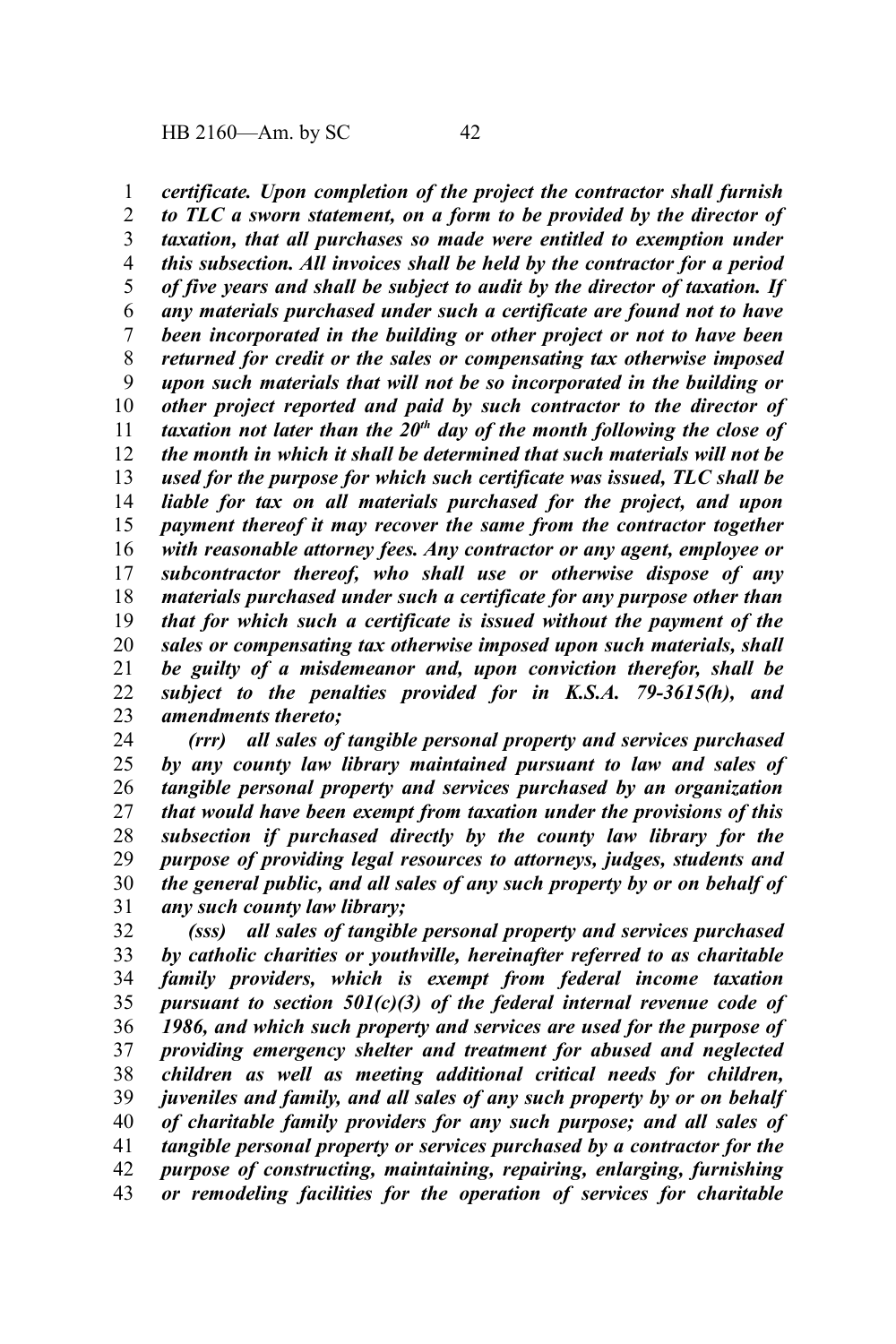*certificate. Upon completion of the project the contractor shall furnish to TLC a sworn statement, on a form to be provided by the director of taxation, that all purchases so made were entitled to exemption under this subsection. All invoices shall be held by the contractor for a period of five years and shall be subject to audit by the director of taxation. If any materials purchased under such a certificate are found not to have been incorporated in the building or other project or not to have been returned for credit or the sales or compensating tax otherwise imposed upon such materials that will not be so incorporated in the building or other project reported and paid by such contractor to the director of taxation not later than the 20th day of the month following the close of the month in which it shall be determined that such materials will not be used for the purpose for which such certificate was issued, TLC shall be liable for tax on all materials purchased for the project, and upon payment thereof it may recover the same from the contractor together with reasonable attorney fees. Any contractor or any agent, employee or subcontractor thereof, who shall use or otherwise dispose of any materials purchased under such a certificate for any purpose other than that for which such a certificate is issued without the payment of the sales or compensating tax otherwise imposed upon such materials, shall be guilty of a misdemeanor and, upon conviction therefor, shall be subject to the penalties provided for in K.S.A. 79-3615(h), and amendments thereto;*

*(rrr) all sales of tangible personal property and services purchased by any county law library maintained pursuant to law and sales of tangible personal property and services purchased by an organization that would have been exempt from taxation under the provisions of this subsection if purchased directly by the county law library for the purpose of providing legal resources to attorneys, judges, students and the general public, and all sales of any such property by or on behalf of any such county law library;*

*(sss) all sales of tangible personal property and services purchased by catholic charities or youthville, hereinafter referred to as charitable family providers, which is exempt from federal income taxation pursuant to section 501(c)(3) of the federal internal revenue code of 1986, and which such property and services are used for the purpose of providing emergency shelter and treatment for abused and neglected children as well as meeting additional critical needs for children, juveniles and family, and all sales of any such property by or on behalf of charitable family providers for any such purpose; and all sales of tangible personal property or services purchased by a contractor for the purpose of constructing, maintaining, repairing, enlarging, furnishing or remodeling facilities for the operation of services for charitable*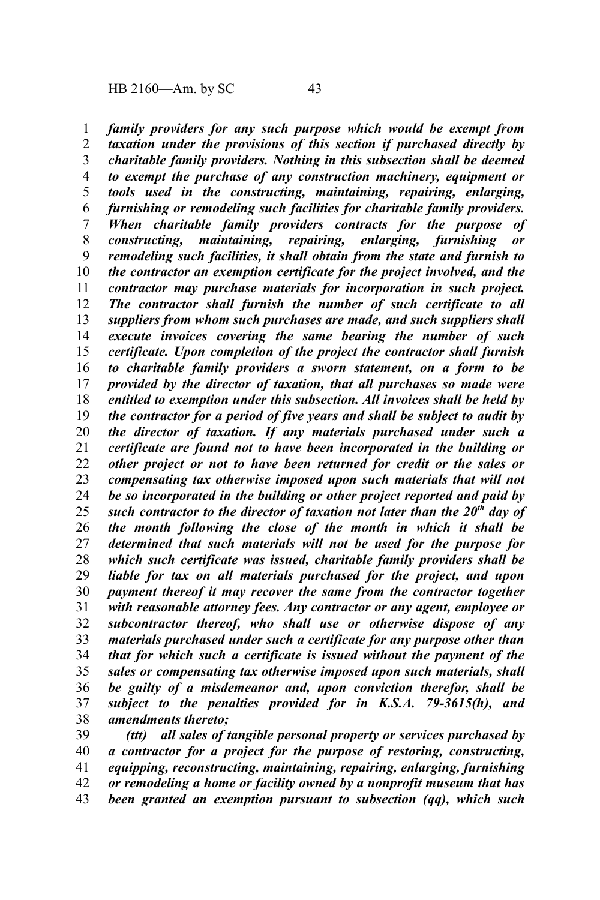*family providers for any such purpose which would be exempt from taxation under the provisions of this section if purchased directly by charitable family providers. Nothing in this subsection shall be deemed to exempt the purchase of any construction machinery, equipment or tools used in the constructing, maintaining, repairing, enlarging, furnishing or remodeling such facilities for charitable family providers. When charitable family providers contracts for the purpose of constructing, maintaining, repairing, enlarging, furnishing or remodeling such facilities, it shall obtain from the state and furnish to the contractor an exemption certificate for the project involved, and the contractor may purchase materials for incorporation in such project. The contractor shall furnish the number of such certificate to all suppliers from whom such purchases are made, and such suppliers shall execute invoices covering the same bearing the number of such certificate. Upon completion of the project the contractor shall furnish to charitable family providers a sworn statement, on a form to be provided by the director of taxation, that all purchases so made were entitled to exemption under this subsection. All invoices shall be held by the contractor for a period of five years and shall be subject to audit by the director of taxation. If any materials purchased under such a certificate are found not to have been incorporated in the building or other project or not to have been returned for credit or the sales or compensating tax otherwise imposed upon such materials that will not be so incorporated in the building or other project reported and paid by such contractor to the director of taxation not later than the 20th day of the month following the close of the month in which it shall be determined that such materials will not be used for the purpose for which such certificate was issued, charitable family providers shall be liable for tax on all materials purchased for the project, and upon payment thereof it may recover the same from the contractor together with reasonable attorney fees. Any contractor or any agent, employee or subcontractor thereof, who shall use or otherwise dispose of any materials purchased under such a certificate for any purpose other than that for which such a certificate is issued without the payment of the sales or compensating tax otherwise imposed upon such materials, shall be guilty of a misdemeanor and, upon conviction therefor, shall be subject to the penalties provided for in K.S.A. 79-3615(h), and amendments thereto;*

*(ttt) all sales of tangible personal property or services purchased by a contractor for a project for the purpose of restoring, constructing, equipping, reconstructing, maintaining, repairing, enlarging, furnishing or remodeling a home or facility owned by a nonprofit museum that has been granted an exemption pursuant to subsection (qq), which such*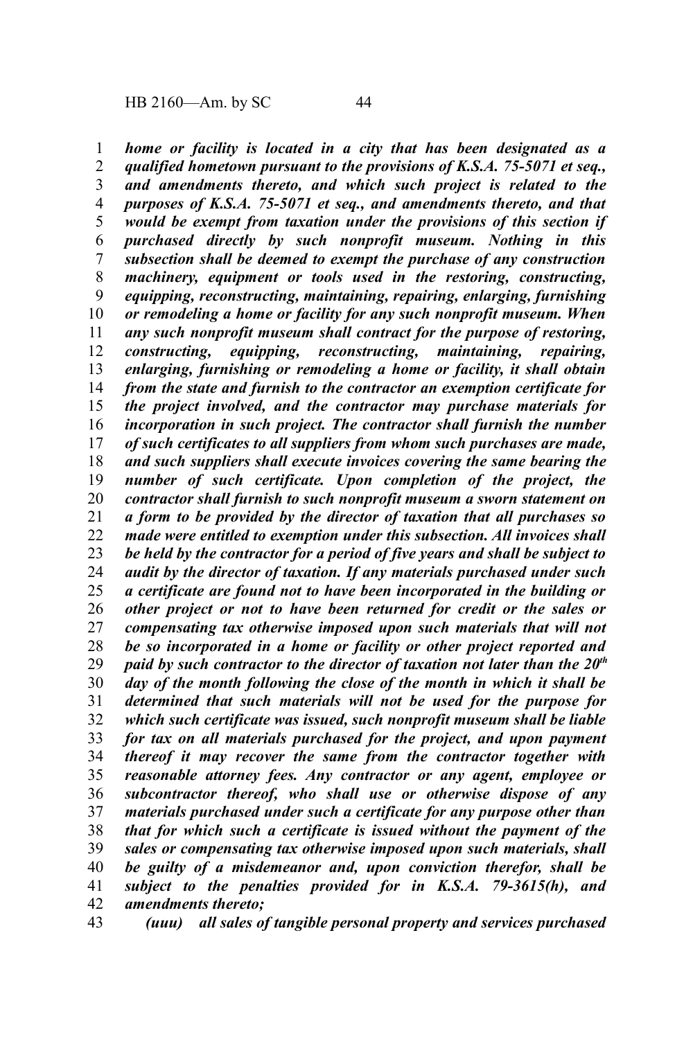*home or facility is located in a city that has been designated as a qualified hometown pursuant to the provisions of K.S.A. 75-5071 et seq., and amendments thereto, and which such project is related to the purposes of K.S.A. 75-5071 et seq., and amendments thereto, and that would be exempt from taxation under the provisions of this section if purchased directly by such nonprofit museum. Nothing in this subsection shall be deemed to exempt the purchase of any construction machinery, equipment or tools used in the restoring, constructing, equipping, reconstructing, maintaining, repairing, enlarging, furnishing or remodeling a home or facility for any such nonprofit museum. When any such nonprofit museum shall contract for the purpose of restoring, constructing, equipping, reconstructing, maintaining, repairing, enlarging, furnishing or remodeling a home or facility, it shall obtain from the state and furnish to the contractor an exemption certificate for the project involved, and the contractor may purchase materials for incorporation in such project. The contractor shall furnish the number of such certificates to all suppliers from whom such purchases are made, and such suppliers shall execute invoices covering the same bearing the number of such certificate. Upon completion of the project, the contractor shall furnish to such nonprofit museum a sworn statement on a form to be provided by the director of taxation that all purchases so made were entitled to exemption under this subsection. All invoices shall be held by the contractor for a period of five years and shall be subject to audit by the director of taxation. If any materials purchased under such a certificate are found not to have been incorporated in the building or other project or not to have been returned for credit or the sales or compensating tax otherwise imposed upon such materials that will not be so incorporated in a home or facility or other project reported and paid by such contractor to the director of taxation not later than the 20th day of the month following the close of the month in which it shall be determined that such materials will not be used for the purpose for which such certificate was issued, such nonprofit museum shall be liable for tax on all materials purchased for the project, and upon payment thereof it may recover the same from the contractor together with reasonable attorney fees. Any contractor or any agent, employee or subcontractor thereof, who shall use or otherwise dispose of any materials purchased under such a certificate for any purpose other than that for which such a certificate is issued without the payment of the sales or compensating tax otherwise imposed upon such materials, shall be guilty of a misdemeanor and, upon conviction therefor, shall be subject to the penalties provided for in K.S.A. 79-3615(h), and amendments thereto;*

*(uuu) all sales of tangible personal property and services purchased*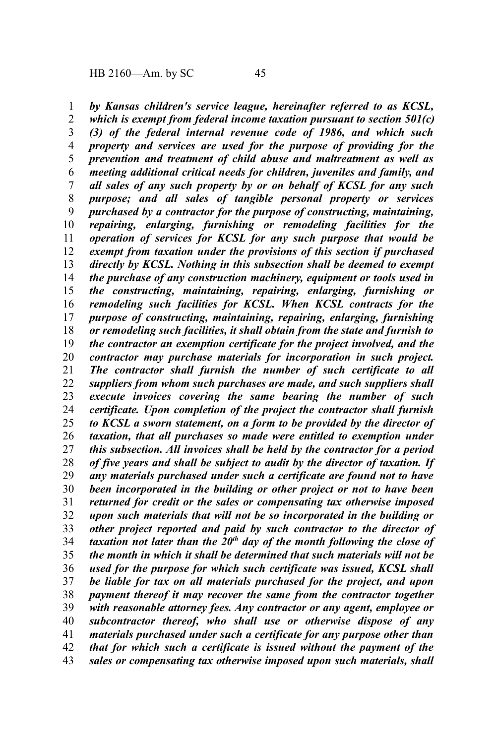*by Kansas children's service league, hereinafter referred to as KCSL, which is exempt from federal income taxation pursuant to section 501(c) (3) of the federal internal revenue code of 1986, and which such property and services are used for the purpose of providing for the prevention and treatment of child abuse and maltreatment as well as meeting additional critical needs for children, juveniles and family, and all sales of any such property by or on behalf of KCSL for any such purpose; and all sales of tangible personal property or services purchased by a contractor for the purpose of constructing, maintaining, repairing, enlarging, furnishing or remodeling facilities for the operation of services for KCSL for any such purpose that would be exempt from taxation under the provisions of this section if purchased directly by KCSL. Nothing in this subsection shall be deemed to exempt the purchase of any construction machinery, equipment or tools used in the constructing, maintaining, repairing, enlarging, furnishing or remodeling such facilities for KCSL. When KCSL contracts for the purpose of constructing, maintaining, repairing, enlarging, furnishing or remodeling such facilities, it shall obtain from the state and furnish to the contractor an exemption certificate for the project involved, and the contractor may purchase materials for incorporation in such project. The contractor shall furnish the number of such certificate to all suppliers from whom such purchases are made, and such suppliers shall execute invoices covering the same bearing the number of such certificate. Upon completion of the project the contractor shall furnish to KCSL a sworn statement, on a form to be provided by the director of taxation, that all purchases so made were entitled to exemption under this subsection. All invoices shall be held by the contractor for a period of five years and shall be subject to audit by the director of taxation. If any materials purchased under such a certificate are found not to have been incorporated in the building or other project or not to have been returned for credit or the sales or compensating tax otherwise imposed upon such materials that will not be so incorporated in the building or other project reported and paid by such contractor to the director of taxation not later than the 20th day of the month following the close of the month in which it shall be determined that such materials will not be used for the purpose for which such certificate was issued, KCSL shall be liable for tax on all materials purchased for the project, and upon payment thereof it may recover the same from the contractor together with reasonable attorney fees. Any contractor or any agent, employee or subcontractor thereof, who shall use or otherwise dispose of any materials purchased under such a certificate for any purpose other than that for which such a certificate is issued without the payment of the sales or compensating tax otherwise imposed upon such materials, shall*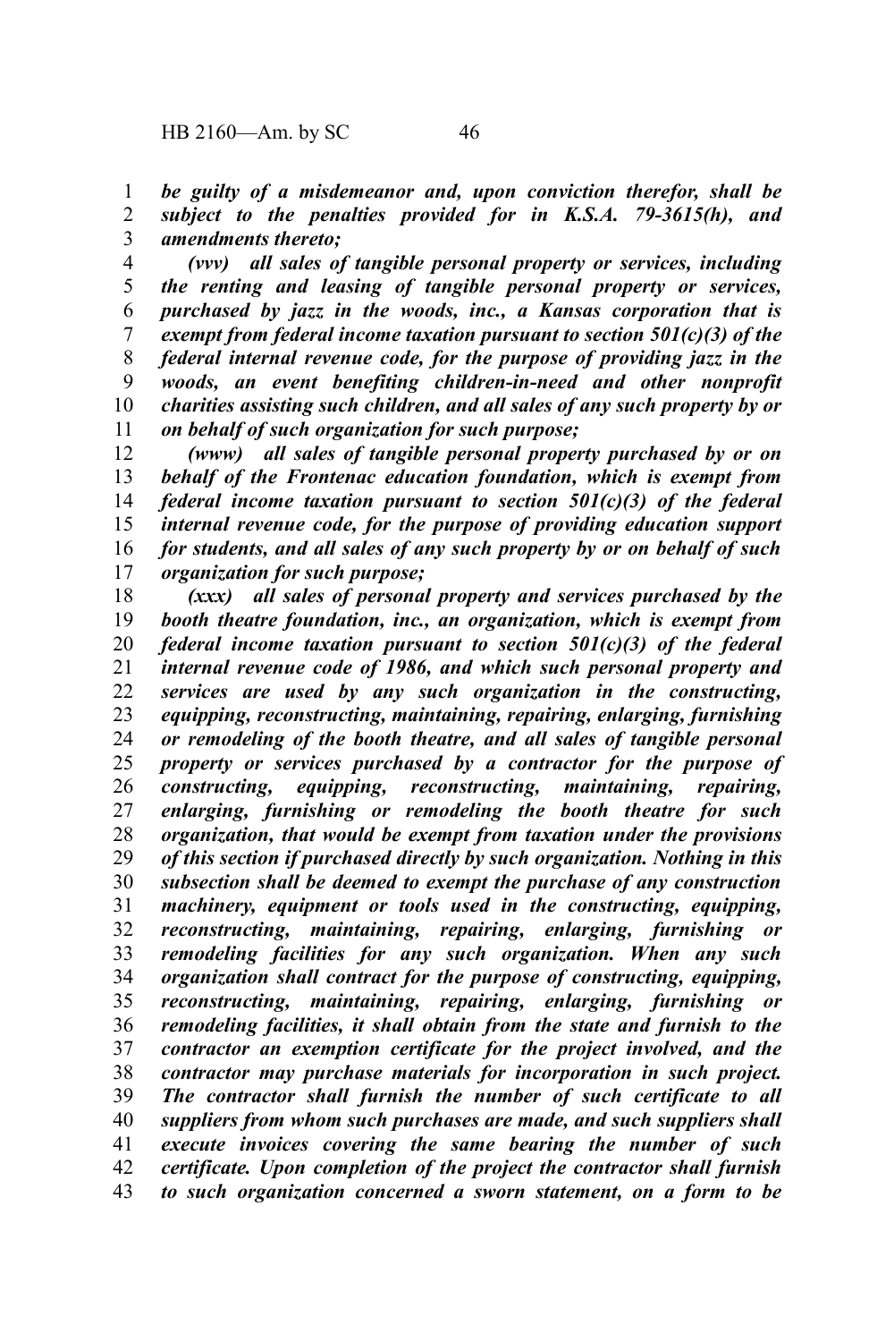*be guilty of a misdemeanor and, upon conviction therefor, shall be subject to the penalties provided for in K.S.A. 79-3615(h), and amendments thereto;*

*(vvv) all sales of tangible personal property or services, including the renting and leasing of tangible personal property or services, purchased by jazz in the woods, inc., a Kansas corporation that is exempt from federal income taxation pursuant to section 501(c)(3) of the federal internal revenue code, for the purpose of providing jazz in the woods, an event benefiting children-in-need and other nonprofit charities assisting such children, and all sales of any such property by or on behalf of such organization for such purpose;*

*(www) all sales of tangible personal property purchased by or on behalf of the Frontenac education foundation, which is exempt from federal income taxation pursuant to section 501(c)(3) of the federal internal revenue code, for the purpose of providing education support for students, and all sales of any such property by or on behalf of such organization for such purpose;*

*(xxx) all sales of personal property and services purchased by the booth theatre foundation, inc., an organization, which is exempt from federal income taxation pursuant to section 501(c)(3) of the federal internal revenue code of 1986, and which such personal property and services are used by any such organization in the constructing, equipping, reconstructing, maintaining, repairing, enlarging, furnishing or remodeling of the booth theatre, and all sales of tangible personal property or services purchased by a contractor for the purpose of constructing, equipping, reconstructing, maintaining, repairing, enlarging, furnishing or remodeling the booth theatre for such organization, that would be exempt from taxation under the provisions of this section if purchased directly by such organization. Nothing in this subsection shall be deemed to exempt the purchase of any construction machinery, equipment or tools used in the constructing, equipping, reconstructing, maintaining, repairing, enlarging, furnishing or remodeling facilities for any such organization. When any such organization shall contract for the purpose of constructing, equipping, reconstructing, maintaining, repairing, enlarging, furnishing or remodeling facilities, it shall obtain from the state and furnish to the contractor an exemption certificate for the project involved, and the contractor may purchase materials for incorporation in such project. The contractor shall furnish the number of such certificate to all suppliers from whom such purchases are made, and such suppliers shall execute invoices covering the same bearing the number of such certificate. Upon completion of the project the contractor shall furnish to such organization concerned a sworn statement, on a form to be*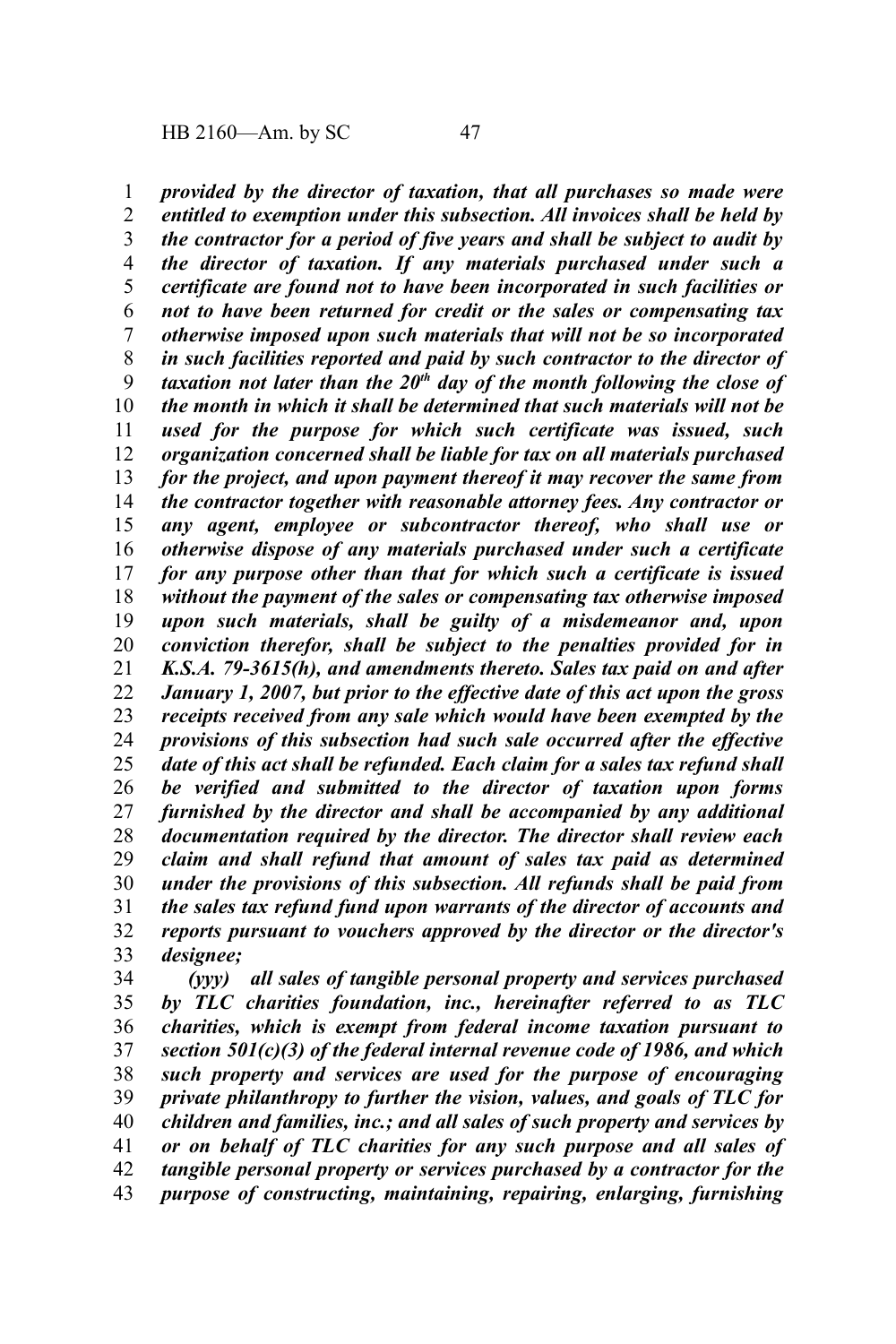*provided by the director of taxation, that all purchases so made were entitled to exemption under this subsection. All invoices shall be held by the contractor for a period of five years and shall be subject to audit by the director of taxation. If any materials purchased under such a certificate are found not to have been incorporated in such facilities or not to have been returned for credit or the sales or compensating tax otherwise imposed upon such materials that will not be so incorporated in such facilities reported and paid by such contractor to the director of taxation not later than the 20th day of the month following the close of the month in which it shall be determined that such materials will not be used for the purpose for which such certificate was issued, such organization concerned shall be liable for tax on all materials purchased for the project, and upon payment thereof it may recover the same from the contractor together with reasonable attorney fees. Any contractor or any agent, employee or subcontractor thereof, who shall use or otherwise dispose of any materials purchased under such a certificate for any purpose other than that for which such a certificate is issued without the payment of the sales or compensating tax otherwise imposed upon such materials, shall be guilty of a misdemeanor and, upon conviction therefor, shall be subject to the penalties provided for in K.S.A. 79-3615(h), and amendments thereto. Sales tax paid on and after January 1, 2007, but prior to the effective date of this act upon the gross receipts received from any sale which would have been exempted by the provisions of this subsection had such sale occurred after the effective date of this act shall be refunded. Each claim for a sales tax refund shall be verified and submitted to the director of taxation upon forms furnished by the director and shall be accompanied by any additional documentation required by the director. The director shall review each claim and shall refund that amount of sales tax paid as determined under the provisions of this subsection. All refunds shall be paid from the sales tax refund fund upon warrants of the director of accounts and reports pursuant to vouchers approved by the director or the director's designee;*

*(yyy) all sales of tangible personal property and services purchased by TLC charities foundation, inc., hereinafter referred to as TLC charities, which is exempt from federal income taxation pursuant to section 501(c)(3) of the federal internal revenue code of 1986, and which such property and services are used for the purpose of encouraging private philanthropy to further the vision, values, and goals of TLC for children and families, inc.; and all sales of such property and services by or on behalf of TLC charities for any such purpose and all sales of tangible personal property or services purchased by a contractor for the purpose of constructing, maintaining, repairing, enlarging, furnishing*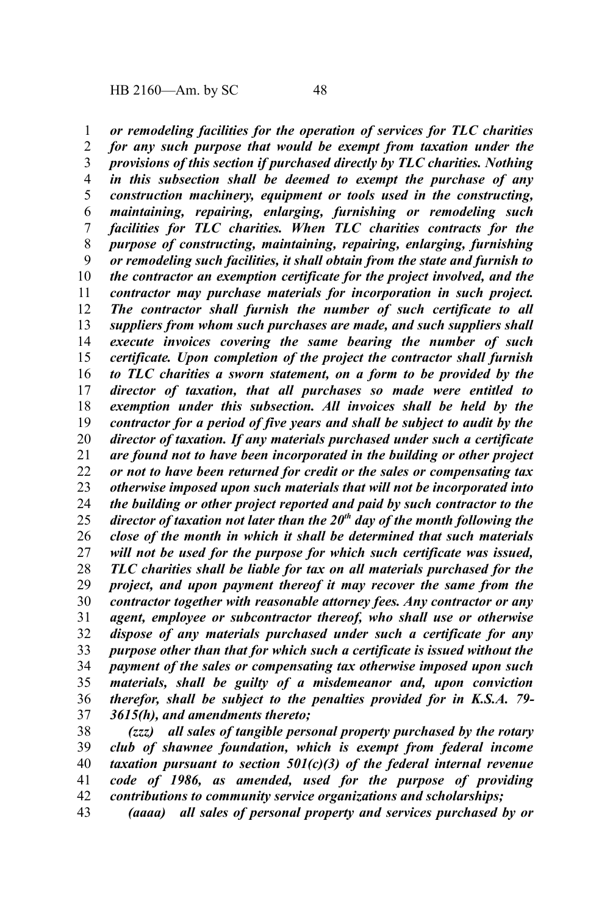***or remodeling facilities for the operation of services for TLC charities for any such purpose that would be exempt from taxation under the provisions of this section if purchased directly by TLC charities. Nothing in this subsection shall be deemed to exempt the purchase of any construction machinery, equipment or tools used in the constructing, maintaining, repairing, enlarging, furnishing or remodeling such facilities for TLC charities. When TLC charities contracts for the purpose of constructing, maintaining, repairing, enlarging, furnishing or remodeling such facilities, it shall obtain from the state and furnish to the contractor an exemption certificate for the project involved, and the contractor may purchase materials for incorporation in such project. The contractor shall furnish the number of such certificate to all suppliers from whom such purchases are made, and such suppliers shall execute invoices covering the same bearing the number of such certificate. Upon completion of the project the contractor shall furnish to TLC charities a sworn statement, on a form to be provided by the director of taxation, that all purchases so made were entitled to exemption under this subsection. All invoices shall be held by the contractor for a period of five years and shall be subject to audit by the director of taxation. If any materials purchased under such a certificate are found not to have been incorporated in the building or other project or not to have been returned for credit or the sales or compensating tax otherwise imposed upon such materials that will not be incorporated into the building or other project reported and paid by such contractor to the director of taxation not later than the 20th day of the month following the close of the month in which it shall be determined that such materials will not be used for the purpose for which such certificate was issued, TLC charities shall be liable for tax on all materials purchased for the project, and upon payment thereof it may recover the same from the contractor together with reasonable attorney fees. Any contractor or any agent, employee or subcontractor thereof, who shall use or otherwise dispose of any materials purchased under such a certificate for any purpose other than that for which such a certificate is issued without the payment of the sales or compensating tax otherwise imposed upon such materials, shall be guilty of a misdemeanor and, upon conviction therefor, shall be subject to the penalties provided for in K.S.A. 79-3615(h), and amendments thereto;***

***(zzz) all sales of tangible personal property purchased by the rotary club of shawnee foundation, which is exempt from federal income taxation pursuant to section 501(c)(3) of the federal internal revenue code of 1986, as amended, used for the purpose of providing contributions to community service organizations and scholarships;***

***(aaaa) all sales of personal property and services purchased by or***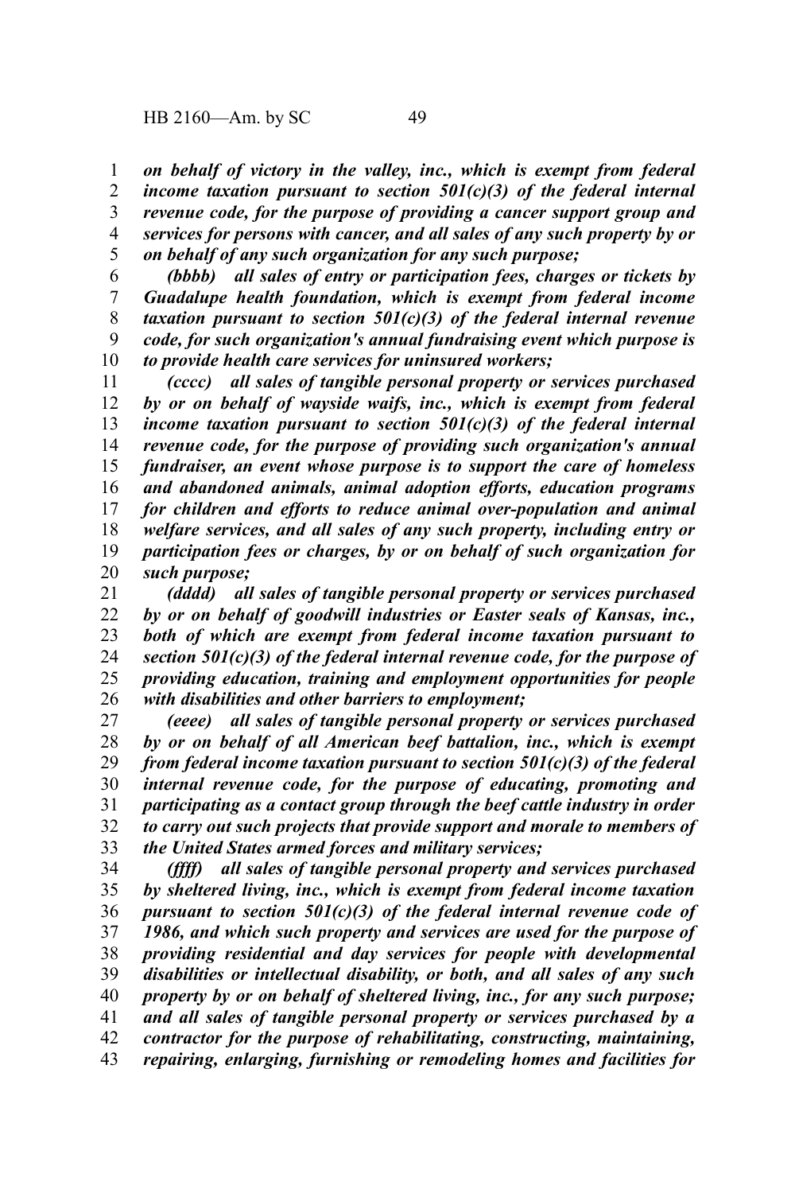*on behalf of victory in the valley, inc., which is exempt from federal income taxation pursuant to section 501(c)(3) of the federal internal revenue code, for the purpose of providing a cancer support group and services for persons with cancer, and all sales of any such property by or on behalf of any such organization for any such purpose;*

*(bbbb) all sales of entry or participation fees, charges or tickets by Guadalupe health foundation, which is exempt from federal income taxation pursuant to section 501(c)(3) of the federal internal revenue code, for such organization's annual fundraising event which purpose is to provide health care services for uninsured workers;*

*(cccc) all sales of tangible personal property or services purchased by or on behalf of wayside waifs, inc., which is exempt from federal income taxation pursuant to section 501(c)(3) of the federal internal revenue code, for the purpose of providing such organization's annual fundraiser, an event whose purpose is to support the care of homeless and abandoned animals, animal adoption efforts, education programs for children and efforts to reduce animal over-population and animal welfare services, and all sales of any such property, including entry or participation fees or charges, by or on behalf of such organization for such purpose;*

*(dddd) all sales of tangible personal property or services purchased by or on behalf of goodwill industries or Easter seals of Kansas, inc., both of which are exempt from federal income taxation pursuant to section 501(c)(3) of the federal internal revenue code, for the purpose of providing education, training and employment opportunities for people with disabilities and other barriers to employment;*

*(eeee) all sales of tangible personal property or services purchased by or on behalf of all American beef battalion, inc., which is exempt from federal income taxation pursuant to section 501(c)(3) of the federal internal revenue code, for the purpose of educating, promoting and participating as a contact group through the beef cattle industry in order to carry out such projects that provide support and morale to members of the United States armed forces and military services;*

*(ffff) all sales of tangible personal property and services purchased by sheltered living, inc., which is exempt from federal income taxation pursuant to section 501(c)(3) of the federal internal revenue code of 1986, and which such property and services are used for the purpose of providing residential and day services for people with developmental disabilities or intellectual disability, or both, and all sales of any such property by or on behalf of sheltered living, inc., for any such purpose; and all sales of tangible personal property or services purchased by a contractor for the purpose of rehabilitating, constructing, maintaining, repairing, enlarging, furnishing or remodeling homes and facilities for*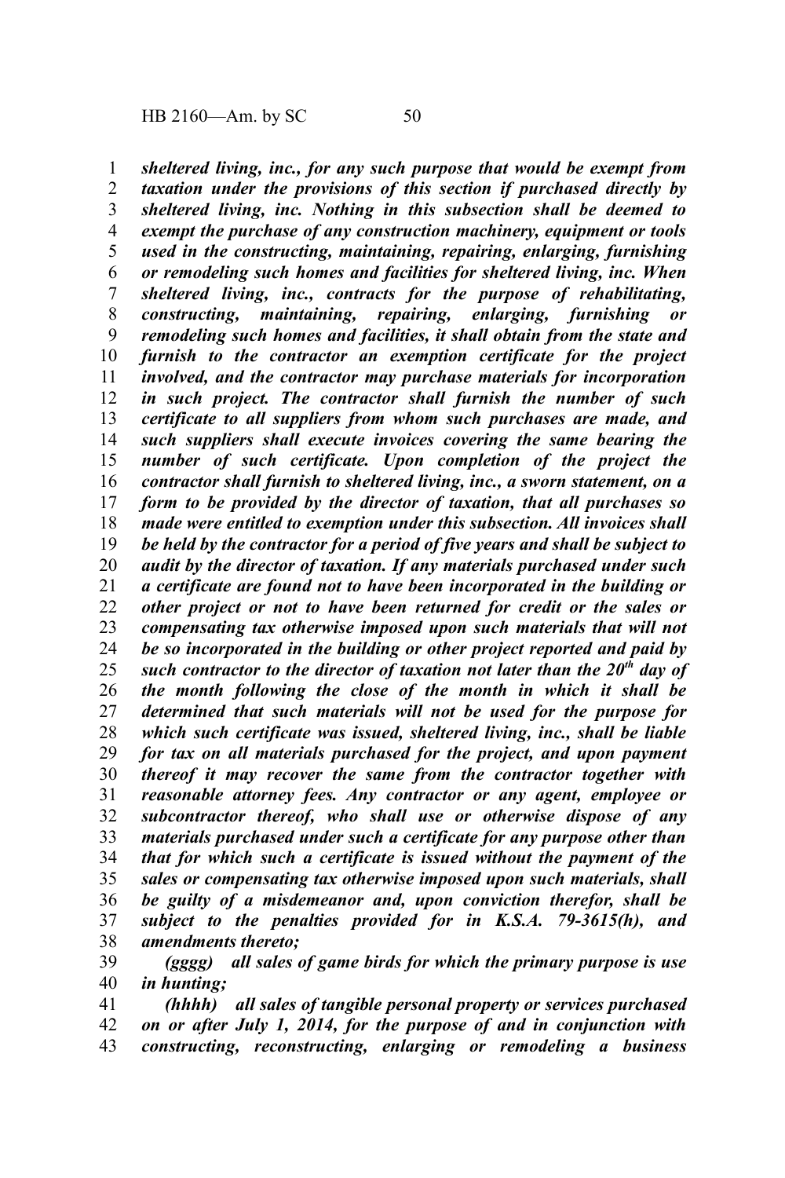***sheltered living, inc., for any such purpose that would be exempt from taxation under the provisions of this section if purchased directly by sheltered living, inc. Nothing in this subsection shall be deemed to exempt the purchase of any construction machinery, equipment or tools used in the constructing, maintaining, repairing, enlarging, furnishing or remodeling such homes and facilities for sheltered living, inc. When sheltered living, inc., contracts for the purpose of rehabilitating, constructing, maintaining, repairing, enlarging, furnishing or remodeling such homes and facilities, it shall obtain from the state and furnish to the contractor an exemption certificate for the project involved, and the contractor may purchase materials for incorporation in such project. The contractor shall furnish the number of such certificate to all suppliers from whom such purchases are made, and such suppliers shall execute invoices covering the same bearing the number of such certificate. Upon completion of the project the contractor shall furnish to sheltered living, inc., a sworn statement, on a form to be provided by the director of taxation, that all purchases so made were entitled to exemption under this subsection. All invoices shall be held by the contractor for a period of five years and shall be subject to audit by the director of taxation. If any materials purchased under such a certificate are found not to have been incorporated in the building or other project or not to have been returned for credit or the sales or compensating tax otherwise imposed upon such materials that will not be so incorporated in the building or other project reported and paid by such contractor to the director of taxation not later than the 20th day of the month following the close of the month in which it shall be determined that such materials will not be used for the purpose for which such certificate was issued, sheltered living, inc., shall be liable for tax on all materials purchased for the project, and upon payment thereof it may recover the same from the contractor together with reasonable attorney fees. Any contractor or any agent, employee or subcontractor thereof, who shall use or otherwise dispose of any materials purchased under such a certificate for any purpose other than that for which such a certificate is issued without the payment of the sales or compensating tax otherwise imposed upon such materials, shall be guilty of a misdemeanor and, upon conviction therefor, shall be subject to the penalties provided for in K.S.A. 79-3615(h), and amendments thereto;***

***(gggg) all sales of game birds for which the primary purpose is use in hunting;***

***(hhhh) all sales of tangible personal property or services purchased on or after July 1, 2014, for the purpose of and in conjunction with constructing, reconstructing, enlarging or remodeling a business***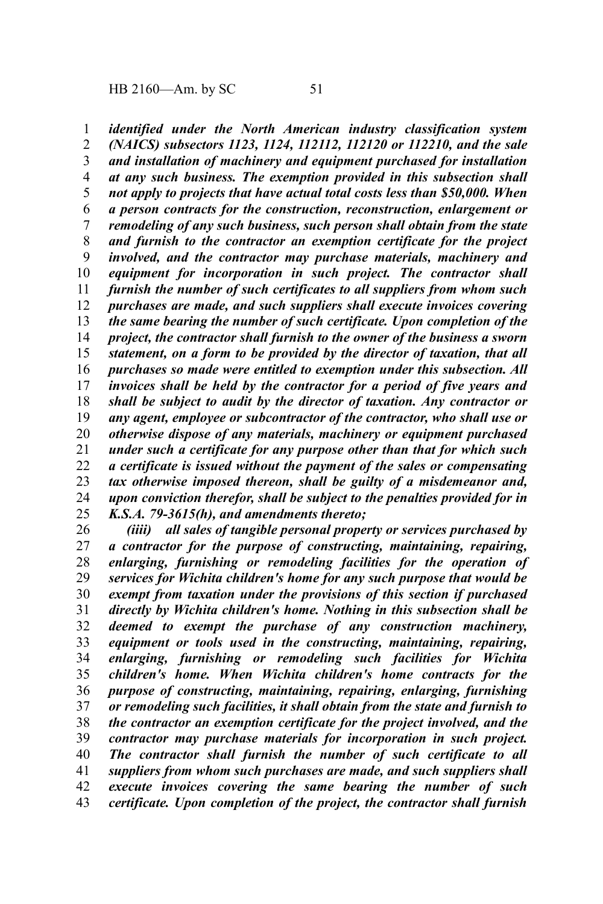*identified under the North American industry classification system (NAICS) subsectors 1123, 1124, 112112, 112120 or 112210, and the sale and installation of machinery and equipment purchased for installation at any such business. The exemption provided in this subsection shall not apply to projects that have actual total costs less than $50,000. When a person contracts for the construction, reconstruction, enlargement or remodeling of any such business, such person shall obtain from the state and furnish to the contractor an exemption certificate for the project involved, and the contractor may purchase materials, machinery and equipment for incorporation in such project. The contractor shall furnish the number of such certificates to all suppliers from whom such purchases are made, and such suppliers shall execute invoices covering the same bearing the number of such certificate. Upon completion of the project, the contractor shall furnish to the owner of the business a sworn statement, on a form to be provided by the director of taxation, that all purchases so made were entitled to exemption under this subsection. All invoices shall be held by the contractor for a period of five years and shall be subject to audit by the director of taxation. Any contractor or any agent, employee or subcontractor of the contractor, who shall use or otherwise dispose of any materials, machinery or equipment purchased under such a certificate for any purpose other than that for which such a certificate is issued without the payment of the sales or compensating tax otherwise imposed thereon, shall be guilty of a misdemeanor and, upon conviction therefor, shall be subject to the penalties provided for in K.S.A. 79-3615(h), and amendments thereto;*

*(iiii) all sales of tangible personal property or services purchased by a contractor for the purpose of constructing, maintaining, repairing, enlarging, furnishing or remodeling facilities for the operation of services for Wichita children's home for any such purpose that would be exempt from taxation under the provisions of this section if purchased directly by Wichita children's home. Nothing in this subsection shall be deemed to exempt the purchase of any construction machinery, equipment or tools used in the constructing, maintaining, repairing, enlarging, furnishing or remodeling such facilities for Wichita children's home. When Wichita children's home contracts for the purpose of constructing, maintaining, repairing, enlarging, furnishing or remodeling such facilities, it shall obtain from the state and furnish to the contractor an exemption certificate for the project involved, and the contractor may purchase materials for incorporation in such project. The contractor shall furnish the number of such certificate to all suppliers from whom such purchases are made, and such suppliers shall execute invoices covering the same bearing the number of such certificate. Upon completion of the project, the contractor shall furnish*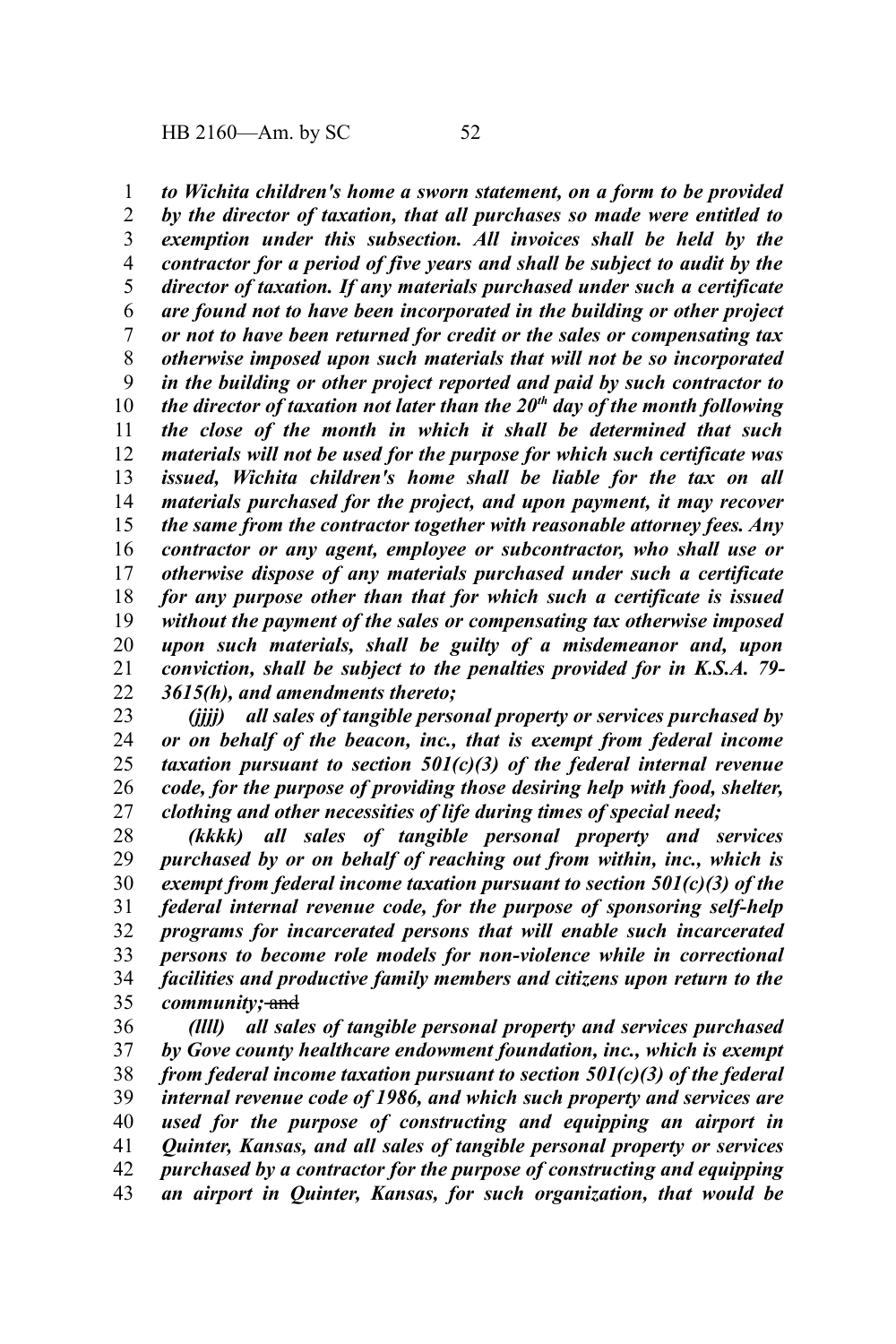*to Wichita children's home a sworn statement, on a form to be provided by the director of taxation, that all purchases so made were entitled to exemption under this subsection. All invoices shall be held by the contractor for a period of five years and shall be subject to audit by the director of taxation. If any materials purchased under such a certificate are found not to have been incorporated in the building or other project or not to have been returned for credit or the sales or compensating tax otherwise imposed upon such materials that will not be so incorporated in the building or other project reported and paid by such contractor to the director of taxation not later than the 20th day of the month following the close of the month in which it shall be determined that such materials will not be used for the purpose for which such certificate was issued, Wichita children's home shall be liable for the tax on all materials purchased for the project, and upon payment, it may recover the same from the contractor together with reasonable attorney fees. Any contractor or any agent, employee or subcontractor, who shall use or otherwise dispose of any materials purchased under such a certificate for any purpose other than that for which such a certificate is issued without the payment of the sales or compensating tax otherwise imposed upon such materials, shall be guilty of a misdemeanor and, upon conviction, shall be subject to the penalties provided for in K.S.A. 79-3615(h), and amendments thereto;*

*(jjjj) all sales of tangible personal property or services purchased by or on behalf of the beacon, inc., that is exempt from federal income taxation pursuant to section 501(c)(3) of the federal internal revenue code, for the purpose of providing those desiring help with food, shelter, clothing and other necessities of life during times of special need;*

*(kkkk) all sales of tangible personal property and services purchased by or on behalf of reaching out from within, inc., which is exempt from federal income taxation pursuant to section 501(c)(3) of the federal internal revenue code, for the purpose of sponsoring self-help programs for incarcerated persons that will enable such incarcerated persons to become role models for non-violence while in correctional facilities and productive family members and citizens upon return to the community;* ~~and~~

*(llll) all sales of tangible personal property and services purchased by Gove county healthcare endowment foundation, inc., which is exempt from federal income taxation pursuant to section 501(c)(3) of the federal internal revenue code of 1986, and which such property and services are used for the purpose of constructing and equipping an airport in Quinter, Kansas, and all sales of tangible personal property or services purchased by a contractor for the purpose of constructing and equipping an airport in Quinter, Kansas, for such organization, that would be*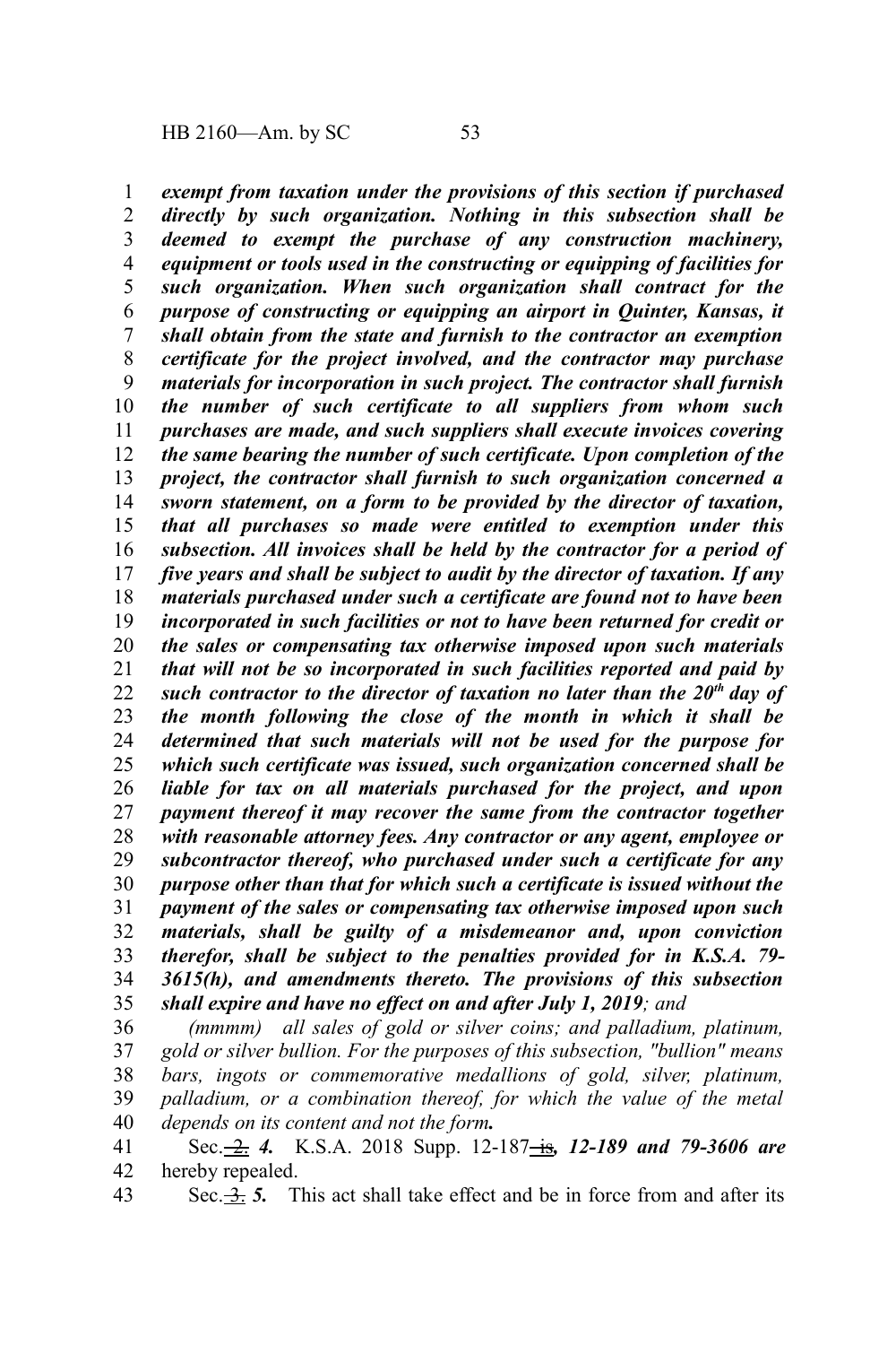***exempt from taxation under the provisions of this section if purchased directly by such organization. Nothing in this subsection shall be deemed to exempt the purchase of any construction machinery, equipment or tools used in the constructing or equipping of facilities for such organization. When such organization shall contract for the purpose of constructing or equipping an airport in Quinter, Kansas, it shall obtain from the state and furnish to the contractor an exemption certificate for the project involved, and the contractor may purchase materials for incorporation in such project. The contractor shall furnish the number of such certificate to all suppliers from whom such purchases are made, and such suppliers shall execute invoices covering the same bearing the number of such certificate. Upon completion of the project, the contractor shall furnish to such organization concerned a sworn statement, on a form to be provided by the director of taxation, that all purchases so made were entitled to exemption under this subsection. All invoices shall be held by the contractor for a period of five years and shall be subject to audit by the director of taxation. If any materials purchased under such a certificate are found not to have been incorporated in such facilities or not to have been returned for credit or the sales or compensating tax otherwise imposed upon such materials that will not be so incorporated in such facilities reported and paid by such contractor to the director of taxation no later than the 20th day of the month following the close of the month in which it shall be determined that such materials will not be used for the purpose for which such certificate was issued, such organization concerned shall be liable for tax on all materials purchased for the project, and upon payment thereof it may recover the same from the contractor together with reasonable attorney fees. Any contractor or any agent, employee or subcontractor thereof, who purchased under such a certificate for any purpose other than that for which such a certificate is issued without the payment of the sales or compensating tax otherwise imposed upon such materials, shall be guilty of a misdemeanor and, upon conviction therefor, shall be subject to the penalties provided for in K.S.A. 79-3615(h), and amendments thereto. The provisions of this subsection shall expire and have no effect on and after July 1, 2019***; and

*(mmmm) all sales of gold or silver coins; and palladium, platinum, gold or silver bullion. For the purposes of this subsection, "bullion" means bars, ingots or commemorative medallions of gold, silver, platinum, palladium, or a combination thereof, for which the value of the metal depends on its content and not the form**.***

Sec. ~~2.~~ ***4.*** K.S.A. 2018 Supp. 12-187 ~~is~~***, 12-189 and 79-3606 are*** hereby repealed.

Sec. ~~3.~~ ***5.*** This act shall take effect and be in force from and after its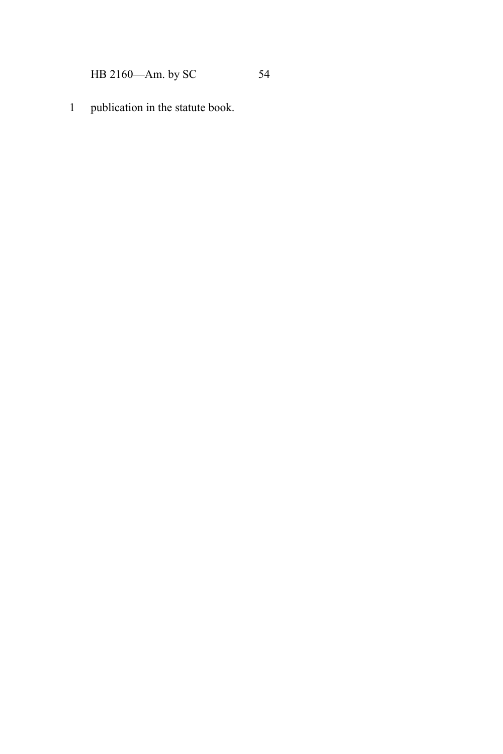publication in the statute book.